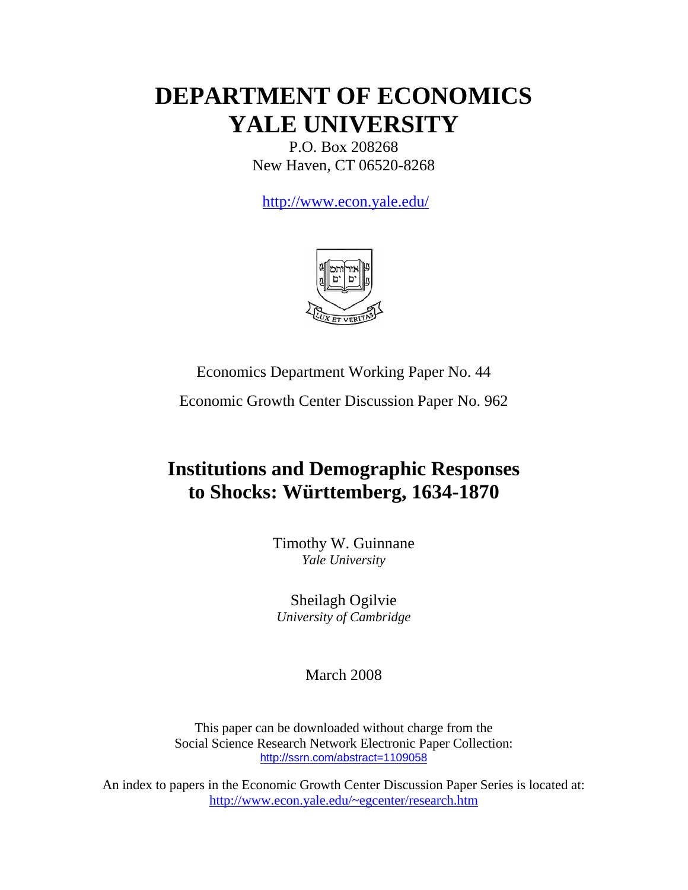# DEPARTMENT OF ECONOMICS
# YALE UNIVERSITY

P.O. Box 208268
New Haven, CT 06520-8268

http://www.econ.yale.edu/

Economics Department Working Paper No. 44

Economic Growth Center Discussion Paper No. 962

## Institutions and Demographic Responses to Shocks: Württemberg, 1634-1870

Timothy W. Guinnane
*Yale University*

Sheilagh Ogilvie
*University of Cambridge*

March 2008

This paper can be downloaded without charge from the Social Science Research Network Electronic Paper Collection:
http://ssrn.com/abstract=1109058

An index to papers in the Economic Growth Center Discussion Paper Series is located at:
http://www.econ.yale.edu/~egcenter/research.htm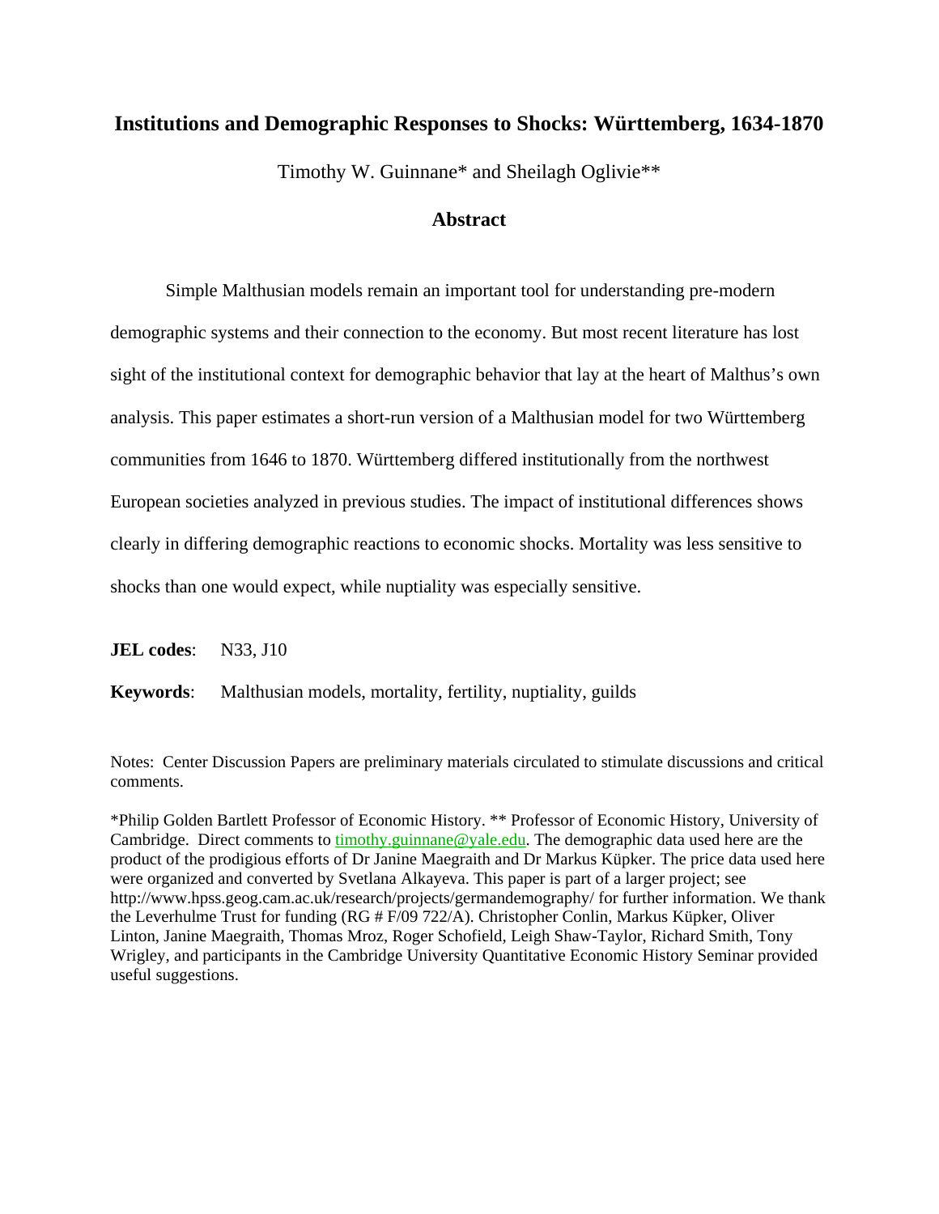# Institutions and Demographic Responses to Shocks: Württemberg, 1634-1870

Timothy W. Guinnane* and Sheilagh Oglivie**

## Abstract

Simple Malthusian models remain an important tool for understanding pre-modern demographic systems and their connection to the economy. But most recent literature has lost sight of the institutional context for demographic behavior that lay at the heart of Malthus's own analysis. This paper estimates a short-run version of a Malthusian model for two Württemberg communities from 1646 to 1870. Württemberg differed institutionally from the northwest European societies analyzed in previous studies. The impact of institutional differences shows clearly in differing demographic reactions to economic shocks. Mortality was less sensitive to shocks than one would expect, while nuptiality was especially sensitive.

**JEL codes**: N33, J10

**Keywords**: Malthusian models, mortality, fertility, nuptiality, guilds

Notes: Center Discussion Papers are preliminary materials circulated to stimulate discussions and critical comments.

*Philip Golden Bartlett Professor of Economic History. ** Professor of Economic History, University of Cambridge. Direct comments to timothy.guinnane@yale.edu. The demographic data used here are the product of the prodigious efforts of Dr Janine Maegraith and Dr Markus Küpker. The price data used here were organized and converted by Svetlana Alkayeva. This paper is part of a larger project; see http://www.hpss.geog.cam.ac.uk/research/projects/germandemography/ for further information. We thank the Leverhulme Trust for funding (RG # F/09 722/A). Christopher Conlin, Markus Küpker, Oliver Linton, Janine Maegraith, Thomas Mroz, Roger Schofield, Leigh Shaw-Taylor, Richard Smith, Tony Wrigley, and participants in the Cambridge University Quantitative Economic History Seminar provided useful suggestions.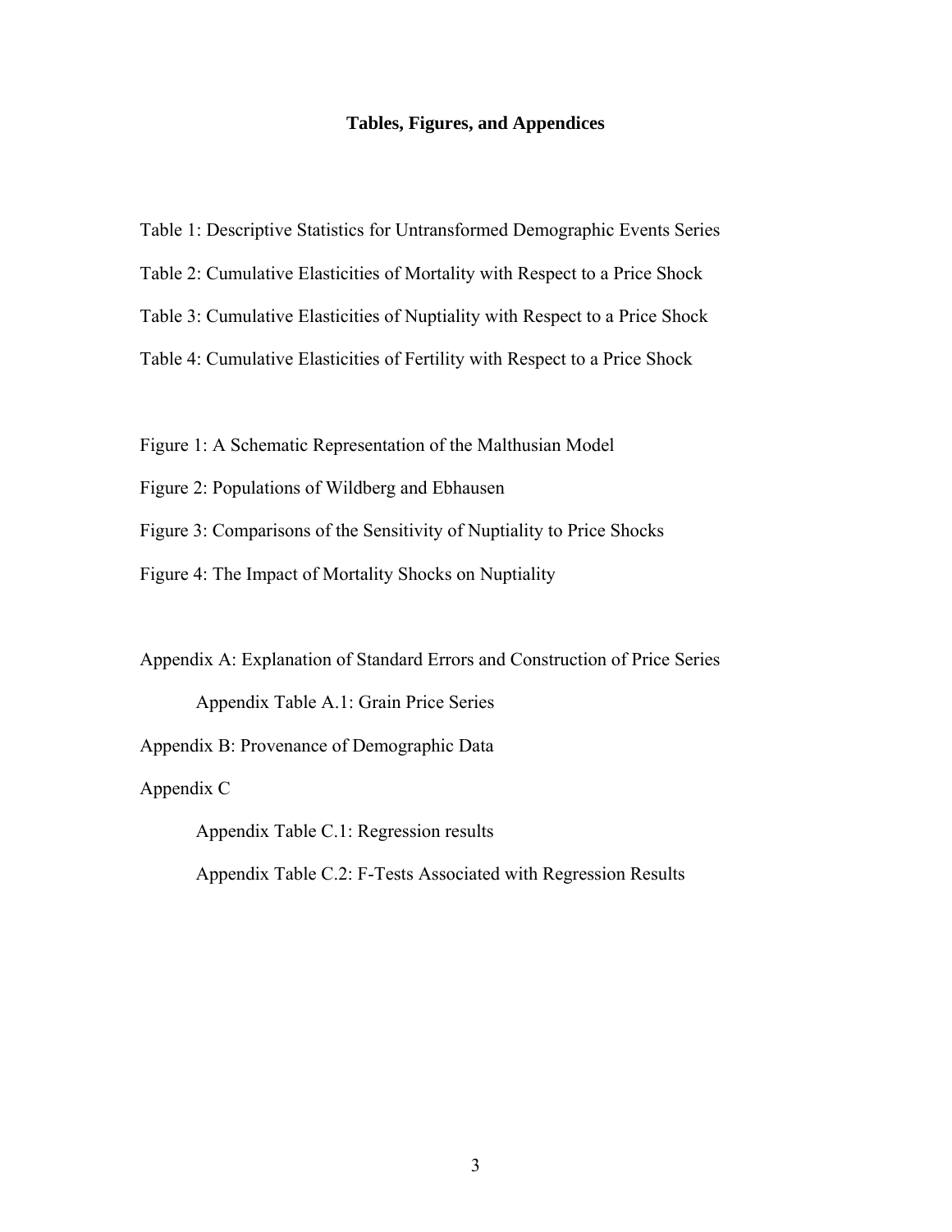## Tables, Figures, and Appendices

Table 1: Descriptive Statistics for Untransformed Demographic Events Series

Table 2: Cumulative Elasticities of Mortality with Respect to a Price Shock

Table 3: Cumulative Elasticities of Nuptiality with Respect to a Price Shock

Table 4: Cumulative Elasticities of Fertility with Respect to a Price Shock

Figure 1: A Schematic Representation of the Malthusian Model

Figure 2: Populations of Wildberg and Ebhausen

Figure 3: Comparisons of the Sensitivity of Nuptiality to Price Shocks

Figure 4: The Impact of Mortality Shocks on Nuptiality

Appendix A: Explanation of Standard Errors and Construction of Price Series

- Appendix Table A.1: Grain Price Series

Appendix B: Provenance of Demographic Data

Appendix C

- Appendix Table C.1: Regression results
- Appendix Table C.2: F-Tests Associated with Regression Results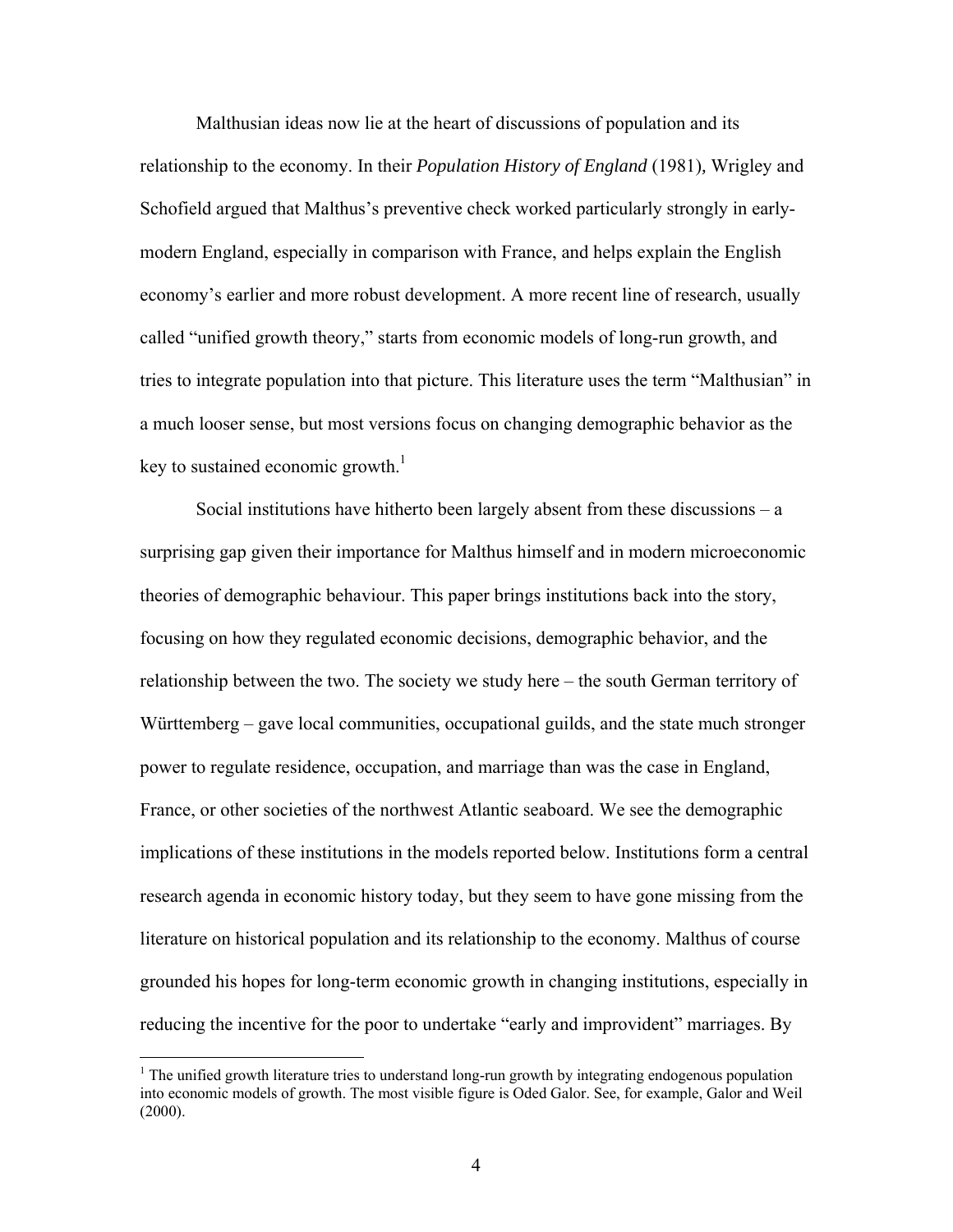Malthusian ideas now lie at the heart of discussions of population and its relationship to the economy. In their *Population History of England* (1981), Wrigley and Schofield argued that Malthus's preventive check worked particularly strongly in early-modern England, especially in comparison with France, and helps explain the English economy's earlier and more robust development. A more recent line of research, usually called "unified growth theory," starts from economic models of long-run growth, and tries to integrate population into that picture. This literature uses the term "Malthusian" in a much looser sense, but most versions focus on changing demographic behavior as the key to sustained economic growth.[1]

Social institutions have hitherto been largely absent from these discussions – a surprising gap given their importance for Malthus himself and in modern microeconomic theories of demographic behaviour. This paper brings institutions back into the story, focusing on how they regulated economic decisions, demographic behavior, and the relationship between the two. The society we study here – the south German territory of Württemberg – gave local communities, occupational guilds, and the state much stronger power to regulate residence, occupation, and marriage than was the case in England, France, or other societies of the northwest Atlantic seaboard. We see the demographic implications of these institutions in the models reported below. Institutions form a central research agenda in economic history today, but they seem to have gone missing from the literature on historical population and its relationship to the economy. Malthus of course grounded his hopes for long-term economic growth in changing institutions, especially in reducing the incentive for the poor to undertake "early and improvident" marriages. By

[1] The unified growth literature tries to understand long-run growth by integrating endogenous population into economic models of growth. The most visible figure is Oded Galor. See, for example, Galor and Weil (2000).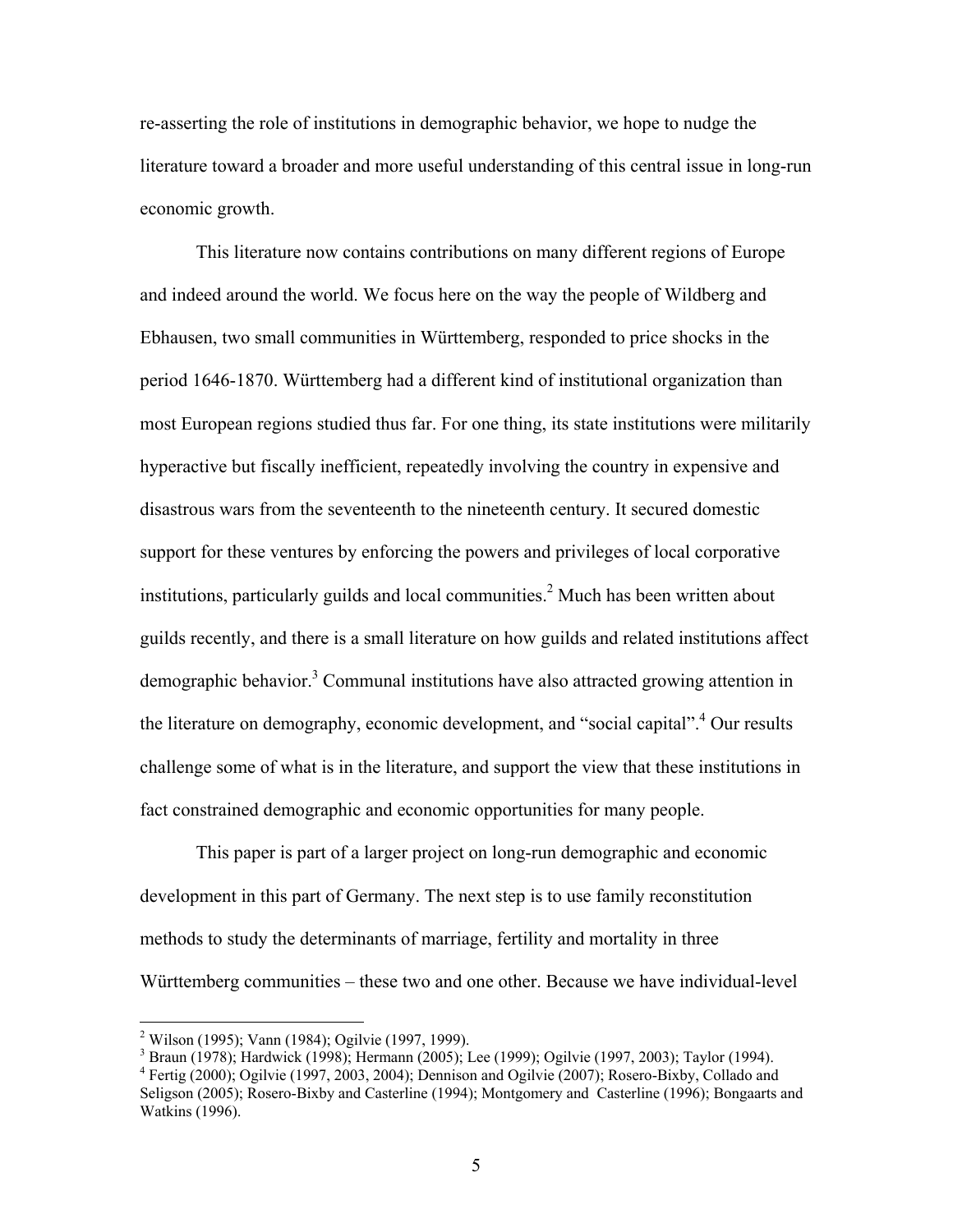re-asserting the role of institutions in demographic behavior, we hope to nudge the literature toward a broader and more useful understanding of this central issue in long-run economic growth.

This literature now contains contributions on many different regions of Europe and indeed around the world. We focus here on the way the people of Wildberg and Ebhausen, two small communities in Württemberg, responded to price shocks in the period 1646-1870. Württemberg had a different kind of institutional organization than most European regions studied thus far. For one thing, its state institutions were militarily hyperactive but fiscally inefficient, repeatedly involving the country in expensive and disastrous wars from the seventeenth to the nineteenth century. It secured domestic support for these ventures by enforcing the powers and privileges of local corporative institutions, particularly guilds and local communities.[2] Much has been written about guilds recently, and there is a small literature on how guilds and related institutions affect demographic behavior.[3] Communal institutions have also attracted growing attention in the literature on demography, economic development, and "social capital".[4] Our results challenge some of what is in the literature, and support the view that these institutions in fact constrained demographic and economic opportunities for many people.

This paper is part of a larger project on long-run demographic and economic development in this part of Germany. The next step is to use family reconstitution methods to study the determinants of marriage, fertility and mortality in three Württemberg communities – these two and one other. Because we have individual-level

---

[2] Wilson (1995); Vann (1984); Ogilvie (1997, 1999).

[3] Braun (1978); Hardwick (1998); Hermann (2005); Lee (1999); Ogilvie (1997, 2003); Taylor (1994).

[4] Fertig (2000); Ogilvie (1997, 2003, 2004); Dennison and Ogilvie (2007); Rosero-Bixby, Collado and Seligson (2005); Rosero-Bixby and Casterline (1994); Montgomery and Casterline (1996); Bongaarts and Watkins (1996).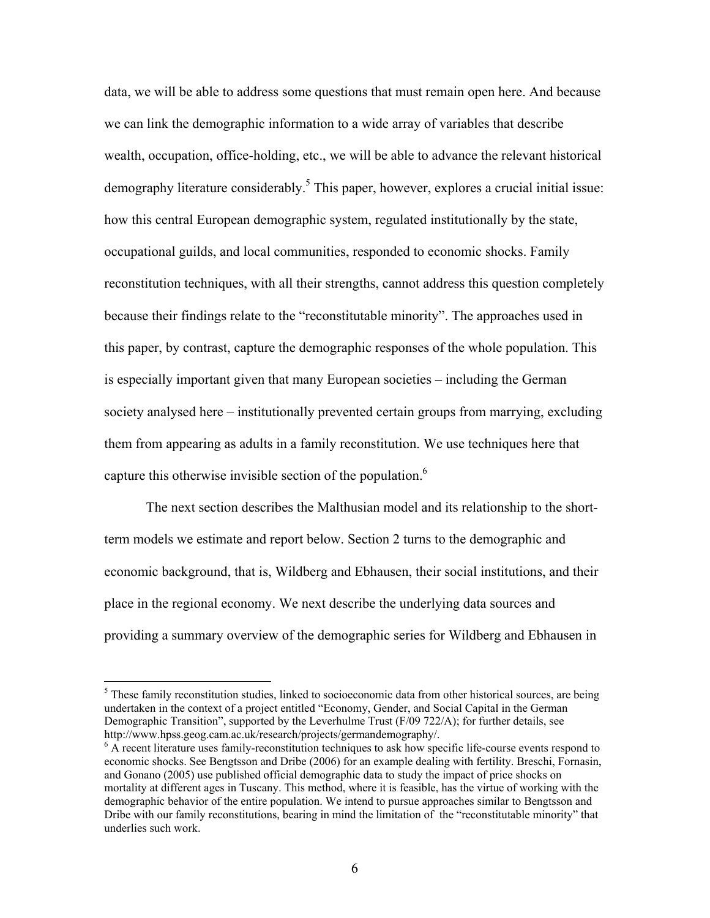data, we will be able to address some questions that must remain open here. And because we can link the demographic information to a wide array of variables that describe wealth, occupation, office-holding, etc., we will be able to advance the relevant historical demography literature considerably.[5] This paper, however, explores a crucial initial issue: how this central European demographic system, regulated institutionally by the state, occupational guilds, and local communities, responded to economic shocks. Family reconstitution techniques, with all their strengths, cannot address this question completely because their findings relate to the "reconstitutable minority". The approaches used in this paper, by contrast, capture the demographic responses of the whole population. This is especially important given that many European societies – including the German society analysed here – institutionally prevented certain groups from marrying, excluding them from appearing as adults in a family reconstitution. We use techniques here that capture this otherwise invisible section of the population.[6]

The next section describes the Malthusian model and its relationship to the short-term models we estimate and report below. Section 2 turns to the demographic and economic background, that is, Wildberg and Ebhausen, their social institutions, and their place in the regional economy. We next describe the underlying data sources and providing a summary overview of the demographic series for Wildberg and Ebhausen in

---

[5] These family reconstitution studies, linked to socioeconomic data from other historical sources, are being undertaken in the context of a project entitled "Economy, Gender, and Social Capital in the German Demographic Transition", supported by the Leverhulme Trust (F/09 722/A); for further details, see http://www.hpss.geog.cam.ac.uk/research/projects/germandemography/.

[6] A recent literature uses family-reconstitution techniques to ask how specific life-course events respond to economic shocks. See Bengtsson and Dribe (2006) for an example dealing with fertility. Breschi, Fornasin, and Gonano (2005) use published official demographic data to study the impact of price shocks on mortality at different ages in Tuscany. This method, where it is feasible, has the virtue of working with the demographic behavior of the entire population. We intend to pursue approaches similar to Bengtsson and Dribe with our family reconstitutions, bearing in mind the limitation of the "reconstitutable minority" that underlies such work.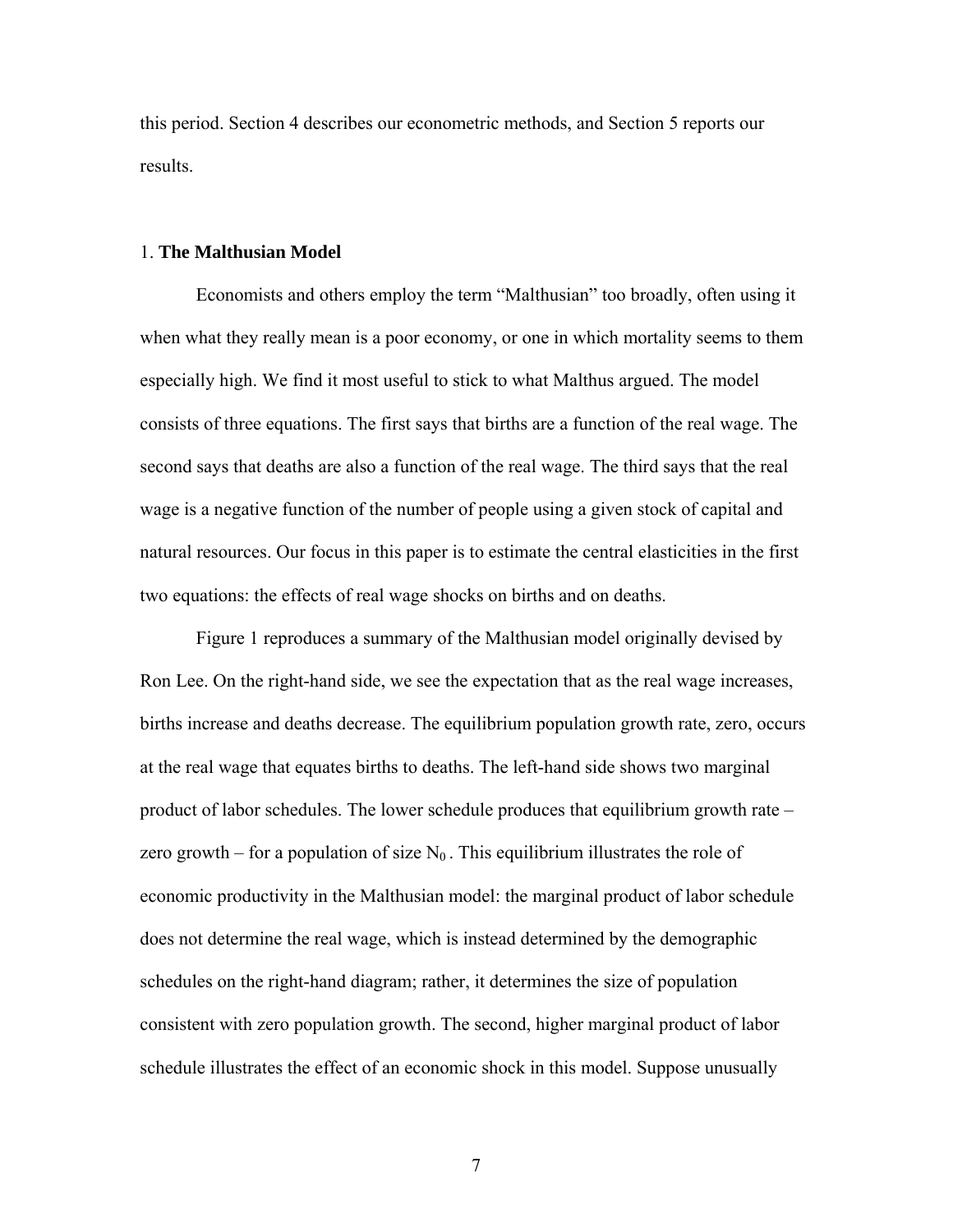this period. Section 4 describes our econometric methods, and Section 5 reports our results.

## 1. **The Malthusian Model**

Economists and others employ the term "Malthusian" too broadly, often using it when what they really mean is a poor economy, or one in which mortality seems to them especially high. We find it most useful to stick to what Malthus argued. The model consists of three equations. The first says that births are a function of the real wage. The second says that deaths are also a function of the real wage. The third says that the real wage is a negative function of the number of people using a given stock of capital and natural resources. Our focus in this paper is to estimate the central elasticities in the first two equations: the effects of real wage shocks on births and on deaths.

Figure 1 reproduces a summary of the Malthusian model originally devised by Ron Lee. On the right-hand side, we see the expectation that as the real wage increases, births increase and deaths decrease. The equilibrium population growth rate, zero, occurs at the real wage that equates births to deaths. The left-hand side shows two marginal product of labor schedules. The lower schedule produces that equilibrium growth rate – zero growth – for a population of size $N_0$. This equilibrium illustrates the role of economic productivity in the Malthusian model: the marginal product of labor schedule does not determine the real wage, which is instead determined by the demographic schedules on the right-hand diagram; rather, it determines the size of population consistent with zero population growth. The second, higher marginal product of labor schedule illustrates the effect of an economic shock in this model. Suppose unusually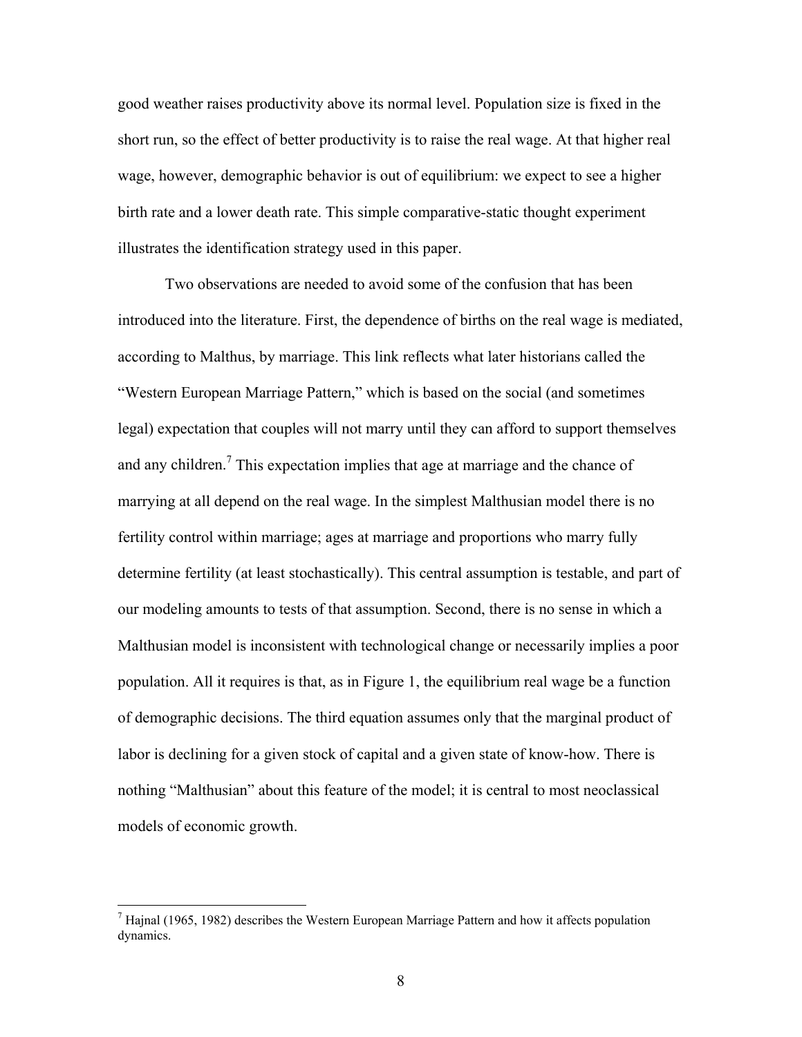good weather raises productivity above its normal level. Population size is fixed in the short run, so the effect of better productivity is to raise the real wage. At that higher real wage, however, demographic behavior is out of equilibrium: we expect to see a higher birth rate and a lower death rate. This simple comparative-static thought experiment illustrates the identification strategy used in this paper.

Two observations are needed to avoid some of the confusion that has been introduced into the literature. First, the dependence of births on the real wage is mediated, according to Malthus, by marriage. This link reflects what later historians called the "Western European Marriage Pattern," which is based on the social (and sometimes legal) expectation that couples will not marry until they can afford to support themselves and any children.[7] This expectation implies that age at marriage and the chance of marrying at all depend on the real wage. In the simplest Malthusian model there is no fertility control within marriage; ages at marriage and proportions who marry fully determine fertility (at least stochastically). This central assumption is testable, and part of our modeling amounts to tests of that assumption. Second, there is no sense in which a Malthusian model is inconsistent with technological change or necessarily implies a poor population. All it requires is that, as in Figure 1, the equilibrium real wage be a function of demographic decisions. The third equation assumes only that the marginal product of labor is declining for a given stock of capital and a given state of know-how. There is nothing "Malthusian" about this feature of the model; it is central to most neoclassical models of economic growth.

[7] Hajnal (1965, 1982) describes the Western European Marriage Pattern and how it affects population dynamics.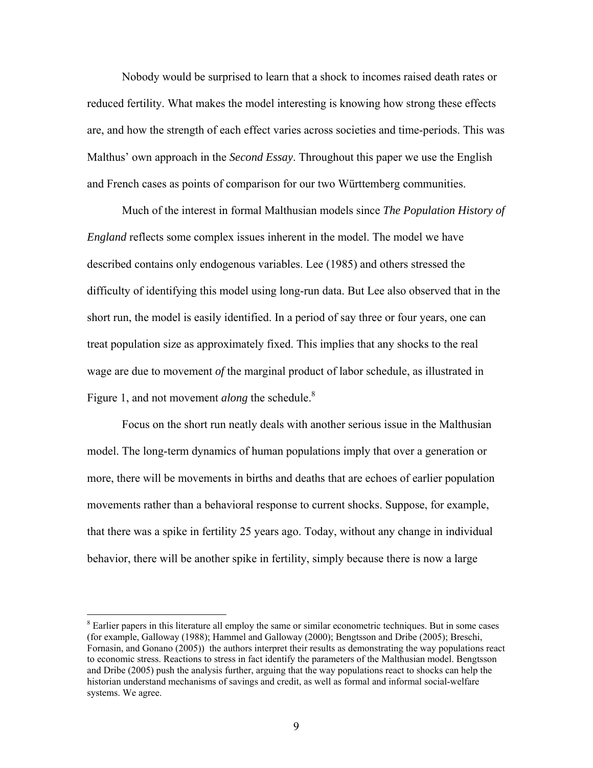Nobody would be surprised to learn that a shock to incomes raised death rates or reduced fertility. What makes the model interesting is knowing how strong these effects are, and how the strength of each effect varies across societies and time-periods. This was Malthus' own approach in the *Second Essay*. Throughout this paper we use the English and French cases as points of comparison for our two Württemberg communities.

Much of the interest in formal Malthusian models since *The Population History of England* reflects some complex issues inherent in the model. The model we have described contains only endogenous variables. Lee (1985) and others stressed the difficulty of identifying this model using long-run data. But Lee also observed that in the short run, the model is easily identified. In a period of say three or four years, one can treat population size as approximately fixed. This implies that any shocks to the real wage are due to movement *of* the marginal product of labor schedule, as illustrated in Figure 1, and not movement *along* the schedule.[8]

Focus on the short run neatly deals with another serious issue in the Malthusian model. The long-term dynamics of human populations imply that over a generation or more, there will be movements in births and deaths that are echoes of earlier population movements rather than a behavioral response to current shocks. Suppose, for example, that there was a spike in fertility 25 years ago. Today, without any change in individual behavior, there will be another spike in fertility, simply because there is now a large

---

[8] Earlier papers in this literature all employ the same or similar econometric techniques. But in some cases (for example, Galloway (1988); Hammel and Galloway (2000); Bengtsson and Dribe (2005); Breschi, Fornasin, and Gonano (2005)) the authors interpret their results as demonstrating the way populations react to economic stress. Reactions to stress in fact identify the parameters of the Malthusian model. Bengtsson and Dribe (2005) push the analysis further, arguing that the way populations react to shocks can help the historian understand mechanisms of savings and credit, as well as formal and informal social-welfare systems. We agree.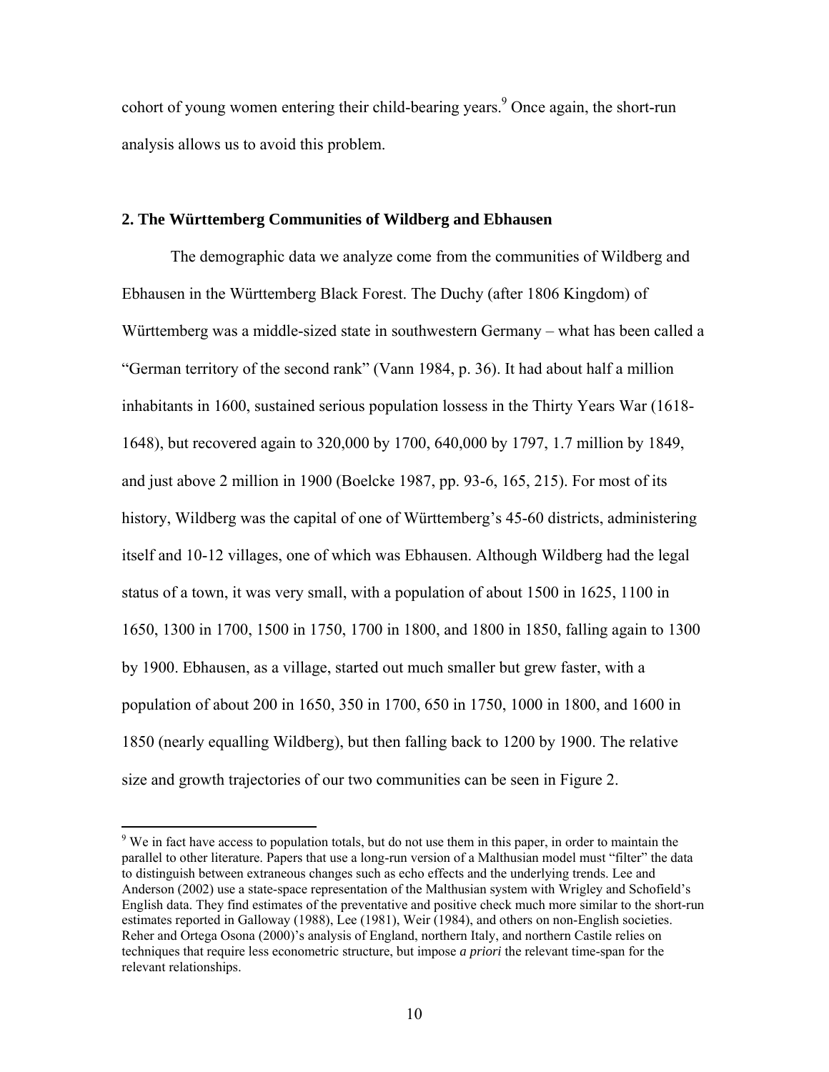cohort of young women entering their child-bearing years.[9] Once again, the short-run analysis allows us to avoid this problem.

## 2. The Württemberg Communities of Wildberg and Ebhausen

The demographic data we analyze come from the communities of Wildberg and Ebhausen in the Württemberg Black Forest. The Duchy (after 1806 Kingdom) of Württemberg was a middle-sized state in southwestern Germany – what has been called a "German territory of the second rank" (Vann 1984, p. 36). It had about half a million inhabitants in 1600, sustained serious population lossess in the Thirty Years War (1618-1648), but recovered again to 320,000 by 1700, 640,000 by 1797, 1.7 million by 1849, and just above 2 million in 1900 (Boelcke 1987, pp. 93-6, 165, 215). For most of its history, Wildberg was the capital of one of Württemberg's 45-60 districts, administering itself and 10-12 villages, one of which was Ebhausen. Although Wildberg had the legal status of a town, it was very small, with a population of about 1500 in 1625, 1100 in 1650, 1300 in 1700, 1500 in 1750, 1700 in 1800, and 1800 in 1850, falling again to 1300 by 1900. Ebhausen, as a village, started out much smaller but grew faster, with a population of about 200 in 1650, 350 in 1700, 650 in 1750, 1000 in 1800, and 1600 in 1850 (nearly equalling Wildberg), but then falling back to 1200 by 1900. The relative size and growth trajectories of our two communities can be seen in Figure 2.

---

[9] We in fact have access to population totals, but do not use them in this paper, in order to maintain the parallel to other literature. Papers that use a long-run version of a Malthusian model must "filter" the data to distinguish between extraneous changes such as echo effects and the underlying trends. Lee and Anderson (2002) use a state-space representation of the Malthusian system with Wrigley and Schofield's English data. They find estimates of the preventative and positive check much more similar to the short-run estimates reported in Galloway (1988), Lee (1981), Weir (1984), and others on non-English societies. Reher and Ortega Osona (2000)'s analysis of England, northern Italy, and northern Castile relies on techniques that require less econometric structure, but impose *a priori* the relevant time-span for the relevant relationships.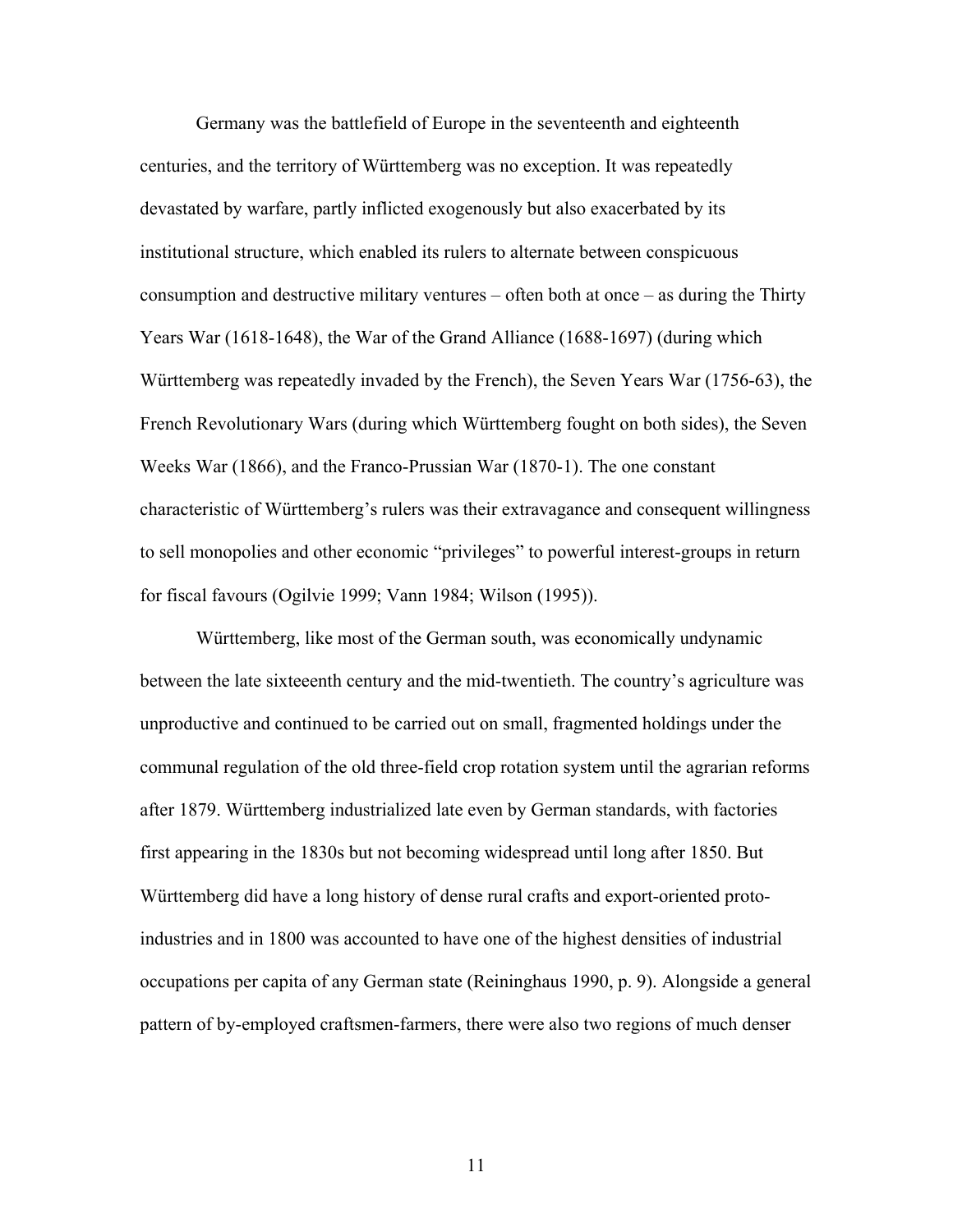Germany was the battlefield of Europe in the seventeenth and eighteenth centuries, and the territory of Württemberg was no exception. It was repeatedly devastated by warfare, partly inflicted exogenously but also exacerbated by its institutional structure, which enabled its rulers to alternate between conspicuous consumption and destructive military ventures – often both at once – as during the Thirty Years War (1618-1648), the War of the Grand Alliance (1688-1697) (during which Württemberg was repeatedly invaded by the French), the Seven Years War (1756-63), the French Revolutionary Wars (during which Württemberg fought on both sides), the Seven Weeks War (1866), and the Franco-Prussian War (1870-1). The one constant characteristic of Württemberg's rulers was their extravagance and consequent willingness to sell monopolies and other economic "privileges" to powerful interest-groups in return for fiscal favours (Ogilvie 1999; Vann 1984; Wilson (1995)).

Württemberg, like most of the German south, was economically undynamic between the late sixteeenth century and the mid-twentieth. The country's agriculture was unproductive and continued to be carried out on small, fragmented holdings under the communal regulation of the old three-field crop rotation system until the agrarian reforms after 1879. Württemberg industrialized late even by German standards, with factories first appearing in the 1830s but not becoming widespread until long after 1850. But Württemberg did have a long history of dense rural crafts and export-oriented proto-industries and in 1800 was accounted to have one of the highest densities of industrial occupations per capita of any German state (Reininghaus 1990, p. 9). Alongside a general pattern of by-employed craftsmen-farmers, there were also two regions of much denser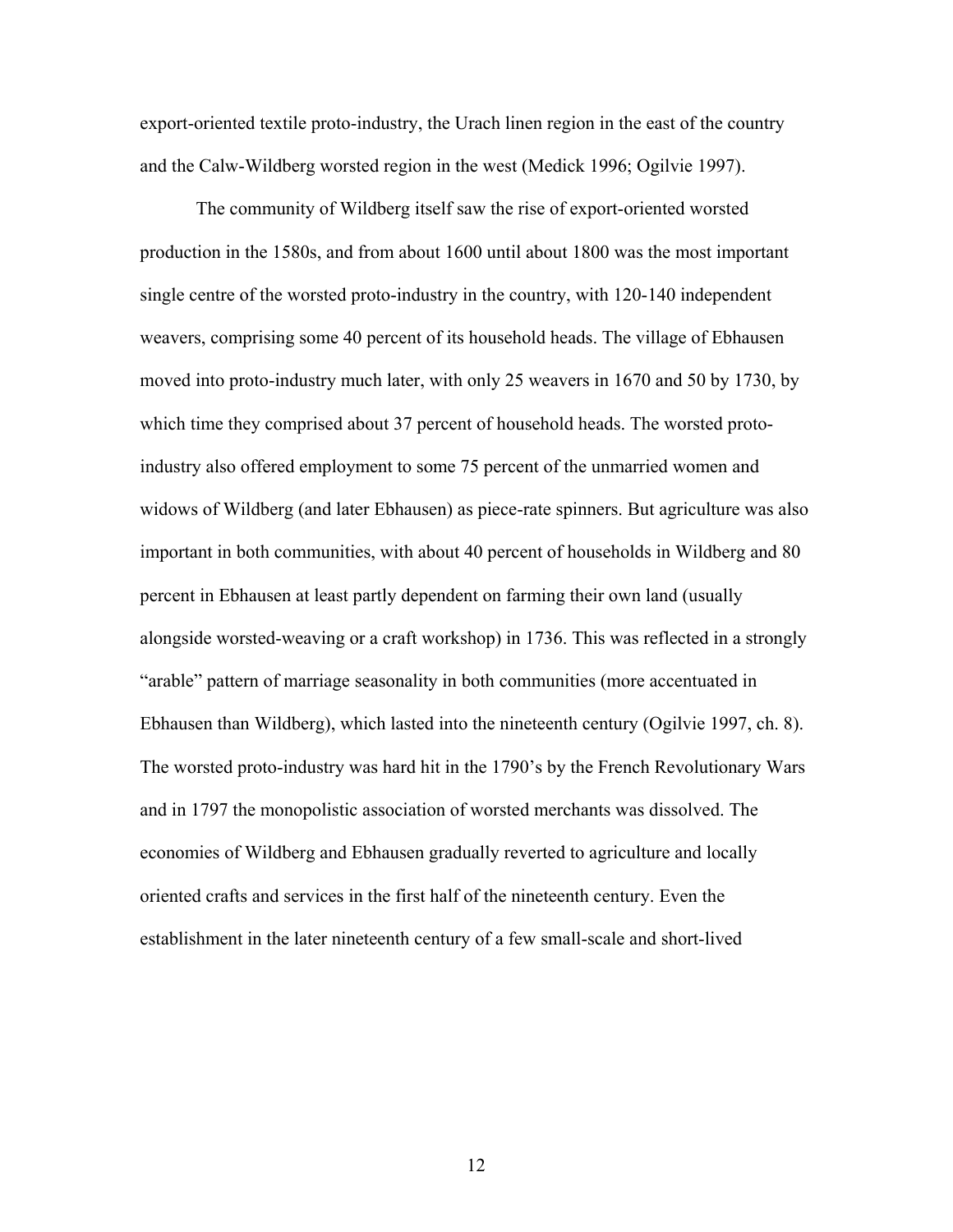export-oriented textile proto-industry, the Urach linen region in the east of the country and the Calw-Wildberg worsted region in the west (Medick 1996; Ogilvie 1997).

The community of Wildberg itself saw the rise of export-oriented worsted production in the 1580s, and from about 1600 until about 1800 was the most important single centre of the worsted proto-industry in the country, with 120-140 independent weavers, comprising some 40 percent of its household heads. The village of Ebhausen moved into proto-industry much later, with only 25 weavers in 1670 and 50 by 1730, by which time they comprised about 37 percent of household heads. The worsted proto-industry also offered employment to some 75 percent of the unmarried women and widows of Wildberg (and later Ebhausen) as piece-rate spinners. But agriculture was also important in both communities, with about 40 percent of households in Wildberg and 80 percent in Ebhausen at least partly dependent on farming their own land (usually alongside worsted-weaving or a craft workshop) in 1736. This was reflected in a strongly "arable" pattern of marriage seasonality in both communities (more accentuated in Ebhausen than Wildberg), which lasted into the nineteenth century (Ogilvie 1997, ch. 8). The worsted proto-industry was hard hit in the 1790's by the French Revolutionary Wars and in 1797 the monopolistic association of worsted merchants was dissolved. The economies of Wildberg and Ebhausen gradually reverted to agriculture and locally oriented crafts and services in the first half of the nineteenth century. Even the establishment in the later nineteenth century of a few small-scale and short-lived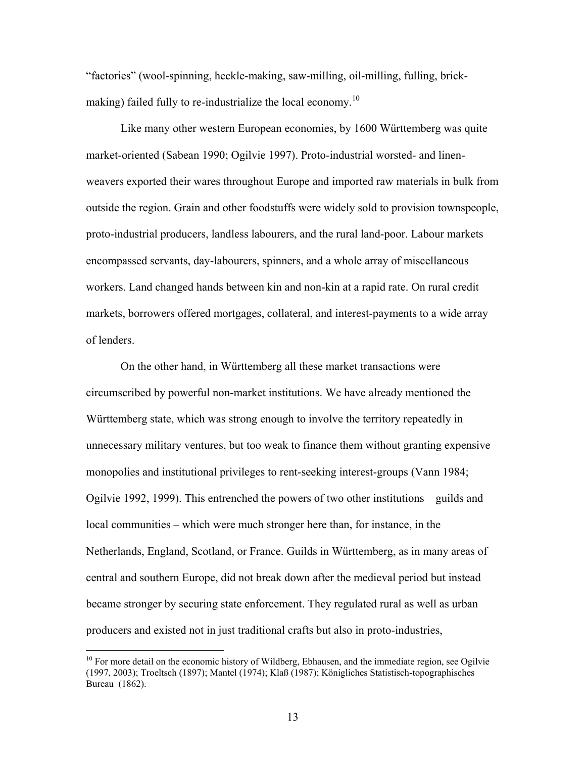"factories" (wool-spinning, heckle-making, saw-milling, oil-milling, fulling, brick-making) failed fully to re-industrialize the local economy.[10]

Like many other western European economies, by 1600 Württemberg was quite market-oriented (Sabean 1990; Ogilvie 1997). Proto-industrial worsted- and linen-weavers exported their wares throughout Europe and imported raw materials in bulk from outside the region. Grain and other foodstuffs were widely sold to provision townspeople, proto-industrial producers, landless labourers, and the rural land-poor. Labour markets encompassed servants, day-labourers, spinners, and a whole array of miscellaneous workers. Land changed hands between kin and non-kin at a rapid rate. On rural credit markets, borrowers offered mortgages, collateral, and interest-payments to a wide array of lenders.

On the other hand, in Württemberg all these market transactions were circumscribed by powerful non-market institutions. We have already mentioned the Württemberg state, which was strong enough to involve the territory repeatedly in unnecessary military ventures, but too weak to finance them without granting expensive monopolies and institutional privileges to rent-seeking interest-groups (Vann 1984; Ogilvie 1992, 1999). This entrenched the powers of two other institutions – guilds and local communities – which were much stronger here than, for instance, in the Netherlands, England, Scotland, or France. Guilds in Württemberg, as in many areas of central and southern Europe, did not break down after the medieval period but instead became stronger by securing state enforcement. They regulated rural as well as urban producers and existed not in just traditional crafts but also in proto-industries,

[10] For more detail on the economic history of Wildberg, Ebhausen, and the immediate region, see Ogilvie (1997, 2003); Troeltsch (1897); Mantel (1974); Klaß (1987); Königliches Statistisch-topographisches Bureau (1862).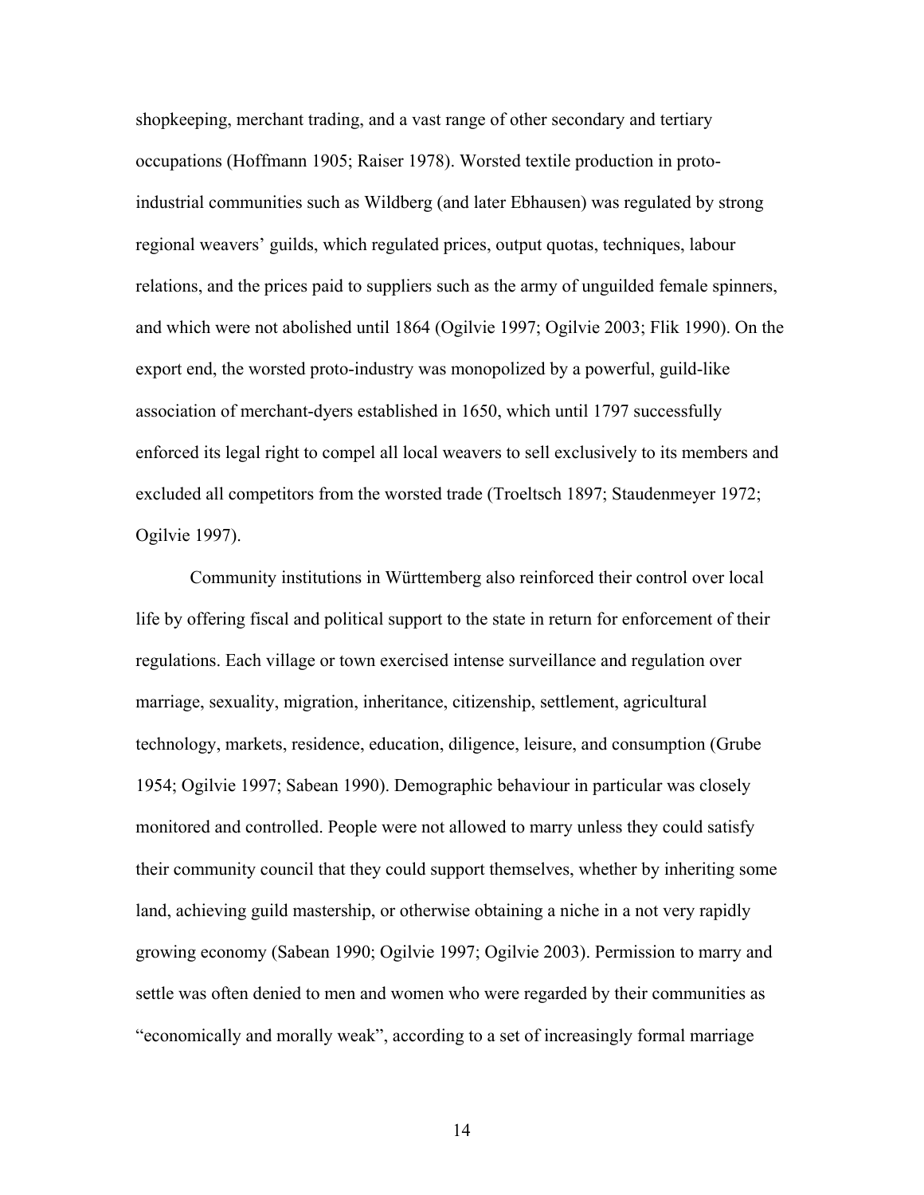shopkeeping, merchant trading, and a vast range of other secondary and tertiary occupations (Hoffmann 1905; Raiser 1978). Worsted textile production in proto-industrial communities such as Wildberg (and later Ebhausen) was regulated by strong regional weavers' guilds, which regulated prices, output quotas, techniques, labour relations, and the prices paid to suppliers such as the army of unguilded female spinners, and which were not abolished until 1864 (Ogilvie 1997; Ogilvie 2003; Flik 1990). On the export end, the worsted proto-industry was monopolized by a powerful, guild-like association of merchant-dyers established in 1650, which until 1797 successfully enforced its legal right to compel all local weavers to sell exclusively to its members and excluded all competitors from the worsted trade (Troeltsch 1897; Staudenmeyer 1972; Ogilvie 1997).

Community institutions in Württemberg also reinforced their control over local life by offering fiscal and political support to the state in return for enforcement of their regulations. Each village or town exercised intense surveillance and regulation over marriage, sexuality, migration, inheritance, citizenship, settlement, agricultural technology, markets, residence, education, diligence, leisure, and consumption (Grube 1954; Ogilvie 1997; Sabean 1990). Demographic behaviour in particular was closely monitored and controlled. People were not allowed to marry unless they could satisfy their community council that they could support themselves, whether by inheriting some land, achieving guild mastership, or otherwise obtaining a niche in a not very rapidly growing economy (Sabean 1990; Ogilvie 1997; Ogilvie 2003). Permission to marry and settle was often denied to men and women who were regarded by their communities as "economically and morally weak", according to a set of increasingly formal marriage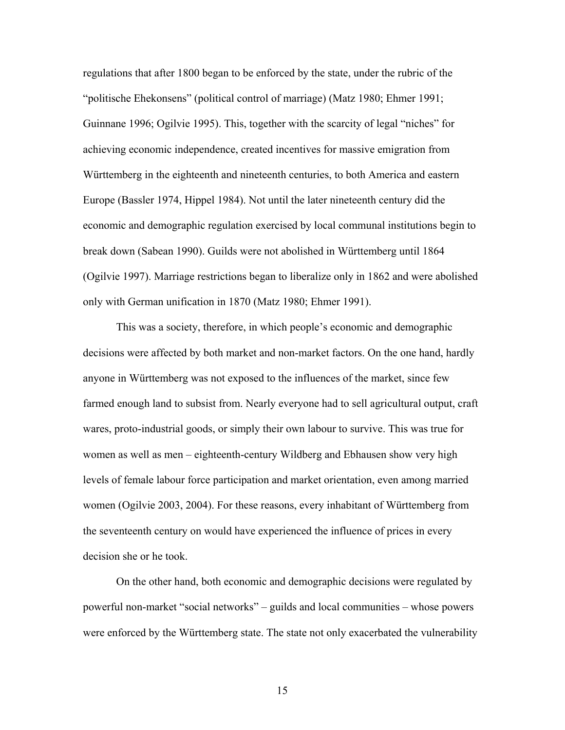regulations that after 1800 began to be enforced by the state, under the rubric of the "politische Ehekonsens" (political control of marriage) (Matz 1980; Ehmer 1991; Guinnane 1996; Ogilvie 1995). This, together with the scarcity of legal "niches" for achieving economic independence, created incentives for massive emigration from Württemberg in the eighteenth and nineteenth centuries, to both America and eastern Europe (Bassler 1974, Hippel 1984). Not until the later nineteenth century did the economic and demographic regulation exercised by local communal institutions begin to break down (Sabean 1990). Guilds were not abolished in Württemberg until 1864 (Ogilvie 1997). Marriage restrictions began to liberalize only in 1862 and were abolished only with German unification in 1870 (Matz 1980; Ehmer 1991).

This was a society, therefore, in which people's economic and demographic decisions were affected by both market and non-market factors. On the one hand, hardly anyone in Württemberg was not exposed to the influences of the market, since few farmed enough land to subsist from. Nearly everyone had to sell agricultural output, craft wares, proto-industrial goods, or simply their own labour to survive. This was true for women as well as men – eighteenth-century Wildberg and Ebhausen show very high levels of female labour force participation and market orientation, even among married women (Ogilvie 2003, 2004). For these reasons, every inhabitant of Württemberg from the seventeenth century on would have experienced the influence of prices in every decision she or he took.

On the other hand, both economic and demographic decisions were regulated by powerful non-market "social networks" – guilds and local communities – whose powers were enforced by the Württemberg state. The state not only exacerbated the vulnerability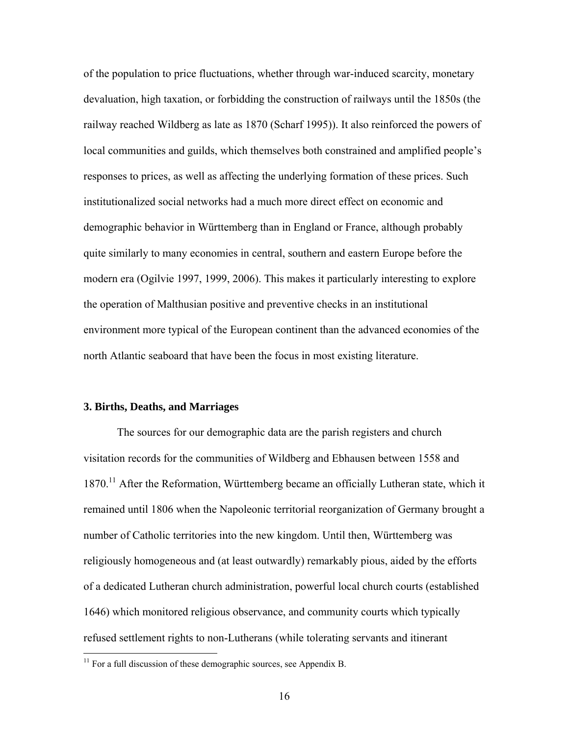of the population to price fluctuations, whether through war-induced scarcity, monetary devaluation, high taxation, or forbidding the construction of railways until the 1850s (the railway reached Wildberg as late as 1870 (Scharf 1995)). It also reinforced the powers of local communities and guilds, which themselves both constrained and amplified people's responses to prices, as well as affecting the underlying formation of these prices. Such institutionalized social networks had a much more direct effect on economic and demographic behavior in Württemberg than in England or France, although probably quite similarly to many economies in central, southern and eastern Europe before the modern era (Ogilvie 1997, 1999, 2006). This makes it particularly interesting to explore the operation of Malthusian positive and preventive checks in an institutional environment more typical of the European continent than the advanced economies of the north Atlantic seaboard that have been the focus in most existing literature.

### 3. Births, Deaths, and Marriages

The sources for our demographic data are the parish registers and church visitation records for the communities of Wildberg and Ebhausen between 1558 and 1870.[11] After the Reformation, Württemberg became an officially Lutheran state, which it remained until 1806 when the Napoleonic territorial reorganization of Germany brought a number of Catholic territories into the new kingdom. Until then, Württemberg was religiously homogeneous and (at least outwardly) remarkably pious, aided by the efforts of a dedicated Lutheran church administration, powerful local church courts (established 1646) which monitored religious observance, and community courts which typically refused settlement rights to non-Lutherans (while tolerating servants and itinerant

[11] For a full discussion of these demographic sources, see Appendix B.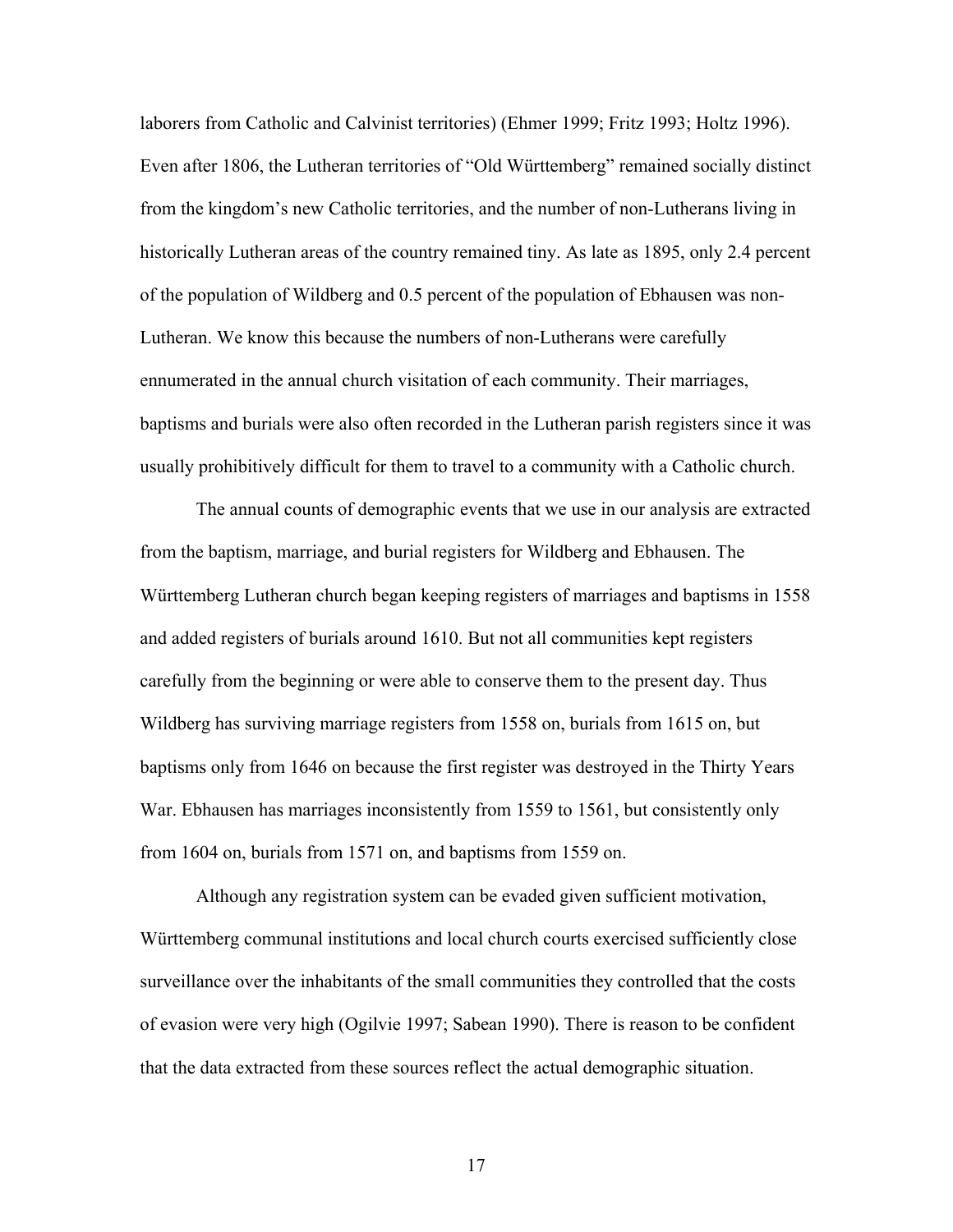laborers from Catholic and Calvinist territories) (Ehmer 1999; Fritz 1993; Holtz 1996). Even after 1806, the Lutheran territories of "Old Württemberg" remained socially distinct from the kingdom's new Catholic territories, and the number of non-Lutherans living in historically Lutheran areas of the country remained tiny. As late as 1895, only 2.4 percent of the population of Wildberg and 0.5 percent of the population of Ebhausen was non-Lutheran. We know this because the numbers of non-Lutherans were carefully ennumerated in the annual church visitation of each community. Their marriages, baptisms and burials were also often recorded in the Lutheran parish registers since it was usually prohibitively difficult for them to travel to a community with a Catholic church.

The annual counts of demographic events that we use in our analysis are extracted from the baptism, marriage, and burial registers for Wildberg and Ebhausen. The Württemberg Lutheran church began keeping registers of marriages and baptisms in 1558 and added registers of burials around 1610. But not all communities kept registers carefully from the beginning or were able to conserve them to the present day. Thus Wildberg has surviving marriage registers from 1558 on, burials from 1615 on, but baptisms only from 1646 on because the first register was destroyed in the Thirty Years War. Ebhausen has marriages inconsistently from 1559 to 1561, but consistently only from 1604 on, burials from 1571 on, and baptisms from 1559 on.

Although any registration system can be evaded given sufficient motivation, Württemberg communal institutions and local church courts exercised sufficiently close surveillance over the inhabitants of the small communities they controlled that the costs of evasion were very high (Ogilvie 1997; Sabean 1990). There is reason to be confident that the data extracted from these sources reflect the actual demographic situation.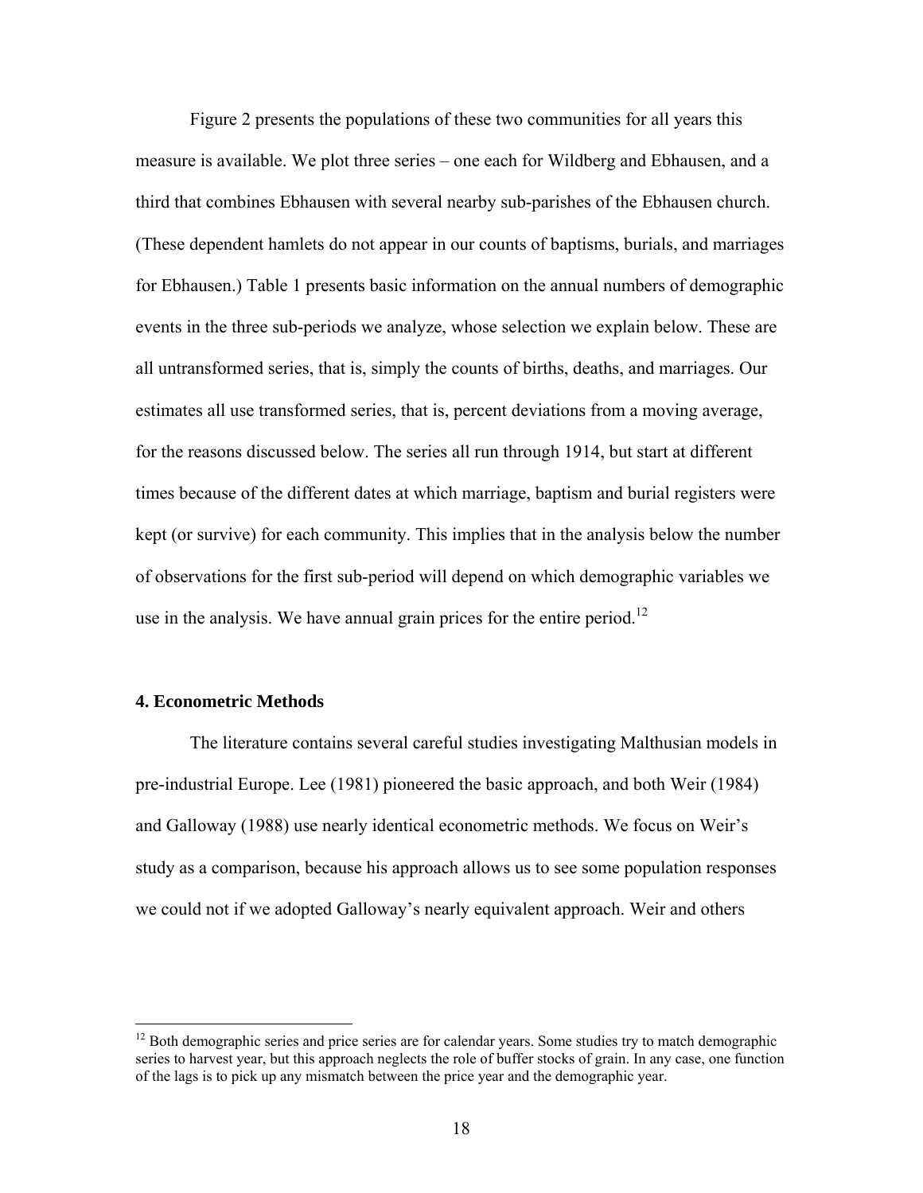Figure 2 presents the populations of these two communities for all years this measure is available. We plot three series – one each for Wildberg and Ebhausen, and a third that combines Ebhausen with several nearby sub-parishes of the Ebhausen church. (These dependent hamlets do not appear in our counts of baptisms, burials, and marriages for Ebhausen.) Table 1 presents basic information on the annual numbers of demographic events in the three sub-periods we analyze, whose selection we explain below. These are all untransformed series, that is, simply the counts of births, deaths, and marriages. Our estimates all use transformed series, that is, percent deviations from a moving average, for the reasons discussed below. The series all run through 1914, but start at different times because of the different dates at which marriage, baptism and burial registers were kept (or survive) for each community. This implies that in the analysis below the number of observations for the first sub-period will depend on which demographic variables we use in the analysis. We have annual grain prices for the entire period.[12]

## 4. Econometric Methods

The literature contains several careful studies investigating Malthusian models in pre-industrial Europe. Lee (1981) pioneered the basic approach, and both Weir (1984) and Galloway (1988) use nearly identical econometric methods. We focus on Weir's study as a comparison, because his approach allows us to see some population responses we could not if we adopted Galloway's nearly equivalent approach. Weir and others

[12] Both demographic series and price series are for calendar years. Some studies try to match demographic series to harvest year, but this approach neglects the role of buffer stocks of grain. In any case, one function of the lags is to pick up any mismatch between the price year and the demographic year.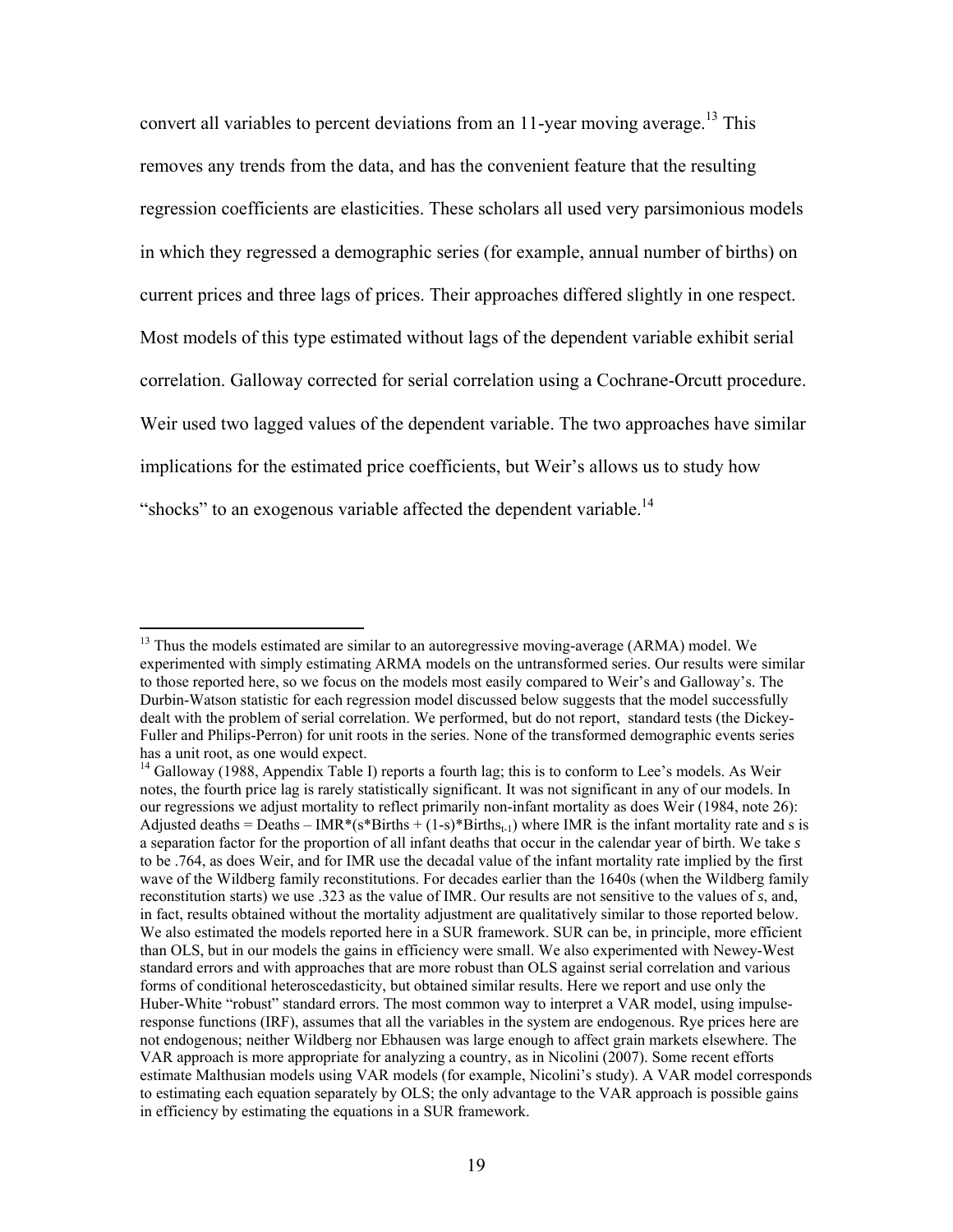convert all variables to percent deviations from an 11-year moving average.[13] This removes any trends from the data, and has the convenient feature that the resulting regression coefficients are elasticities. These scholars all used very parsimonious models in which they regressed a demographic series (for example, annual number of births) on current prices and three lags of prices. Their approaches differed slightly in one respect. Most models of this type estimated without lags of the dependent variable exhibit serial correlation. Galloway corrected for serial correlation using a Cochrane-Orcutt procedure. Weir used two lagged values of the dependent variable. The two approaches have similar implications for the estimated price coefficients, but Weir's allows us to study how "shocks" to an exogenous variable affected the dependent variable.[14]

---

[13] Thus the models estimated are similar to an autoregressive moving-average (ARMA) model. We experimented with simply estimating ARMA models on the untransformed series. Our results were similar to those reported here, so we focus on the models most easily compared to Weir's and Galloway's. The Durbin-Watson statistic for each regression model discussed below suggests that the model successfully dealt with the problem of serial correlation. We performed, but do not report, standard tests (the Dickey-Fuller and Philips-Perron) for unit roots in the series. None of the transformed demographic events series has a unit root, as one would expect.

[14] Galloway (1988, Appendix Table I) reports a fourth lag; this is to conform to Lee's models. As Weir notes, the fourth price lag is rarely statistically significant. It was not significant in any of our models. In our regressions we adjust mortality to reflect primarily non-infant mortality as does Weir (1984, note 26): Adjusted deaths = Deaths – IMR*(s*Births + (1-s)*Births$_{t-1}$) where IMR is the infant mortality rate and s is a separation factor for the proportion of all infant deaths that occur in the calendar year of birth. We take *s* to be .764, as does Weir, and for IMR use the decadal value of the infant mortality rate implied by the first wave of the Wildberg family reconstitutions. For decades earlier than the 1640s (when the Wildberg family reconstitution starts) we use .323 as the value of IMR. Our results are not sensitive to the values of *s*, and, in fact, results obtained without the mortality adjustment are qualitatively similar to those reported below. We also estimated the models reported here in a SUR framework. SUR can be, in principle, more efficient than OLS, but in our models the gains in efficiency were small. We also experimented with Newey-West standard errors and with approaches that are more robust than OLS against serial correlation and various forms of conditional heteroscedasticity, but obtained similar results. Here we report and use only the Huber-White "robust" standard errors. The most common way to interpret a VAR model, using impulse-response functions (IRF), assumes that all the variables in the system are endogenous. Rye prices here are not endogenous; neither Wildberg nor Ebhausen was large enough to affect grain markets elsewhere. The VAR approach is more appropriate for analyzing a country, as in Nicolini (2007). Some recent efforts estimate Malthusian models using VAR models (for example, Nicolini's study). A VAR model corresponds to estimating each equation separately by OLS; the only advantage to the VAR approach is possible gains in efficiency by estimating the equations in a SUR framework.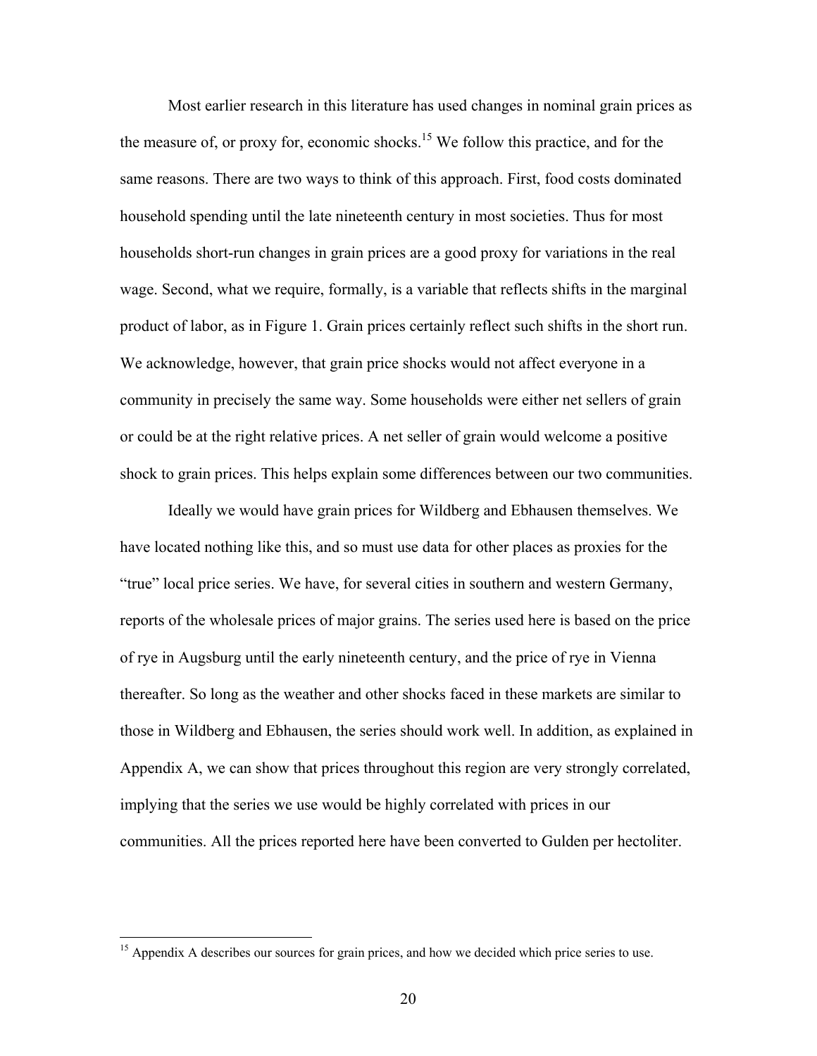Most earlier research in this literature has used changes in nominal grain prices as the measure of, or proxy for, economic shocks.[15] We follow this practice, and for the same reasons. There are two ways to think of this approach. First, food costs dominated household spending until the late nineteenth century in most societies. Thus for most households short-run changes in grain prices are a good proxy for variations in the real wage. Second, what we require, formally, is a variable that reflects shifts in the marginal product of labor, as in Figure 1. Grain prices certainly reflect such shifts in the short run. We acknowledge, however, that grain price shocks would not affect everyone in a community in precisely the same way. Some households were either net sellers of grain or could be at the right relative prices. A net seller of grain would welcome a positive shock to grain prices. This helps explain some differences between our two communities.

Ideally we would have grain prices for Wildberg and Ebhausen themselves. We have located nothing like this, and so must use data for other places as proxies for the "true" local price series. We have, for several cities in southern and western Germany, reports of the wholesale prices of major grains. The series used here is based on the price of rye in Augsburg until the early nineteenth century, and the price of rye in Vienna thereafter. So long as the weather and other shocks faced in these markets are similar to those in Wildberg and Ebhausen, the series should work well. In addition, as explained in Appendix A, we can show that prices throughout this region are very strongly correlated, implying that the series we use would be highly correlated with prices in our communities. All the prices reported here have been converted to Gulden per hectoliter.

[15] Appendix A describes our sources for grain prices, and how we decided which price series to use.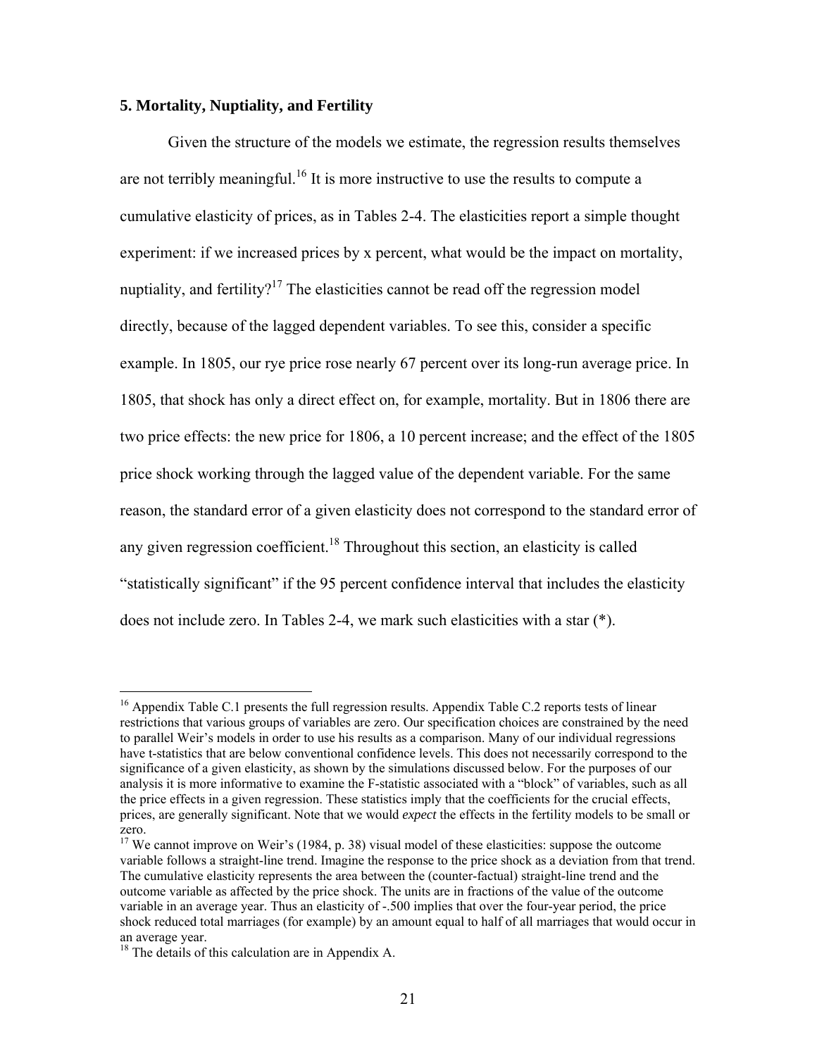## 5. Mortality, Nuptiality, and Fertility

Given the structure of the models we estimate, the regression results themselves are not terribly meaningful.[16] It is more instructive to use the results to compute a cumulative elasticity of prices, as in Tables 2-4. The elasticities report a simple thought experiment: if we increased prices by x percent, what would be the impact on mortality, nuptiality, and fertility?[17] The elasticities cannot be read off the regression model directly, because of the lagged dependent variables. To see this, consider a specific example. In 1805, our rye price rose nearly 67 percent over its long-run average price. In 1805, that shock has only a direct effect on, for example, mortality. But in 1806 there are two price effects: the new price for 1806, a 10 percent increase; and the effect of the 1805 price shock working through the lagged value of the dependent variable. For the same reason, the standard error of a given elasticity does not correspond to the standard error of any given regression coefficient.[18] Throughout this section, an elasticity is called "statistically significant" if the 95 percent confidence interval that includes the elasticity does not include zero. In Tables 2-4, we mark such elasticities with a star (*).

---

[16] Appendix Table C.1 presents the full regression results. Appendix Table C.2 reports tests of linear restrictions that various groups of variables are zero. Our specification choices are constrained by the need to parallel Weir's models in order to use his results as a comparison. Many of our individual regressions have t-statistics that are below conventional confidence levels. This does not necessarily correspond to the significance of a given elasticity, as shown by the simulations discussed below. For the purposes of our analysis it is more informative to examine the F-statistic associated with a "block" of variables, such as all the price effects in a given regression. These statistics imply that the coefficients for the crucial effects, prices, are generally significant. Note that we would *expect* the effects in the fertility models to be small or zero.

[17] We cannot improve on Weir's (1984, p. 38) visual model of these elasticities: suppose the outcome variable follows a straight-line trend. Imagine the response to the price shock as a deviation from that trend. The cumulative elasticity represents the area between the (counter-factual) straight-line trend and the outcome variable as affected by the price shock. The units are in fractions of the value of the outcome variable in an average year. Thus an elasticity of -.500 implies that over the four-year period, the price shock reduced total marriages (for example) by an amount equal to half of all marriages that would occur in an average year.

[18] The details of this calculation are in Appendix A.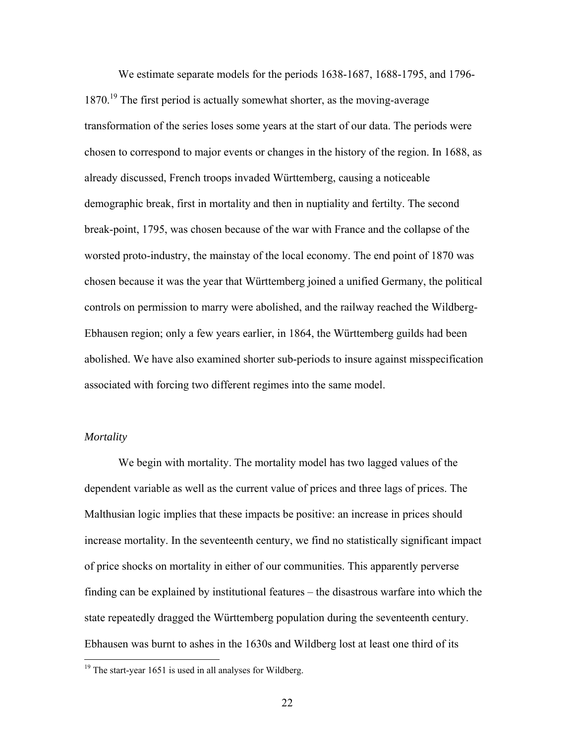We estimate separate models for the periods 1638-1687, 1688-1795, and 1796-1870.[19] The first period is actually somewhat shorter, as the moving-average transformation of the series loses some years at the start of our data. The periods were chosen to correspond to major events or changes in the history of the region. In 1688, as already discussed, French troops invaded Württemberg, causing a noticeable demographic break, first in mortality and then in nuptiality and fertilty. The second break-point, 1795, was chosen because of the war with France and the collapse of the worsted proto-industry, the mainstay of the local economy. The end point of 1870 was chosen because it was the year that Württemberg joined a unified Germany, the political controls on permission to marry were abolished, and the railway reached the Wildberg-Ebhausen region; only a few years earlier, in 1864, the Württemberg guilds had been abolished. We have also examined shorter sub-periods to insure against misspecification associated with forcing two different regimes into the same model.

*Mortality*

We begin with mortality. The mortality model has two lagged values of the dependent variable as well as the current value of prices and three lags of prices. The Malthusian logic implies that these impacts be positive: an increase in prices should increase mortality. In the seventeenth century, we find no statistically significant impact of price shocks on mortality in either of our communities. This apparently perverse finding can be explained by institutional features – the disastrous warfare into which the state repeatedly dragged the Württemberg population during the seventeenth century. Ebhausen was burnt to ashes in the 1630s and Wildberg lost at least one third of its

[19] The start-year 1651 is used in all analyses for Wildberg.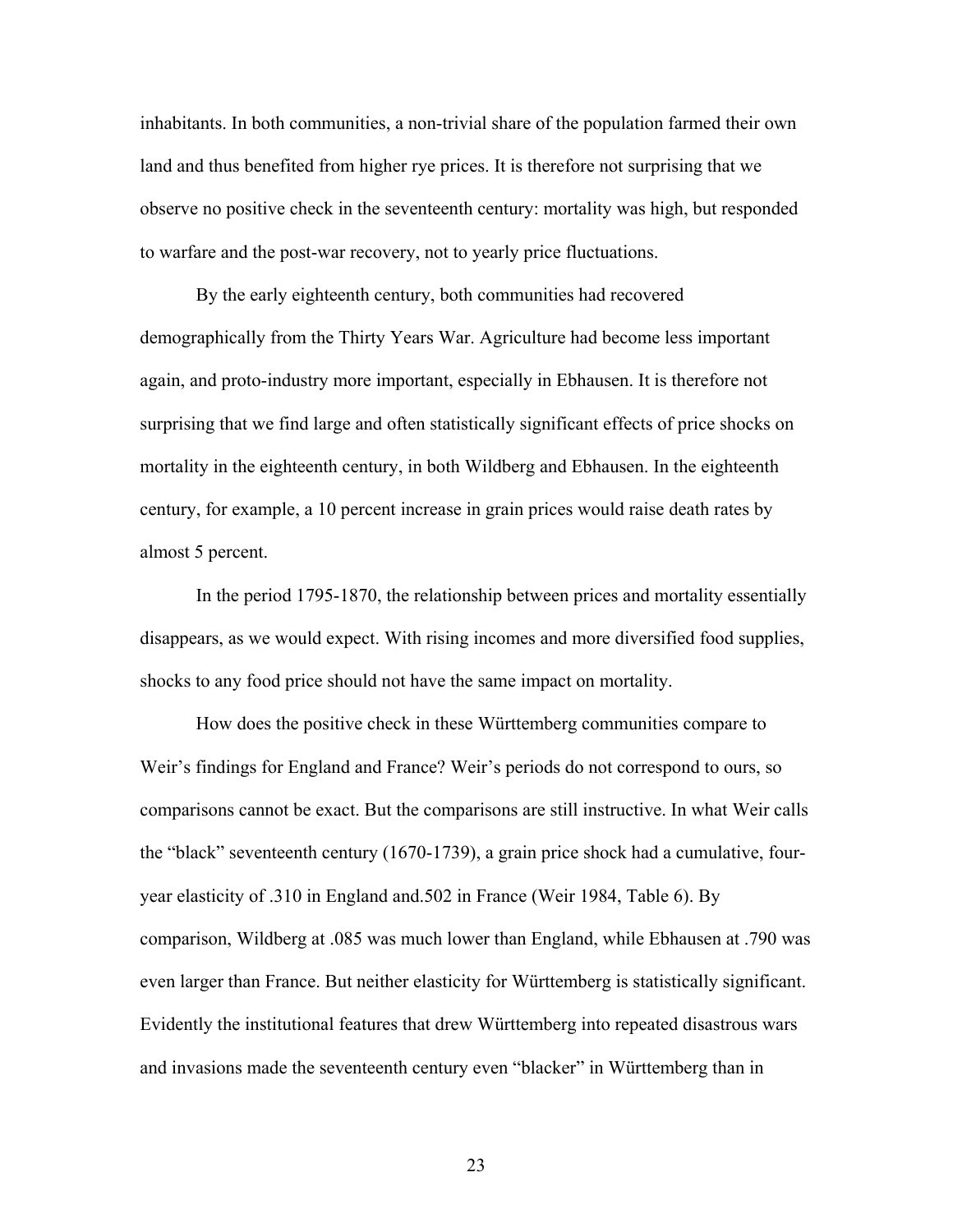inhabitants. In both communities, a non-trivial share of the population farmed their own land and thus benefited from higher rye prices. It is therefore not surprising that we observe no positive check in the seventeenth century: mortality was high, but responded to warfare and the post-war recovery, not to yearly price fluctuations.

By the early eighteenth century, both communities had recovered demographically from the Thirty Years War. Agriculture had become less important again, and proto-industry more important, especially in Ebhausen. It is therefore not surprising that we find large and often statistically significant effects of price shocks on mortality in the eighteenth century, in both Wildberg and Ebhausen. In the eighteenth century, for example, a 10 percent increase in grain prices would raise death rates by almost 5 percent.

In the period 1795-1870, the relationship between prices and mortality essentially disappears, as we would expect. With rising incomes and more diversified food supplies, shocks to any food price should not have the same impact on mortality.

How does the positive check in these Württemberg communities compare to Weir's findings for England and France? Weir's periods do not correspond to ours, so comparisons cannot be exact. But the comparisons are still instructive. In what Weir calls the "black" seventeenth century (1670-1739), a grain price shock had a cumulative, four-year elasticity of .310 in England and.502 in France (Weir 1984, Table 6). By comparison, Wildberg at .085 was much lower than England, while Ebhausen at .790 was even larger than France. But neither elasticity for Württemberg is statistically significant. Evidently the institutional features that drew Württemberg into repeated disastrous wars and invasions made the seventeenth century even "blacker" in Württemberg than in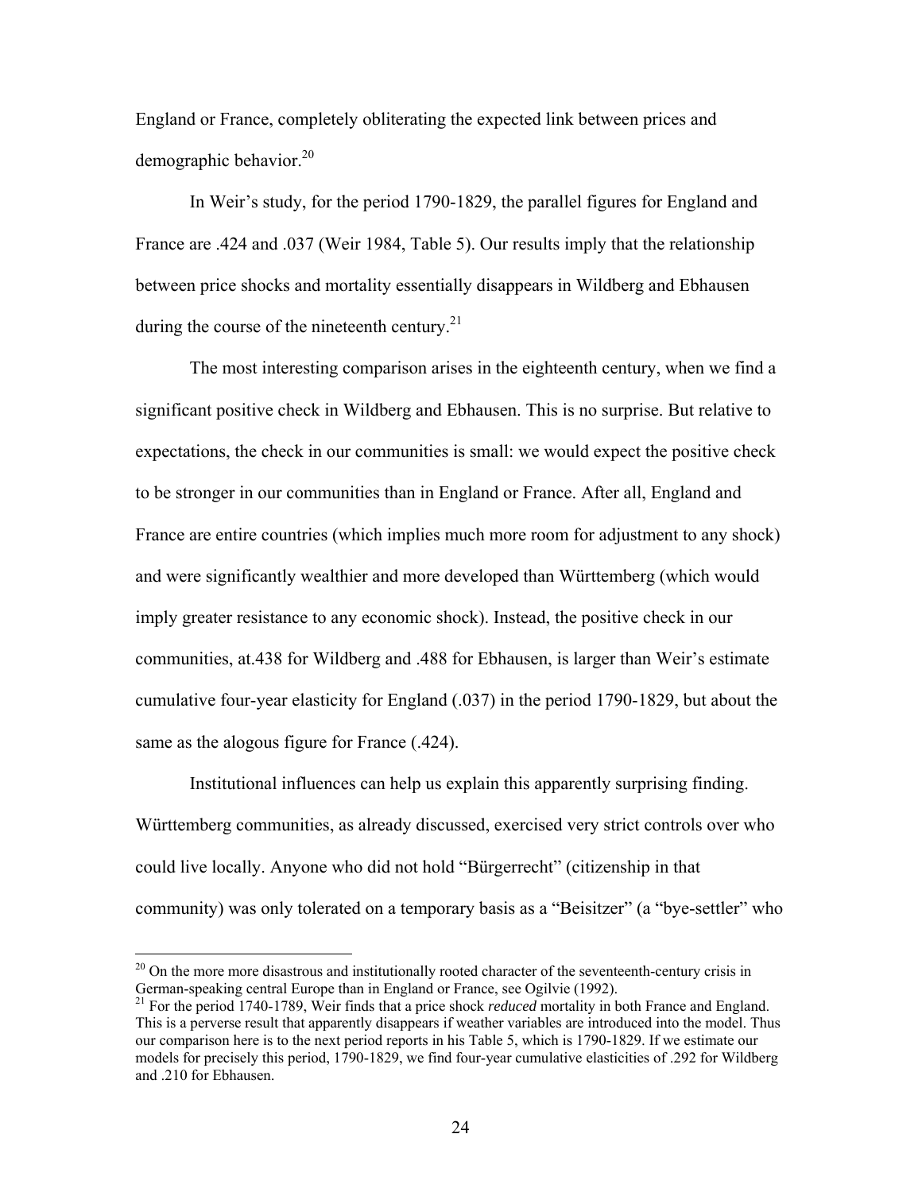England or France, completely obliterating the expected link between prices and demographic behavior.[20]

In Weir's study, for the period 1790-1829, the parallel figures for England and France are .424 and .037 (Weir 1984, Table 5). Our results imply that the relationship between price shocks and mortality essentially disappears in Wildberg and Ebhausen during the course of the nineteenth century.[21]

The most interesting comparison arises in the eighteenth century, when we find a significant positive check in Wildberg and Ebhausen. This is no surprise. But relative to expectations, the check in our communities is small: we would expect the positive check to be stronger in our communities than in England or France. After all, England and France are entire countries (which implies much more room for adjustment to any shock) and were significantly wealthier and more developed than Württemberg (which would imply greater resistance to any economic shock). Instead, the positive check in our communities, at.438 for Wildberg and .488 for Ebhausen, is larger than Weir's estimate cumulative four-year elasticity for England (.037) in the period 1790-1829, but about the same as the alogous figure for France (.424).

Institutional influences can help us explain this apparently surprising finding. Württemberg communities, as already discussed, exercised very strict controls over who could live locally. Anyone who did not hold "Bürgerrecht" (citizenship in that community) was only tolerated on a temporary basis as a "Beisitzer" (a "bye-settler" who

---

[20] On the more more disastrous and institutionally rooted character of the seventeenth-century crisis in German-speaking central Europe than in England or France, see Ogilvie (1992).

[21] For the period 1740-1789, Weir finds that a price shock *reduced* mortality in both France and England. This is a perverse result that apparently disappears if weather variables are introduced into the model. Thus our comparison here is to the next period reports in his Table 5, which is 1790-1829. If we estimate our models for precisely this period, 1790-1829, we find four-year cumulative elasticities of .292 for Wildberg and .210 for Ebhausen.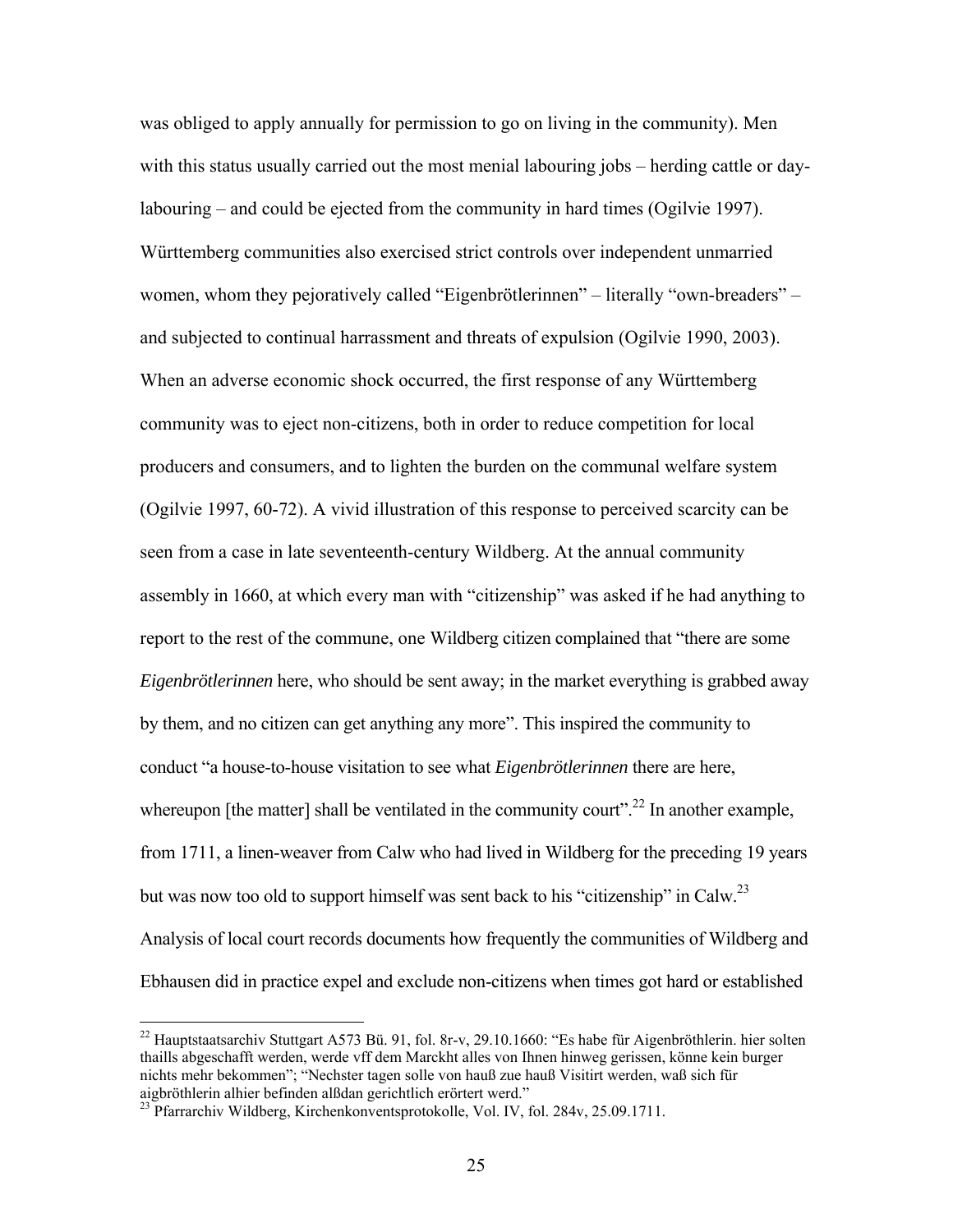was obliged to apply annually for permission to go on living in the community). Men with this status usually carried out the most menial labouring jobs – herding cattle or day-labouring – and could be ejected from the community in hard times (Ogilvie 1997). Württemberg communities also exercised strict controls over independent unmarried women, whom they pejoratively called "Eigenbrötlerinnen" – literally "own-breaders" – and subjected to continual harrassment and threats of expulsion (Ogilvie 1990, 2003). When an adverse economic shock occurred, the first response of any Württemberg community was to eject non-citizens, both in order to reduce competition for local producers and consumers, and to lighten the burden on the communal welfare system (Ogilvie 1997, 60-72). A vivid illustration of this response to perceived scarcity can be seen from a case in late seventeenth-century Wildberg. At the annual community assembly in 1660, at which every man with "citizenship" was asked if he had anything to report to the rest of the commune, one Wildberg citizen complained that "there are some *Eigenbrötlerinnen* here, who should be sent away; in the market everything is grabbed away by them, and no citizen can get anything any more". This inspired the community to conduct "a house-to-house visitation to see what *Eigenbrötlerinnen* there are here, whereupon [the matter] shall be ventilated in the community court".[22] In another example, from 1711, a linen-weaver from Calw who had lived in Wildberg for the preceding 19 years but was now too old to support himself was sent back to his "citizenship" in Calw.[23] Analysis of local court records documents how frequently the communities of Wildberg and Ebhausen did in practice expel and exclude non-citizens when times got hard or established

---

[22] Hauptstaatsarchiv Stuttgart A573 Bü. 91, fol. 8r-v, 29.10.1660: "Es habe für Aigenbröthlerin. hier solten thaills abgeschafft werden, werde vff dem Marckht alles von Ihnen hinweg gerissen, könne kein burger nichts mehr bekommen"; "Nechster tagen solle von hauß zue hauß Visitirt werden, waß sich für aigbröthlerin alhier befinden alßdan gerichtlich erörtert werd."

[23] Pfarrarchiv Wildberg, Kirchenkonventsprotokolle, Vol. IV, fol. 284v, 25.09.1711.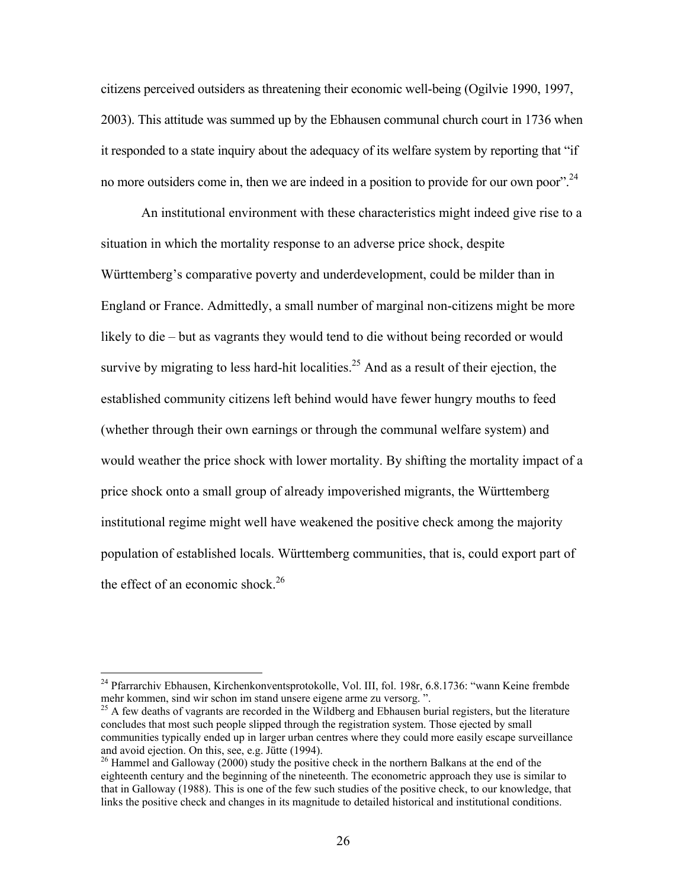citizens perceived outsiders as threatening their economic well-being (Ogilvie 1990, 1997, 2003). This attitude was summed up by the Ebhausen communal church court in 1736 when it responded to a state inquiry about the adequacy of its welfare system by reporting that "if no more outsiders come in, then we are indeed in a position to provide for our own poor".[24]

An institutional environment with these characteristics might indeed give rise to a situation in which the mortality response to an adverse price shock, despite Württemberg's comparative poverty and underdevelopment, could be milder than in England or France. Admittedly, a small number of marginal non-citizens might be more likely to die – but as vagrants they would tend to die without being recorded or would survive by migrating to less hard-hit localities.[25] And as a result of their ejection, the established community citizens left behind would have fewer hungry mouths to feed (whether through their own earnings or through the communal welfare system) and would weather the price shock with lower mortality. By shifting the mortality impact of a price shock onto a small group of already impoverished migrants, the Württemberg institutional regime might well have weakened the positive check among the majority population of established locals. Württemberg communities, that is, could export part of the effect of an economic shock.[26]

---

[24] Pfarrarchiv Ebhausen, Kirchenkonventsprotokolle, Vol. III, fol. 198r, 6.8.1736: "wann Keine frembde mehr kommen, sind wir schon im stand unsere eigene arme zu versorg. ".

[25] A few deaths of vagrants are recorded in the Wildberg and Ebhausen burial registers, but the literature concludes that most such people slipped through the registration system. Those ejected by small communities typically ended up in larger urban centres where they could more easily escape surveillance and avoid ejection. On this, see, e.g. Jütte (1994).

[26] Hammel and Galloway (2000) study the positive check in the northern Balkans at the end of the eighteenth century and the beginning of the nineteenth. The econometric approach they use is similar to that in Galloway (1988). This is one of the few such studies of the positive check, to our knowledge, that links the positive check and changes in its magnitude to detailed historical and institutional conditions.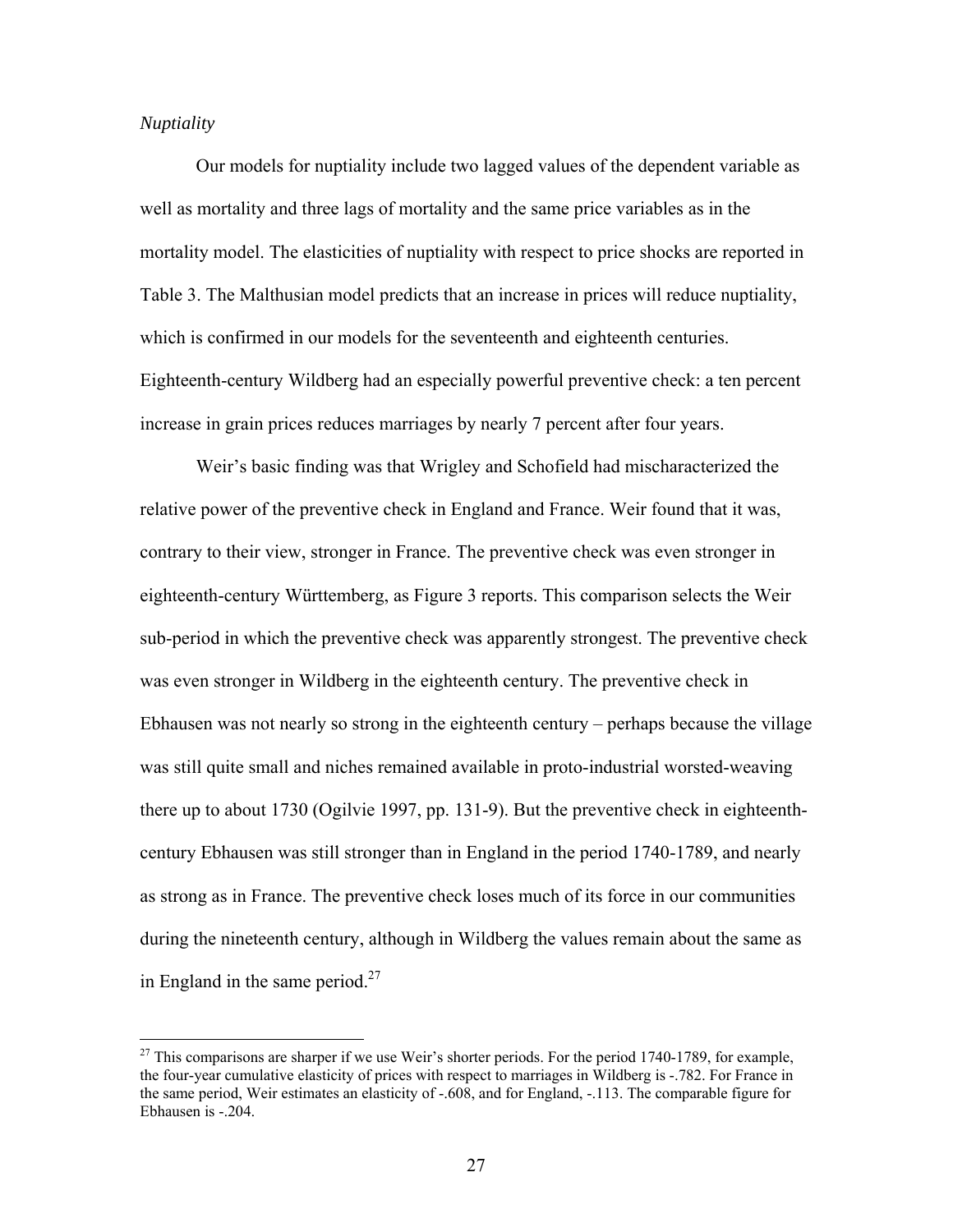*Nuptiality*

Our models for nuptiality include two lagged values of the dependent variable as well as mortality and three lags of mortality and the same price variables as in the mortality model. The elasticities of nuptiality with respect to price shocks are reported in Table 3. The Malthusian model predicts that an increase in prices will reduce nuptiality, which is confirmed in our models for the seventeenth and eighteenth centuries. Eighteenth-century Wildberg had an especially powerful preventive check: a ten percent increase in grain prices reduces marriages by nearly 7 percent after four years.

Weir's basic finding was that Wrigley and Schofield had mischaracterized the relative power of the preventive check in England and France. Weir found that it was, contrary to their view, stronger in France. The preventive check was even stronger in eighteenth-century Württemberg, as Figure 3 reports. This comparison selects the Weir sub-period in which the preventive check was apparently strongest. The preventive check was even stronger in Wildberg in the eighteenth century. The preventive check in Ebhausen was not nearly so strong in the eighteenth century – perhaps because the village was still quite small and niches remained available in proto-industrial worsted-weaving there up to about 1730 (Ogilvie 1997, pp. 131-9). But the preventive check in eighteenth-century Ebhausen was still stronger than in England in the period 1740-1789, and nearly as strong as in France. The preventive check loses much of its force in our communities during the nineteenth century, although in Wildberg the values remain about the same as in England in the same period.[27]

[27] This comparisons are sharper if we use Weir's shorter periods. For the period 1740-1789, for example, the four-year cumulative elasticity of prices with respect to marriages in Wildberg is -.782. For France in the same period, Weir estimates an elasticity of -.608, and for England, -.113. The comparable figure for Ebhausen is -.204.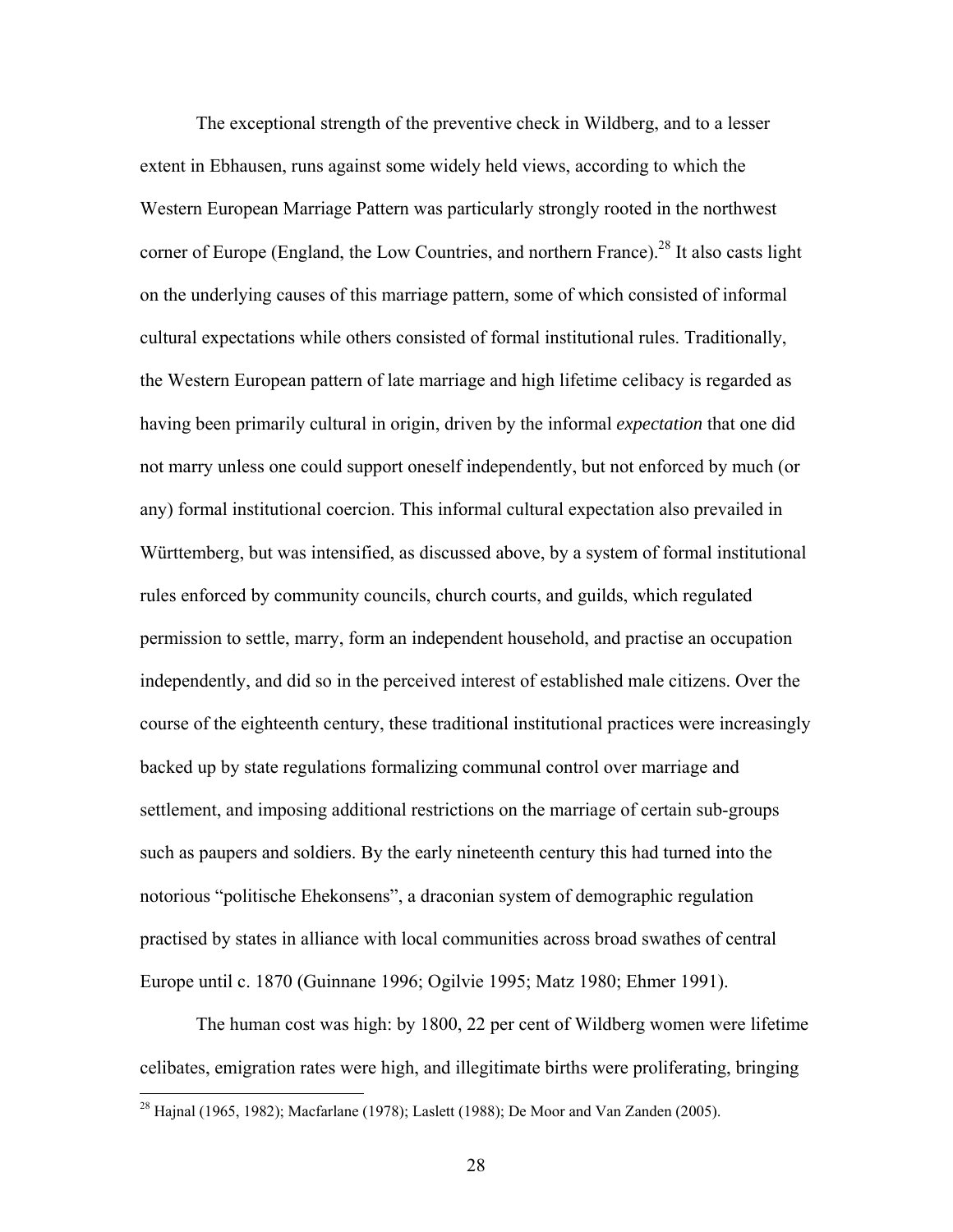The exceptional strength of the preventive check in Wildberg, and to a lesser extent in Ebhausen, runs against some widely held views, according to which the Western European Marriage Pattern was particularly strongly rooted in the northwest corner of Europe (England, the Low Countries, and northern France).[28] It also casts light on the underlying causes of this marriage pattern, some of which consisted of informal cultural expectations while others consisted of formal institutional rules. Traditionally, the Western European pattern of late marriage and high lifetime celibacy is regarded as having been primarily cultural in origin, driven by the informal *expectation* that one did not marry unless one could support oneself independently, but not enforced by much (or any) formal institutional coercion. This informal cultural expectation also prevailed in Württemberg, but was intensified, as discussed above, by a system of formal institutional rules enforced by community councils, church courts, and guilds, which regulated permission to settle, marry, form an independent household, and practise an occupation independently, and did so in the perceived interest of established male citizens. Over the course of the eighteenth century, these traditional institutional practices were increasingly backed up by state regulations formalizing communal control over marriage and settlement, and imposing additional restrictions on the marriage of certain sub-groups such as paupers and soldiers. By the early nineteenth century this had turned into the notorious "politische Ehekonsens", a draconian system of demographic regulation practised by states in alliance with local communities across broad swathes of central Europe until c. 1870 (Guinnane 1996; Ogilvie 1995; Matz 1980; Ehmer 1991).

The human cost was high: by 1800, 22 per cent of Wildberg women were lifetime celibates, emigration rates were high, and illegitimate births were proliferating, bringing

[28] Hajnal (1965, 1982); Macfarlane (1978); Laslett (1988); De Moor and Van Zanden (2005).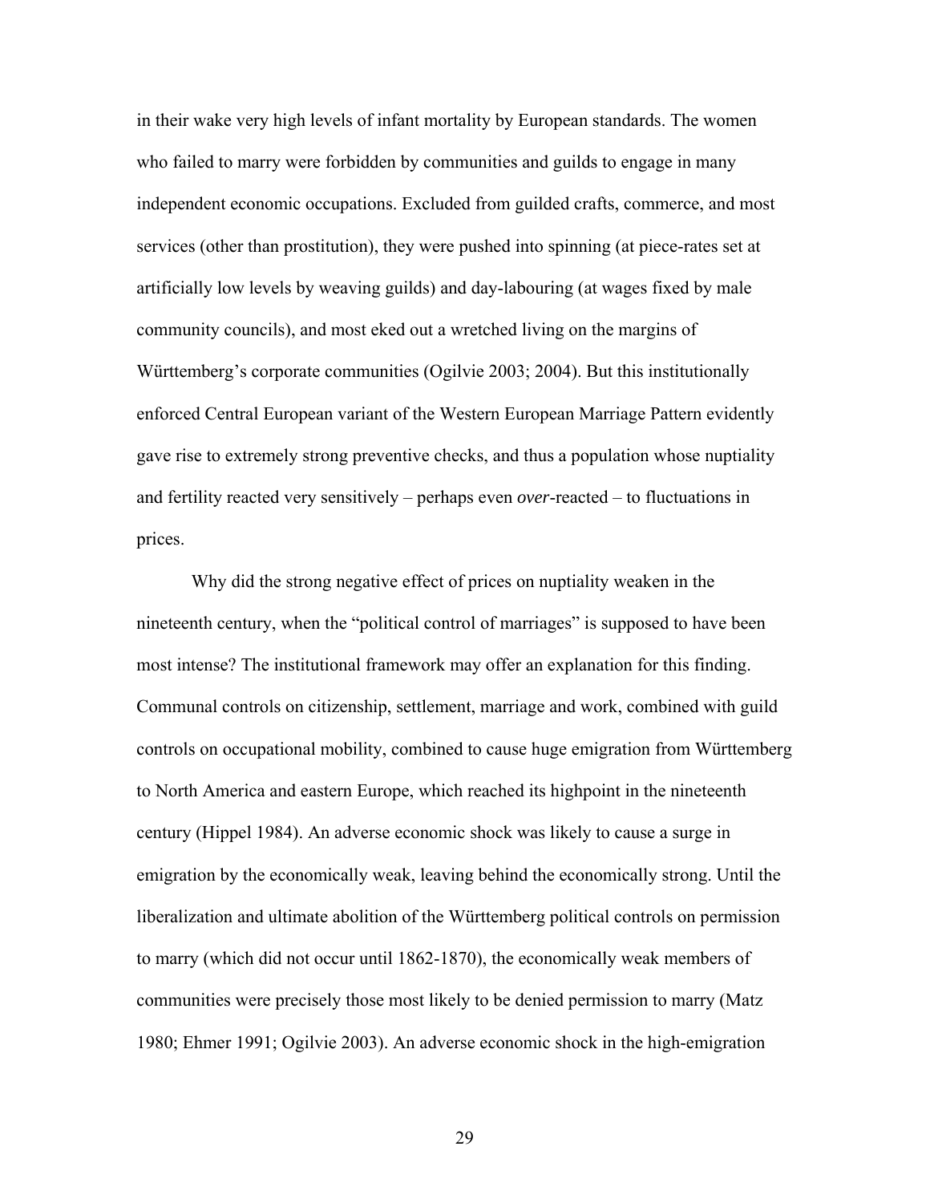in their wake very high levels of infant mortality by European standards. The women who failed to marry were forbidden by communities and guilds to engage in many independent economic occupations. Excluded from guilded crafts, commerce, and most services (other than prostitution), they were pushed into spinning (at piece-rates set at artificially low levels by weaving guilds) and day-labouring (at wages fixed by male community councils), and most eked out a wretched living on the margins of Württemberg's corporate communities (Ogilvie 2003; 2004). But this institutionally enforced Central European variant of the Western European Marriage Pattern evidently gave rise to extremely strong preventive checks, and thus a population whose nuptiality and fertility reacted very sensitively – perhaps even *over*-reacted – to fluctuations in prices.

Why did the strong negative effect of prices on nuptiality weaken in the nineteenth century, when the "political control of marriages" is supposed to have been most intense? The institutional framework may offer an explanation for this finding. Communal controls on citizenship, settlement, marriage and work, combined with guild controls on occupational mobility, combined to cause huge emigration from Württemberg to North America and eastern Europe, which reached its highpoint in the nineteenth century (Hippel 1984). An adverse economic shock was likely to cause a surge in emigration by the economically weak, leaving behind the economically strong. Until the liberalization and ultimate abolition of the Württemberg political controls on permission to marry (which did not occur until 1862-1870), the economically weak members of communities were precisely those most likely to be denied permission to marry (Matz 1980; Ehmer 1991; Ogilvie 2003). An adverse economic shock in the high-emigration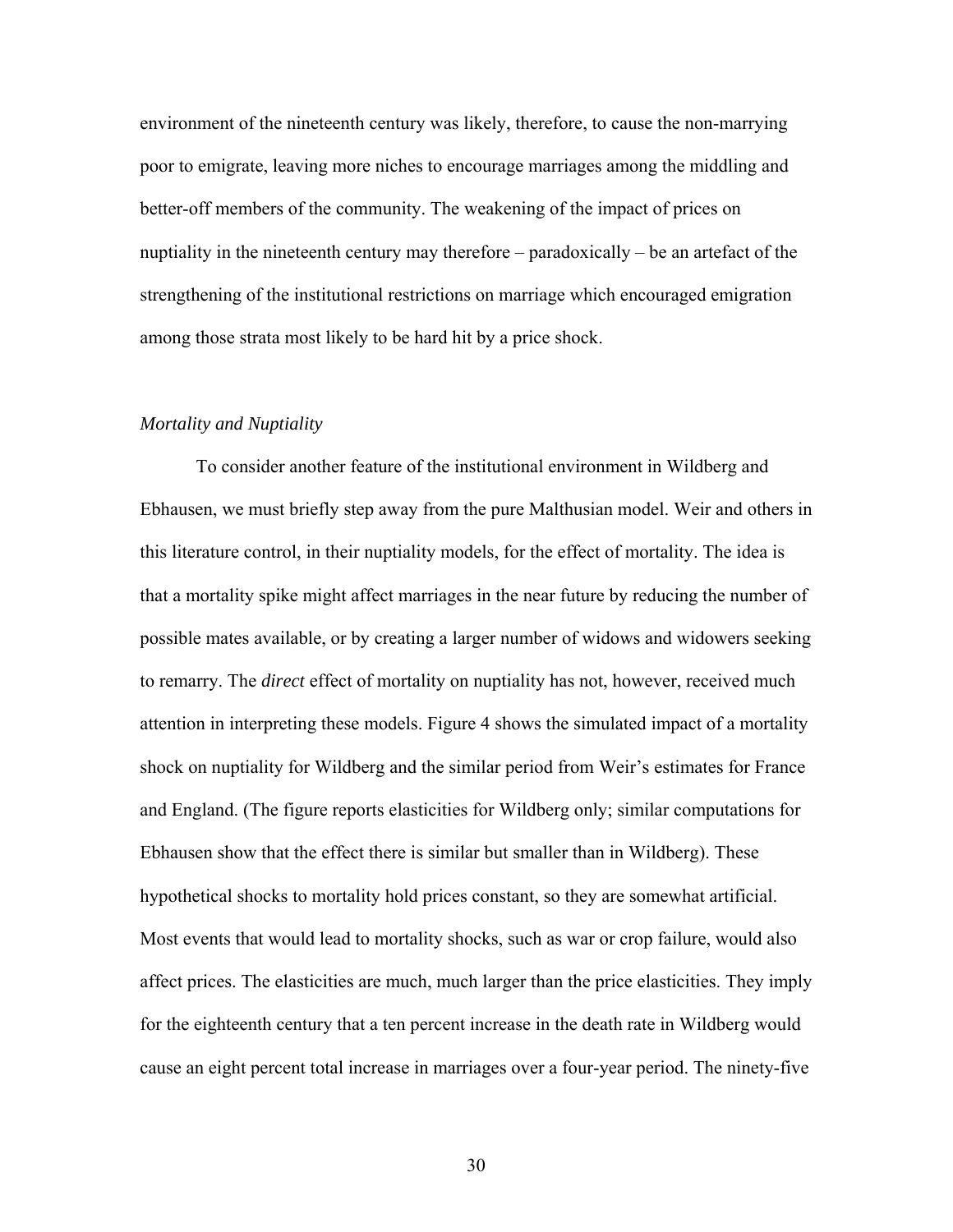environment of the nineteenth century was likely, therefore, to cause the non-marrying poor to emigrate, leaving more niches to encourage marriages among the middling and better-off members of the community. The weakening of the impact of prices on nuptiality in the nineteenth century may therefore – paradoxically – be an artefact of the strengthening of the institutional restrictions on marriage which encouraged emigration among those strata most likely to be hard hit by a price shock.

*Mortality and Nuptiality*

To consider another feature of the institutional environment in Wildberg and Ebhausen, we must briefly step away from the pure Malthusian model. Weir and others in this literature control, in their nuptiality models, for the effect of mortality. The idea is that a mortality spike might affect marriages in the near future by reducing the number of possible mates available, or by creating a larger number of widows and widowers seeking to remarry. The *direct* effect of mortality on nuptiality has not, however, received much attention in interpreting these models. Figure 4 shows the simulated impact of a mortality shock on nuptiality for Wildberg and the similar period from Weir's estimates for France and England. (The figure reports elasticities for Wildberg only; similar computations for Ebhausen show that the effect there is similar but smaller than in Wildberg). These hypothetical shocks to mortality hold prices constant, so they are somewhat artificial. Most events that would lead to mortality shocks, such as war or crop failure, would also affect prices. The elasticities are much, much larger than the price elasticities. They imply for the eighteenth century that a ten percent increase in the death rate in Wildberg would cause an eight percent total increase in marriages over a four-year period. The ninety-five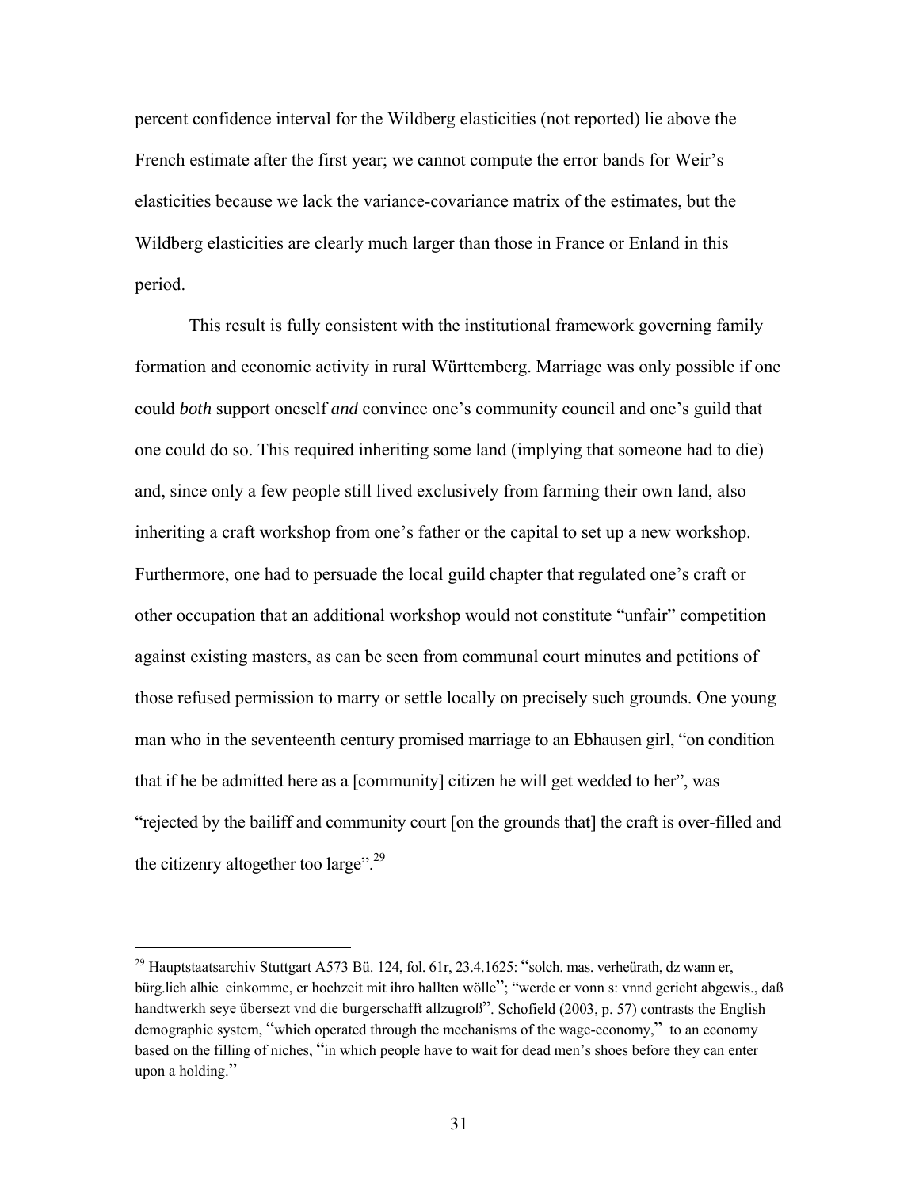percent confidence interval for the Wildberg elasticities (not reported) lie above the French estimate after the first year; we cannot compute the error bands for Weir's elasticities because we lack the variance-covariance matrix of the estimates, but the Wildberg elasticities are clearly much larger than those in France or Enland in this period.

This result is fully consistent with the institutional framework governing family formation and economic activity in rural Württemberg. Marriage was only possible if one could *both* support oneself *and* convince one's community council and one's guild that one could do so. This required inheriting some land (implying that someone had to die) and, since only a few people still lived exclusively from farming their own land, also inheriting a craft workshop from one's father or the capital to set up a new workshop. Furthermore, one had to persuade the local guild chapter that regulated one's craft or other occupation that an additional workshop would not constitute "unfair" competition against existing masters, as can be seen from communal court minutes and petitions of those refused permission to marry or settle locally on precisely such grounds. One young man who in the seventeenth century promised marriage to an Ebhausen girl, "on condition that if he be admitted here as a [community] citizen he will get wedded to her", was "rejected by the bailiff and community court [on the grounds that] the craft is over-filled and the citizenry altogether too large".[29]

---

[29] Hauptstaatsarchiv Stuttgart A573 Bü. 124, fol. 61r, 23.4.1625: "solch. mas. verheürath, dz wann er, bürg.lich alhie einkomme, er hochzeit mit ihro hallten wölle"; "werde er vonn s: vnnd gericht abgewis., daß handtwerkh seye übersezt vnd die burgerschafft allzugroß". Schofield (2003, p. 57) contrasts the English demographic system, "which operated through the mechanisms of the wage-economy," to an economy based on the filling of niches, "in which people have to wait for dead men's shoes before they can enter upon a holding."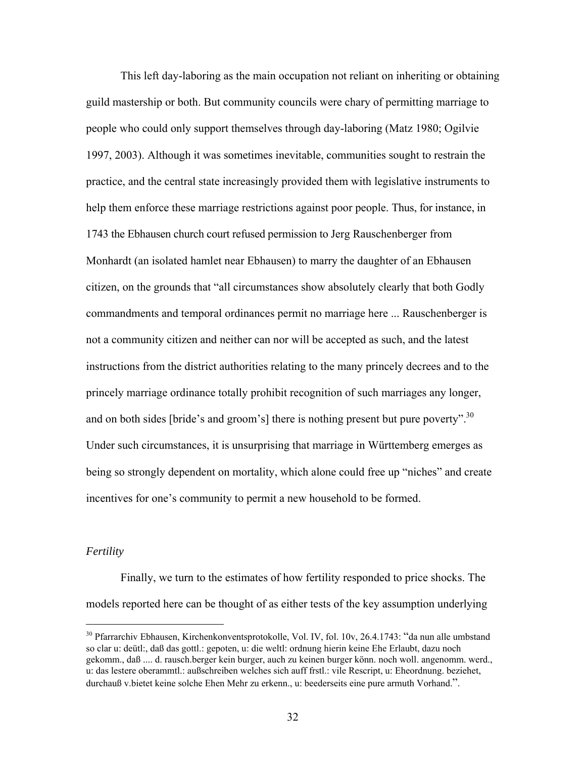This left day-laboring as the main occupation not reliant on inheriting or obtaining guild mastership or both. But community councils were chary of permitting marriage to people who could only support themselves through day-laboring (Matz 1980; Ogilvie 1997, 2003). Although it was sometimes inevitable, communities sought to restrain the practice, and the central state increasingly provided them with legislative instruments to help them enforce these marriage restrictions against poor people. Thus, for instance, in 1743 the Ebhausen church court refused permission to Jerg Rauschenberger from Monhardt (an isolated hamlet near Ebhausen) to marry the daughter of an Ebhausen citizen, on the grounds that "all circumstances show absolutely clearly that both Godly commandments and temporal ordinances permit no marriage here ... Rauschenberger is not a community citizen and neither can nor will be accepted as such, and the latest instructions from the district authorities relating to the many princely decrees and to the princely marriage ordinance totally prohibit recognition of such marriages any longer, and on both sides [bride's and groom's] there is nothing present but pure poverty".[30] Under such circumstances, it is unsurprising that marriage in Württemberg emerges as being so strongly dependent on mortality, which alone could free up "niches" and create incentives for one's community to permit a new household to be formed.

*Fertility*

Finally, we turn to the estimates of how fertility responded to price shocks. The models reported here can be thought of as either tests of the key assumption underlying

---

[30] Pfarrarchiv Ebhausen, Kirchenkonventsprotokolle, Vol. IV, fol. 10v, 26.4.1743: "da nun alle umbstand so clar u: deütl:, daß das gottl.: gepoten, u: die weltl: ordnung hierin keine Ehe Erlaubt, dazu noch gekomm., daß .... d. rausch.berger kein burger, auch zu keinen burger könn. noch woll. angenomm. werd., u: das lestere oberammtl.: außschreiben welches sich auff frstl.: vile Rescript, u: Eheordnung. beziehet, durchauß v.bietet keine solche Ehen Mehr zu erkenn., u: beederseits eine pure armuth Vorhand.".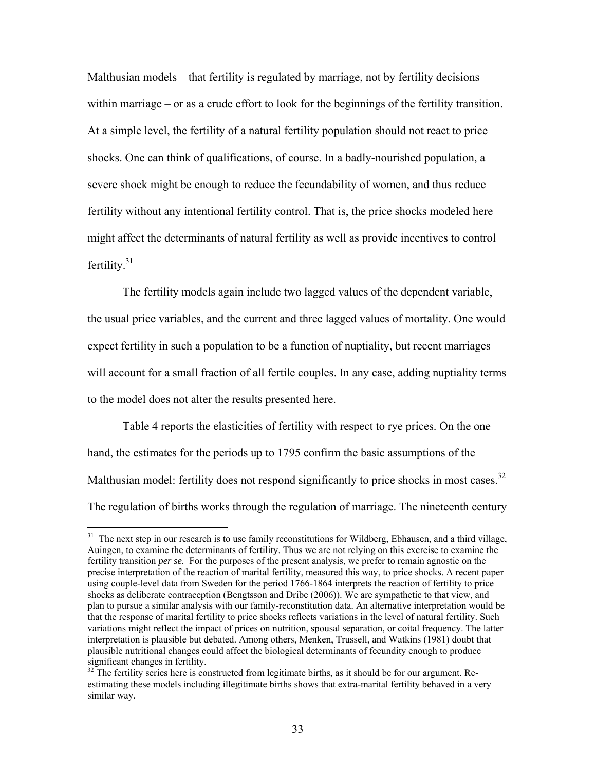Malthusian models – that fertility is regulated by marriage, not by fertility decisions within marriage – or as a crude effort to look for the beginnings of the fertility transition. At a simple level, the fertility of a natural fertility population should not react to price shocks. One can think of qualifications, of course. In a badly-nourished population, a severe shock might be enough to reduce the fecundability of women, and thus reduce fertility without any intentional fertility control. That is, the price shocks modeled here might affect the determinants of natural fertility as well as provide incentives to control fertility.[31]

The fertility models again include two lagged values of the dependent variable, the usual price variables, and the current and three lagged values of mortality. One would expect fertility in such a population to be a function of nuptiality, but recent marriages will account for a small fraction of all fertile couples. In any case, adding nuptiality terms to the model does not alter the results presented here.

Table 4 reports the elasticities of fertility with respect to rye prices. On the one hand, the estimates for the periods up to 1795 confirm the basic assumptions of the Malthusian model: fertility does not respond significantly to price shocks in most cases.[32] The regulation of births works through the regulation of marriage. The nineteenth century

---

[31] The next step in our research is to use family reconstitutions for Wildberg, Ebhausen, and a third village, Auingen, to examine the determinants of fertility. Thus we are not relying on this exercise to examine the fertility transition *per se.* For the purposes of the present analysis, we prefer to remain agnostic on the precise interpretation of the reaction of marital fertility, measured this way, to price shocks. A recent paper using couple-level data from Sweden for the period 1766-1864 interprets the reaction of fertility to price shocks as deliberate contraception (Bengtsson and Dribe (2006)). We are sympathetic to that view, and plan to pursue a similar analysis with our family-reconstitution data. An alternative interpretation would be that the response of marital fertility to price shocks reflects variations in the level of natural fertility. Such variations might reflect the impact of prices on nutrition, spousal separation, or coital frequency. The latter interpretation is plausible but debated. Among others, Menken, Trussell, and Watkins (1981) doubt that plausible nutritional changes could affect the biological determinants of fecundity enough to produce significant changes in fertility.

[32] The fertility series here is constructed from legitimate births, as it should be for our argument. Re-estimating these models including illegitimate births shows that extra-marital fertility behaved in a very similar way.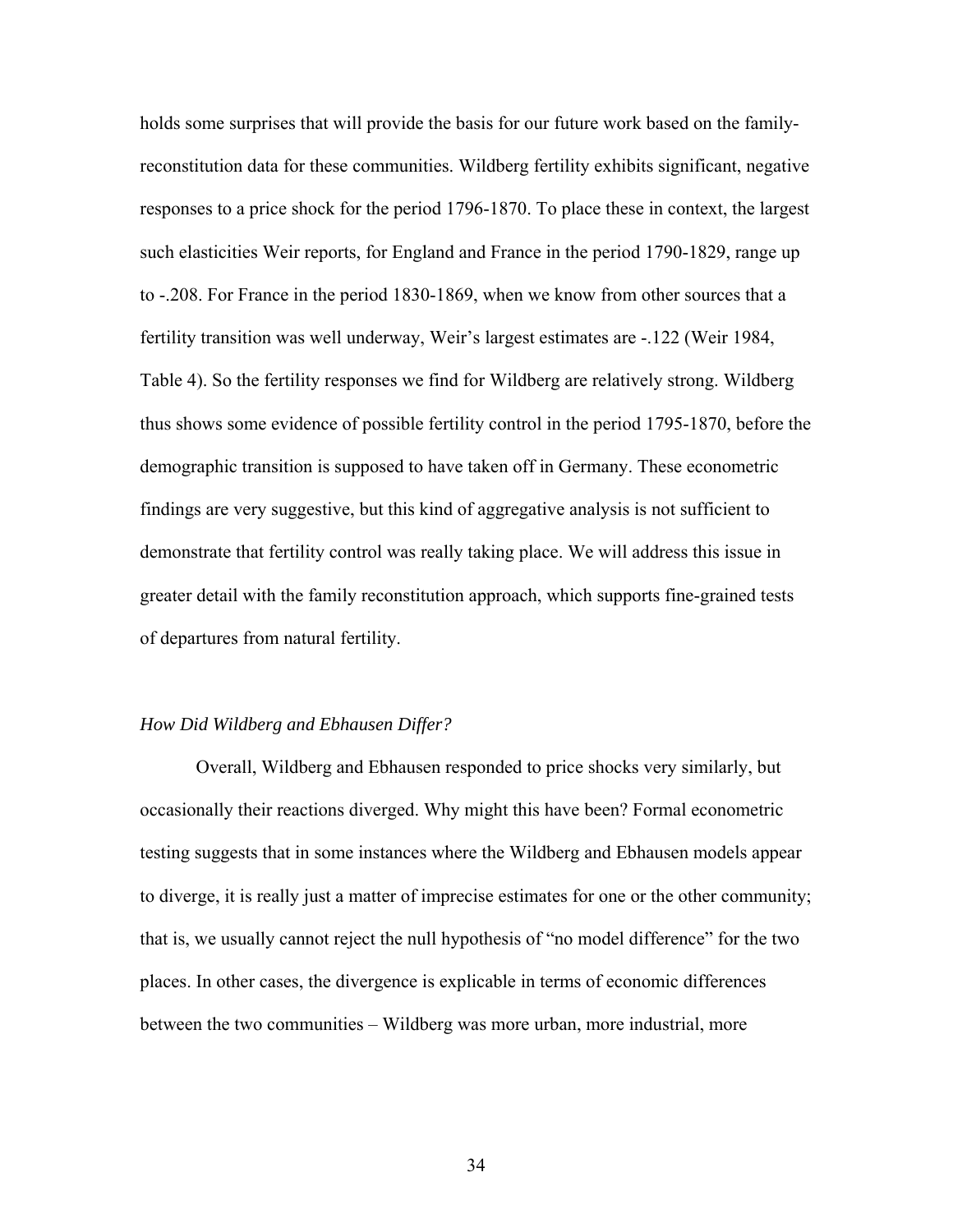holds some surprises that will provide the basis for our future work based on the family-reconstitution data for these communities. Wildberg fertility exhibits significant, negative responses to a price shock for the period 1796-1870. To place these in context, the largest such elasticities Weir reports, for England and France in the period 1790-1829, range up to -.208. For France in the period 1830-1869, when we know from other sources that a fertility transition was well underway, Weir's largest estimates are -.122 (Weir 1984, Table 4). So the fertility responses we find for Wildberg are relatively strong. Wildberg thus shows some evidence of possible fertility control in the period 1795-1870, before the demographic transition is supposed to have taken off in Germany. These econometric findings are very suggestive, but this kind of aggregative analysis is not sufficient to demonstrate that fertility control was really taking place. We will address this issue in greater detail with the family reconstitution approach, which supports fine-grained tests of departures from natural fertility.

*How Did Wildberg and Ebhausen Differ?*

Overall, Wildberg and Ebhausen responded to price shocks very similarly, but occasionally their reactions diverged. Why might this have been? Formal econometric testing suggests that in some instances where the Wildberg and Ebhausen models appear to diverge, it is really just a matter of imprecise estimates for one or the other community; that is, we usually cannot reject the null hypothesis of "no model difference" for the two places. In other cases, the divergence is explicable in terms of economic differences between the two communities – Wildberg was more urban, more industrial, more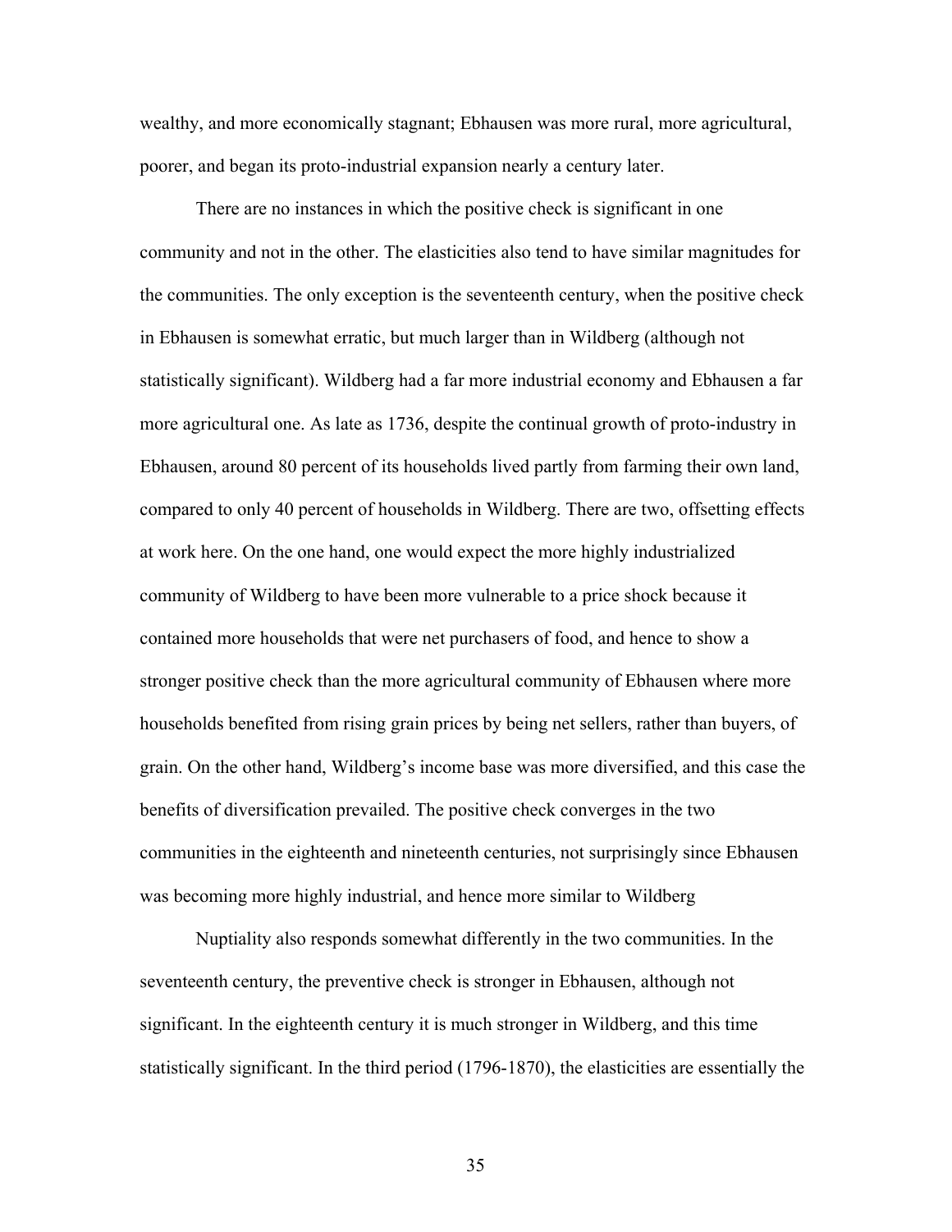wealthy, and more economically stagnant; Ebhausen was more rural, more agricultural, poorer, and began its proto-industrial expansion nearly a century later.

There are no instances in which the positive check is significant in one community and not in the other. The elasticities also tend to have similar magnitudes for the communities. The only exception is the seventeenth century, when the positive check in Ebhausen is somewhat erratic, but much larger than in Wildberg (although not statistically significant). Wildberg had a far more industrial economy and Ebhausen a far more agricultural one. As late as 1736, despite the continual growth of proto-industry in Ebhausen, around 80 percent of its households lived partly from farming their own land, compared to only 40 percent of households in Wildberg. There are two, offsetting effects at work here. On the one hand, one would expect the more highly industrialized community of Wildberg to have been more vulnerable to a price shock because it contained more households that were net purchasers of food, and hence to show a stronger positive check than the more agricultural community of Ebhausen where more households benefited from rising grain prices by being net sellers, rather than buyers, of grain. On the other hand, Wildberg's income base was more diversified, and this case the benefits of diversification prevailed. The positive check converges in the two communities in the eighteenth and nineteenth centuries, not surprisingly since Ebhausen was becoming more highly industrial, and hence more similar to Wildberg

Nuptiality also responds somewhat differently in the two communities. In the seventeenth century, the preventive check is stronger in Ebhausen, although not significant. In the eighteenth century it is much stronger in Wildberg, and this time statistically significant. In the third period (1796-1870), the elasticities are essentially the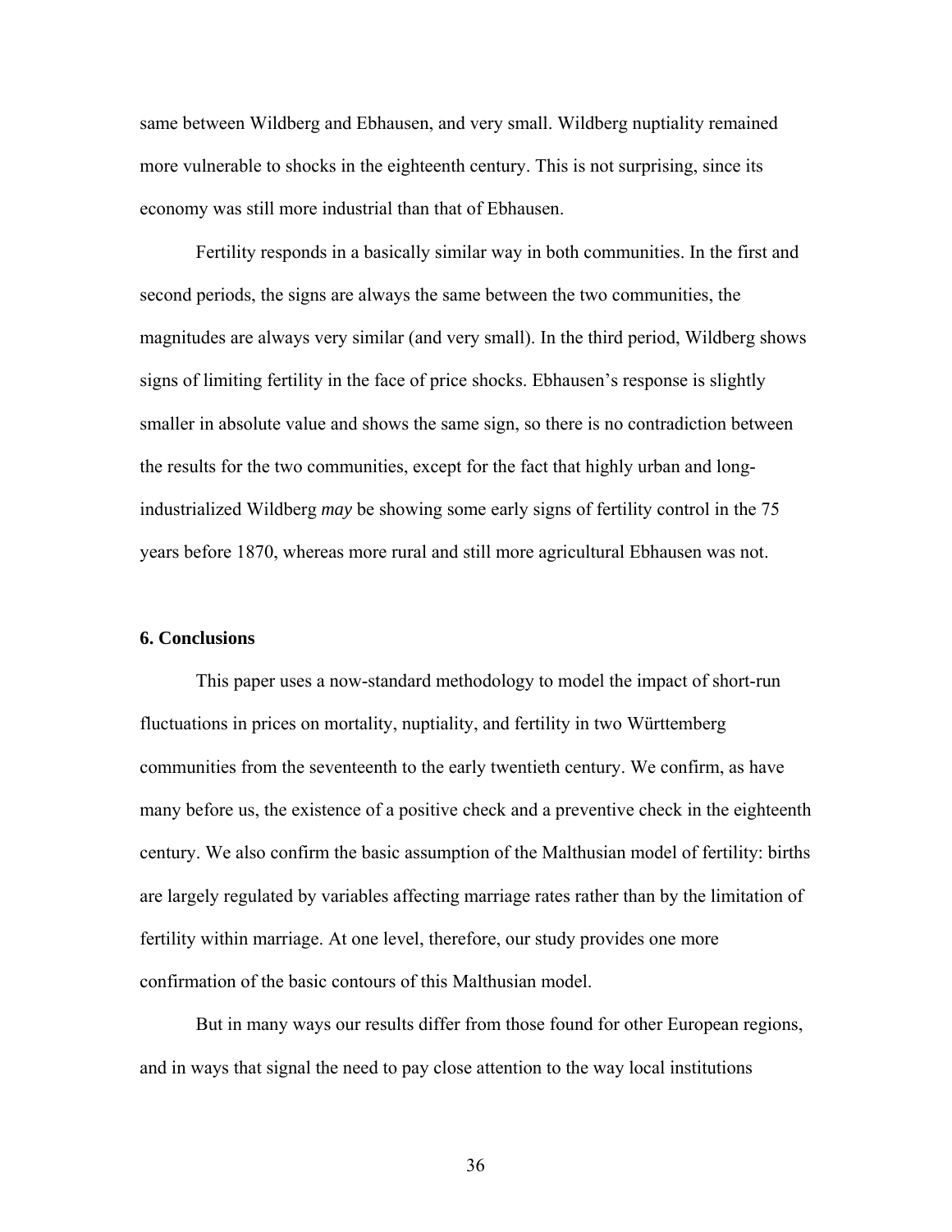same between Wildberg and Ebhausen, and very small. Wildberg nuptiality remained more vulnerable to shocks in the eighteenth century. This is not surprising, since its economy was still more industrial than that of Ebhausen.

Fertility responds in a basically similar way in both communities. In the first and second periods, the signs are always the same between the two communities, the magnitudes are always very similar (and very small). In the third period, Wildberg shows signs of limiting fertility in the face of price shocks. Ebhausen's response is slightly smaller in absolute value and shows the same sign, so there is no contradiction between the results for the two communities, except for the fact that highly urban and long-industrialized Wildberg *may* be showing some early signs of fertility control in the 75 years before 1870, whereas more rural and still more agricultural Ebhausen was not.

## 6. Conclusions

This paper uses a now-standard methodology to model the impact of short-run fluctuations in prices on mortality, nuptiality, and fertility in two Württemberg communities from the seventeenth to the early twentieth century. We confirm, as have many before us, the existence of a positive check and a preventive check in the eighteenth century. We also confirm the basic assumption of the Malthusian model of fertility: births are largely regulated by variables affecting marriage rates rather than by the limitation of fertility within marriage. At one level, therefore, our study provides one more confirmation of the basic contours of this Malthusian model.

But in many ways our results differ from those found for other European regions, and in ways that signal the need to pay close attention to the way local institutions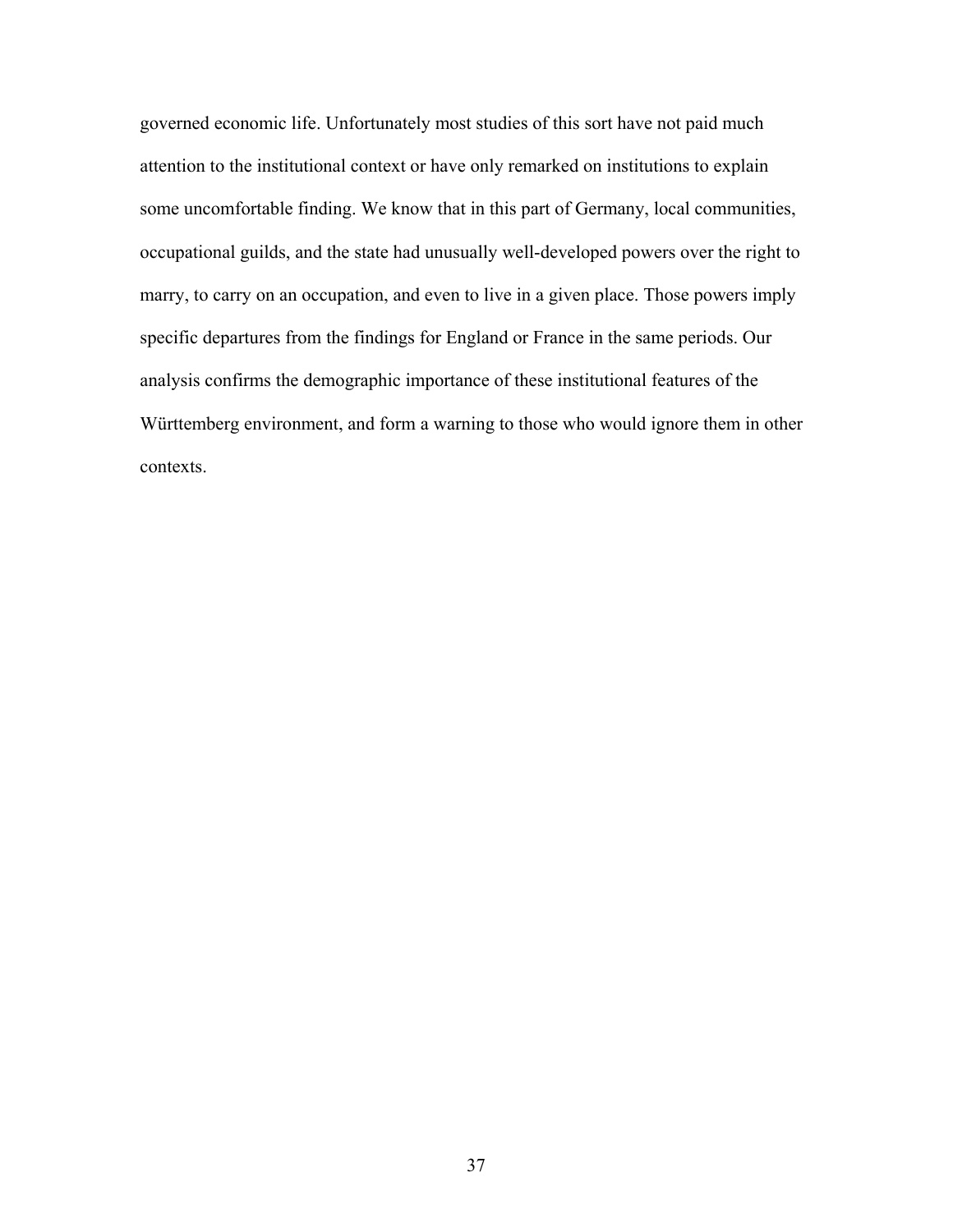governed economic life. Unfortunately most studies of this sort have not paid much attention to the institutional context or have only remarked on institutions to explain some uncomfortable finding. We know that in this part of Germany, local communities, occupational guilds, and the state had unusually well-developed powers over the right to marry, to carry on an occupation, and even to live in a given place. Those powers imply specific departures from the findings for England or France in the same periods. Our analysis confirms the demographic importance of these institutional features of the Württemberg environment, and form a warning to those who would ignore them in other contexts.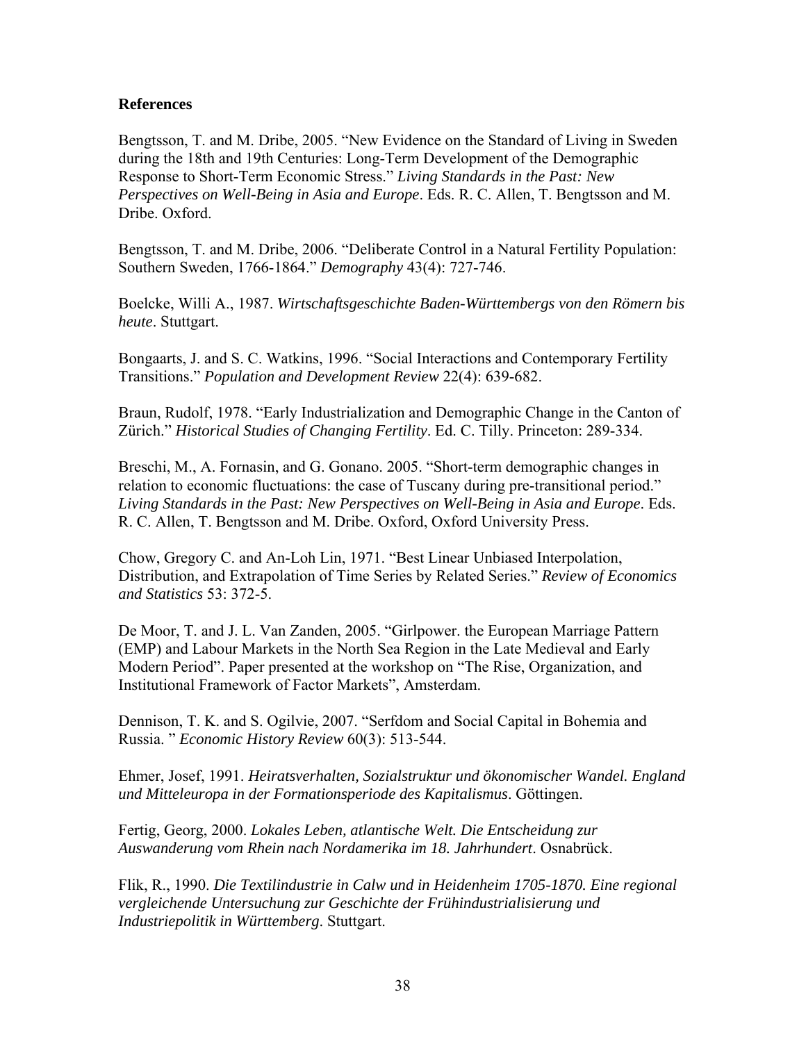**References**

Bengtsson, T. and M. Dribe, 2005. "New Evidence on the Standard of Living in Sweden during the 18th and 19th Centuries: Long-Term Development of the Demographic Response to Short-Term Economic Stress." *Living Standards in the Past: New Perspectives on Well-Being in Asia and Europe*. Eds. R. C. Allen, T. Bengtsson and M. Dribe. Oxford.

Bengtsson, T. and M. Dribe, 2006. "Deliberate Control in a Natural Fertility Population: Southern Sweden, 1766-1864." *Demography* 43(4): 727-746.

Boelcke, Willi A., 1987. *Wirtschaftsgeschichte Baden-Württembergs von den Römern bis heute*. Stuttgart.

Bongaarts, J. and S. C. Watkins, 1996. "Social Interactions and Contemporary Fertility Transitions." *Population and Development Review* 22(4): 639-682.

Braun, Rudolf, 1978. "Early Industrialization and Demographic Change in the Canton of Zürich." *Historical Studies of Changing Fertility*. Ed. C. Tilly. Princeton: 289-334.

Breschi, M., A. Fornasin, and G. Gonano. 2005. "Short-term demographic changes in relation to economic fluctuations: the case of Tuscany during pre-transitional period." *Living Standards in the Past: New Perspectives on Well-Being in Asia and Europe*. Eds. R. C. Allen, T. Bengtsson and M. Dribe. Oxford, Oxford University Press.

Chow, Gregory C. and An-Loh Lin, 1971. "Best Linear Unbiased Interpolation, Distribution, and Extrapolation of Time Series by Related Series." *Review of Economics and Statistics* 53: 372-5.

De Moor, T. and J. L. Van Zanden, 2005. "Girlpower. the European Marriage Pattern (EMP) and Labour Markets in the North Sea Region in the Late Medieval and Early Modern Period". Paper presented at the workshop on "The Rise, Organization, and Institutional Framework of Factor Markets", Amsterdam.

Dennison, T. K. and S. Ogilvie, 2007. "Serfdom and Social Capital in Bohemia and Russia. " *Economic History Review* 60(3): 513-544.

Ehmer, Josef, 1991. *Heiratsverhalten, Sozialstruktur und ökonomischer Wandel. England und Mitteleuropa in der Formationsperiode des Kapitalismus*. Göttingen.

Fertig, Georg, 2000. *Lokales Leben, atlantische Welt. Die Entscheidung zur Auswanderung vom Rhein nach Nordamerika im 18. Jahrhundert*. Osnabrück.

Flik, R., 1990. *Die Textilindustrie in Calw und in Heidenheim 1705-1870. Eine regional vergleichende Untersuchung zur Geschichte der Frühindustrialisierung und Industriepolitik in Württemberg*. Stuttgart.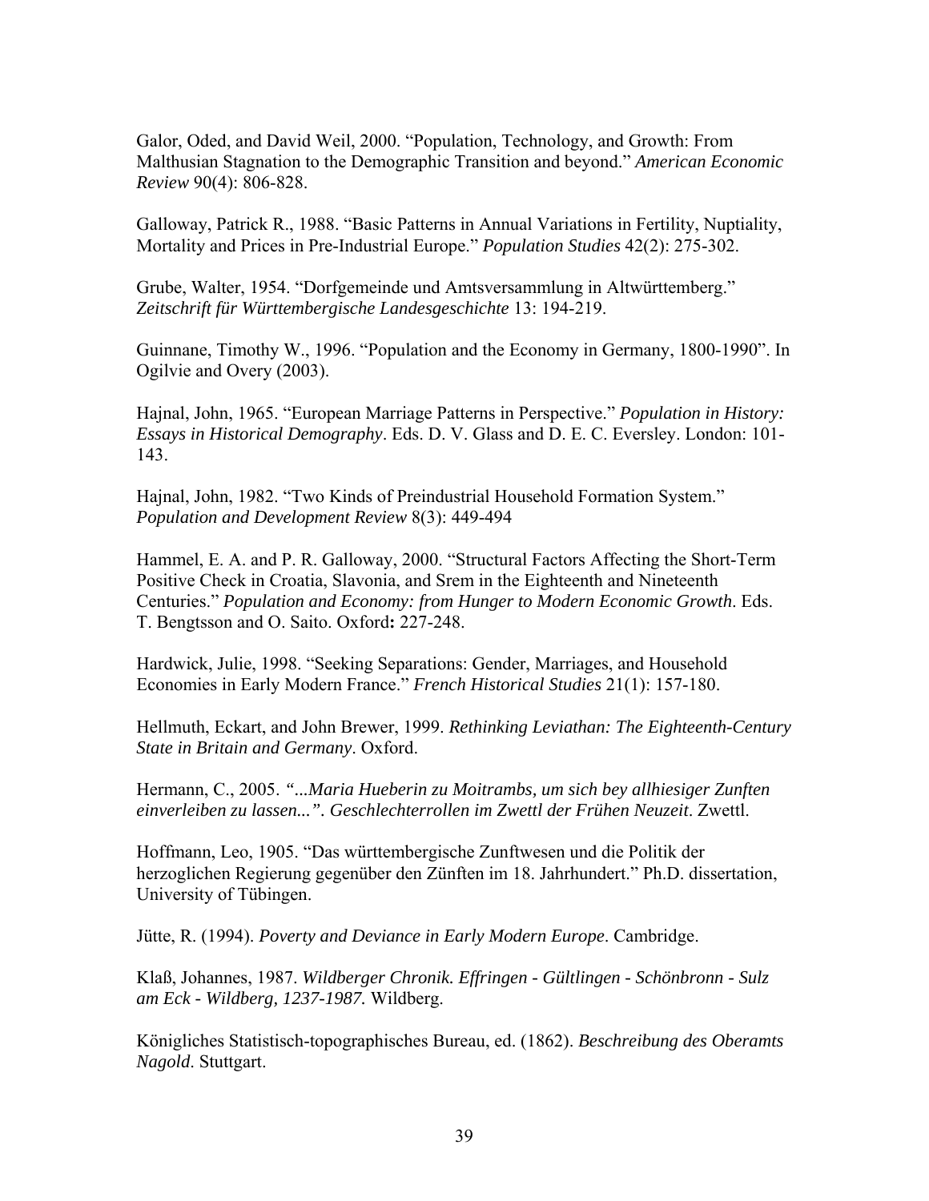Galor, Oded, and David Weil, 2000. “Population, Technology, and Growth: From Malthusian Stagnation to the Demographic Transition and beyond.” *American Economic Review* 90(4): 806-828.

Galloway, Patrick R., 1988. “Basic Patterns in Annual Variations in Fertility, Nuptiality, Mortality and Prices in Pre-Industrial Europe.” *Population Studies* 42(2): 275-302.

Grube, Walter, 1954. “Dorfgemeinde und Amtsversammlung in Altwürttemberg.” *Zeitschrift für Württembergische Landesgeschichte* 13: 194-219.

Guinnane, Timothy W., 1996. “Population and the Economy in Germany, 1800-1990”. In Ogilvie and Overy (2003).

Hajnal, John, 1965. “European Marriage Patterns in Perspective.” *Population in History: Essays in Historical Demography*. Eds. D. V. Glass and D. E. C. Eversley. London: 101-143.

Hajnal, John, 1982. “Two Kinds of Preindustrial Household Formation System.” *Population and Development Review* 8(3): 449-494

Hammel, E. A. and P. R. Galloway, 2000. “Structural Factors Affecting the Short-Term Positive Check in Croatia, Slavonia, and Srem in the Eighteenth and Nineteenth Centuries.” *Population and Economy: from Hunger to Modern Economic Growth*. Eds. T. Bengtsson and O. Saito. Oxford**:** 227-248.

Hardwick, Julie, 1998. “Seeking Separations: Gender, Marriages, and Household Economies in Early Modern France.” *French Historical Studies* 21(1): 157-180.

Hellmuth, Eckart, and John Brewer, 1999. *Rethinking Leviathan: The Eighteenth-Century State in Britain and Germany*. Oxford.

Hermann, C., 2005. *“...Maria Hueberin zu Moitrambs, um sich bey allhiesiger Zunften einverleiben zu lassen...”. Geschlechterrollen im Zwettl der Frühen Neuzeit*. Zwettl.

Hoffmann, Leo, 1905. “Das württembergische Zunftwesen und die Politik der herzoglichen Regierung gegenüber den Zünften im 18. Jahrhundert.” Ph.D. dissertation, University of Tübingen.

Jütte, R. (1994). *Poverty and Deviance in Early Modern Europe*. Cambridge.

Klaß, Johannes, 1987. *Wildberger Chronik. Effringen - Gültlingen - Schönbronn - Sulz am Eck - Wildberg, 1237-1987.* Wildberg.

Königliches Statistisch-topographisches Bureau, ed. (1862). *Beschreibung des Oberamts Nagold.* Stuttgart.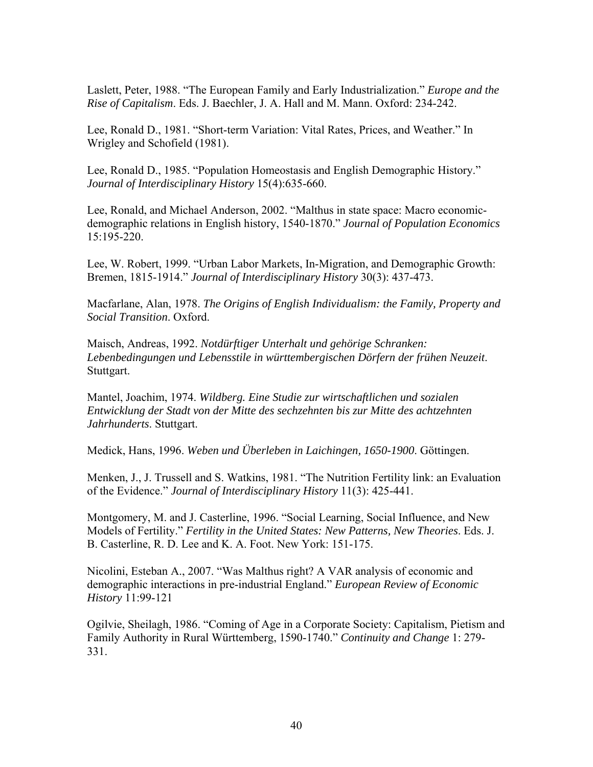Laslett, Peter, 1988. "The European Family and Early Industrialization." *Europe and the Rise of Capitalism*. Eds. J. Baechler, J. A. Hall and M. Mann. Oxford: 234-242.

Lee, Ronald D., 1981. "Short-term Variation: Vital Rates, Prices, and Weather." In Wrigley and Schofield (1981).

Lee, Ronald D., 1985. "Population Homeostasis and English Demographic History." *Journal of Interdisciplinary History* 15(4):635-660.

Lee, Ronald, and Michael Anderson, 2002. "Malthus in state space: Macro economic-demographic relations in English history, 1540-1870." *Journal of Population Economics* 15:195-220.

Lee, W. Robert, 1999. "Urban Labor Markets, In-Migration, and Demographic Growth: Bremen, 1815-1914." *Journal of Interdisciplinary History* 30(3): 437-473.

Macfarlane, Alan, 1978. *The Origins of English Individualism: the Family, Property and Social Transition*. Oxford.

Maisch, Andreas, 1992. *Notdürftiger Unterhalt und gehörige Schranken: Lebenbedingungen und Lebensstile in württembergischen Dörfern der frühen Neuzeit*. Stuttgart.

Mantel, Joachim, 1974. *Wildberg. Eine Studie zur wirtschaftlichen und sozialen Entwicklung der Stadt von der Mitte des sechzehnten bis zur Mitte des achtzehnten Jahrhunderts*. Stuttgart.

Medick, Hans, 1996. *Weben und Überleben in Laichingen, 1650-1900*. Göttingen.

Menken, J., J. Trussell and S. Watkins, 1981. "The Nutrition Fertility link: an Evaluation of the Evidence." *Journal of Interdisciplinary History* 11(3): 425-441.

Montgomery, M. and J. Casterline, 1996. "Social Learning, Social Influence, and New Models of Fertility." *Fertility in the United States: New Patterns, New Theories*. Eds. J. B. Casterline, R. D. Lee and K. A. Foot. New York: 151-175.

Nicolini, Esteban A., 2007. "Was Malthus right? A VAR analysis of economic and demographic interactions in pre-industrial England." *European Review of Economic History* 11:99-121

Ogilvie, Sheilagh, 1986. "Coming of Age in a Corporate Society: Capitalism, Pietism and Family Authority in Rural Württemberg, 1590-1740." *Continuity and Change* 1: 279-331.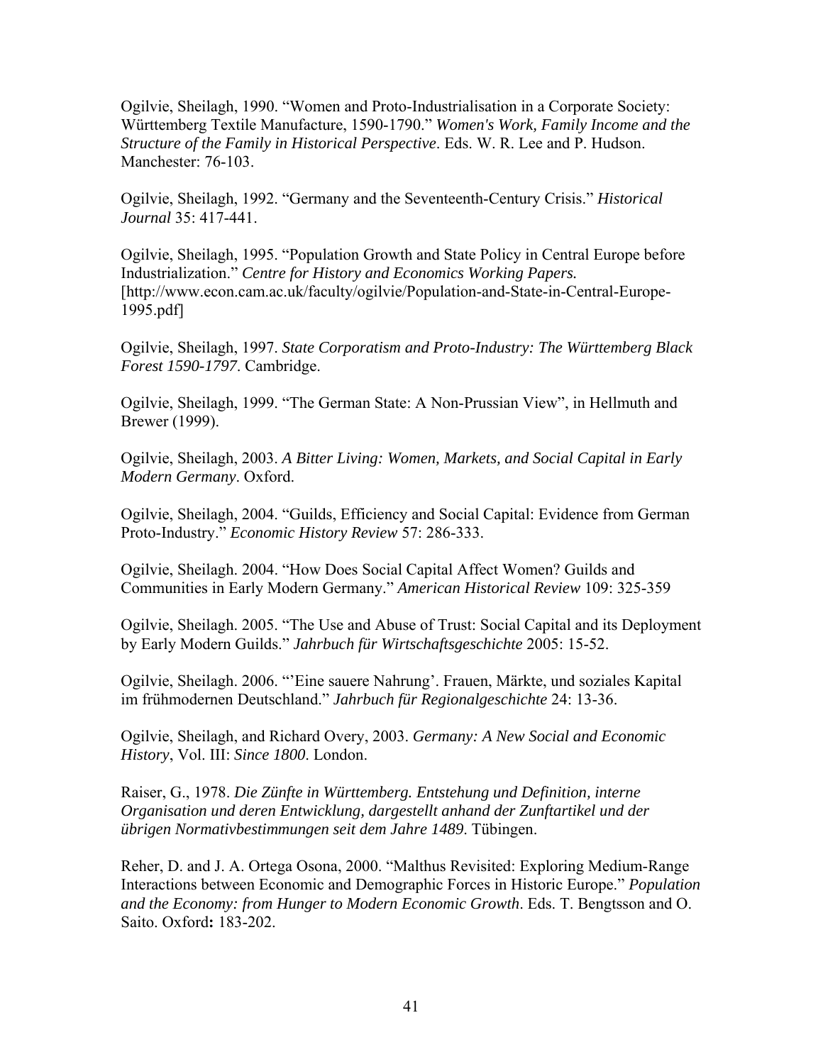Ogilvie, Sheilagh, 1990. “Women and Proto-Industrialisation in a Corporate Society: Württemberg Textile Manufacture, 1590-1790.” *Women's Work, Family Income and the Structure of the Family in Historical Perspective*. Eds. W. R. Lee and P. Hudson. Manchester: 76-103.

Ogilvie, Sheilagh, 1992. “Germany and the Seventeenth-Century Crisis.” *Historical Journal* 35: 417-441.

Ogilvie, Sheilagh, 1995. “Population Growth and State Policy in Central Europe before Industrialization.” *Centre for History and Economics Working Papers.* [http://www.econ.cam.ac.uk/faculty/ogilvie/Population-and-State-in-Central-Europe-1995.pdf]

Ogilvie, Sheilagh, 1997. *State Corporatism and Proto-Industry: The Württemberg Black Forest 1590-1797*. Cambridge.

Ogilvie, Sheilagh, 1999. “The German State: A Non-Prussian View”, in Hellmuth and Brewer (1999).

Ogilvie, Sheilagh, 2003. *A Bitter Living: Women, Markets, and Social Capital in Early Modern Germany*. Oxford.

Ogilvie, Sheilagh, 2004. “Guilds, Efficiency and Social Capital: Evidence from German Proto-Industry.” *Economic History Review* 57: 286-333.

Ogilvie, Sheilagh. 2004. “How Does Social Capital Affect Women? Guilds and Communities in Early Modern Germany.” *American Historical Review* 109: 325-359

Ogilvie, Sheilagh. 2005. “The Use and Abuse of Trust: Social Capital and its Deployment by Early Modern Guilds.” *Jahrbuch für Wirtschaftsgeschichte* 2005: 15-52.

Ogilvie, Sheilagh. 2006. “’Eine sauere Nahrung’. Frauen, Märkte, und soziales Kapital im frühmodernen Deutschland.” *Jahrbuch für Regionalgeschichte* 24: 13-36.

Ogilvie, Sheilagh, and Richard Overy, 2003. *Germany: A New Social and Economic History*, Vol. III: *Since 1800*. London.

Raiser, G., 1978. *Die Zünfte in Württemberg. Entstehung und Definition, interne Organisation und deren Entwicklung, dargestellt anhand der Zunftartikel und der übrigen Normativbestimmungen seit dem Jahre 1489*. Tübingen.

Reher, D. and J. A. Ortega Osona, 2000. “Malthus Revisited: Exploring Medium-Range Interactions between Economic and Demographic Forces in Historic Europe.” *Population and the Economy: from Hunger to Modern Economic Growth*. Eds. T. Bengtsson and O. Saito. Oxford**:** 183-202.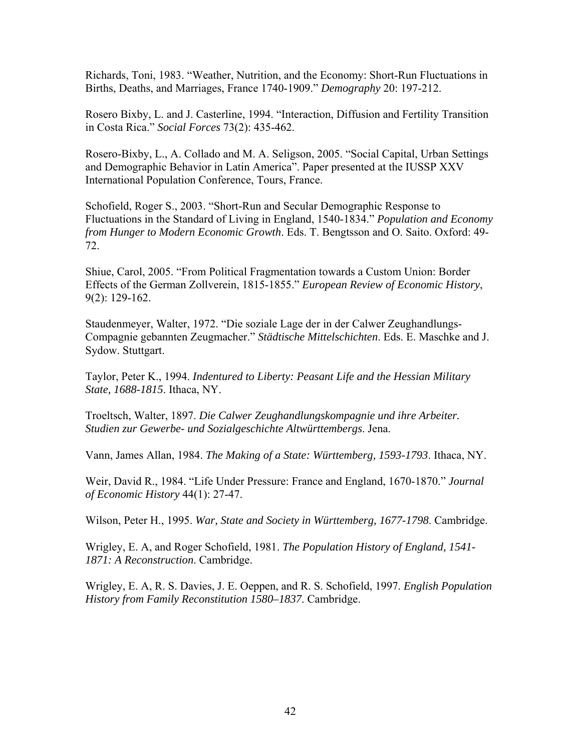Richards, Toni, 1983. "Weather, Nutrition, and the Economy: Short-Run Fluctuations in Births, Deaths, and Marriages, France 1740-1909." *Demography* 20: 197-212.

Rosero Bixby, L. and J. Casterline, 1994. "Interaction, Diffusion and Fertility Transition in Costa Rica." *Social Forces* 73(2): 435-462.

Rosero-Bixby, L., A. Collado and M. A. Seligson, 2005. "Social Capital, Urban Settings and Demographic Behavior in Latin America". Paper presented at the IUSSP XXV International Population Conference, Tours, France.

Schofield, Roger S., 2003. "Short-Run and Secular Demographic Response to Fluctuations in the Standard of Living in England, 1540-1834." *Population and Economy from Hunger to Modern Economic Growth*. Eds. T. Bengtsson and O. Saito. Oxford: 49-72.

Shiue, Carol, 2005. "From Political Fragmentation towards a Custom Union: Border Effects of the German Zollverein, 1815-1855." *European Review of Economic History*, 9(2): 129-162.

Staudenmeyer, Walter, 1972. "Die soziale Lage der in der Calwer Zeughandlungs-Compagnie gebannten Zeugmacher." *Städtische Mittelschichten*. Eds. E. Maschke and J. Sydow. Stuttgart.

Taylor, Peter K., 1994. *Indentured to Liberty: Peasant Life and the Hessian Military State, 1688-1815*. Ithaca, NY.

Troeltsch, Walter, 1897. *Die Calwer Zeughandlungskompagnie und ihre Arbeiter. Studien zur Gewerbe- und Sozialgeschichte Altwürttembergs*. Jena.

Vann, James Allan, 1984. *The Making of a State: Württemberg, 1593-1793*. Ithaca, NY.

Weir, David R., 1984. "Life Under Pressure: France and England, 1670-1870." *Journal of Economic History* 44(1): 27-47.

Wilson, Peter H., 1995. *War, State and Society in Württemberg, 1677-1798*. Cambridge.

Wrigley, E. A, and Roger Schofield, 1981. *The Population History of England, 1541-1871: A Reconstruction*. Cambridge.

Wrigley, E. A, R. S. Davies, J. E. Oeppen, and R. S. Schofield, 1997. *English Population History from Family Reconstitution 1580–1837*. Cambridge.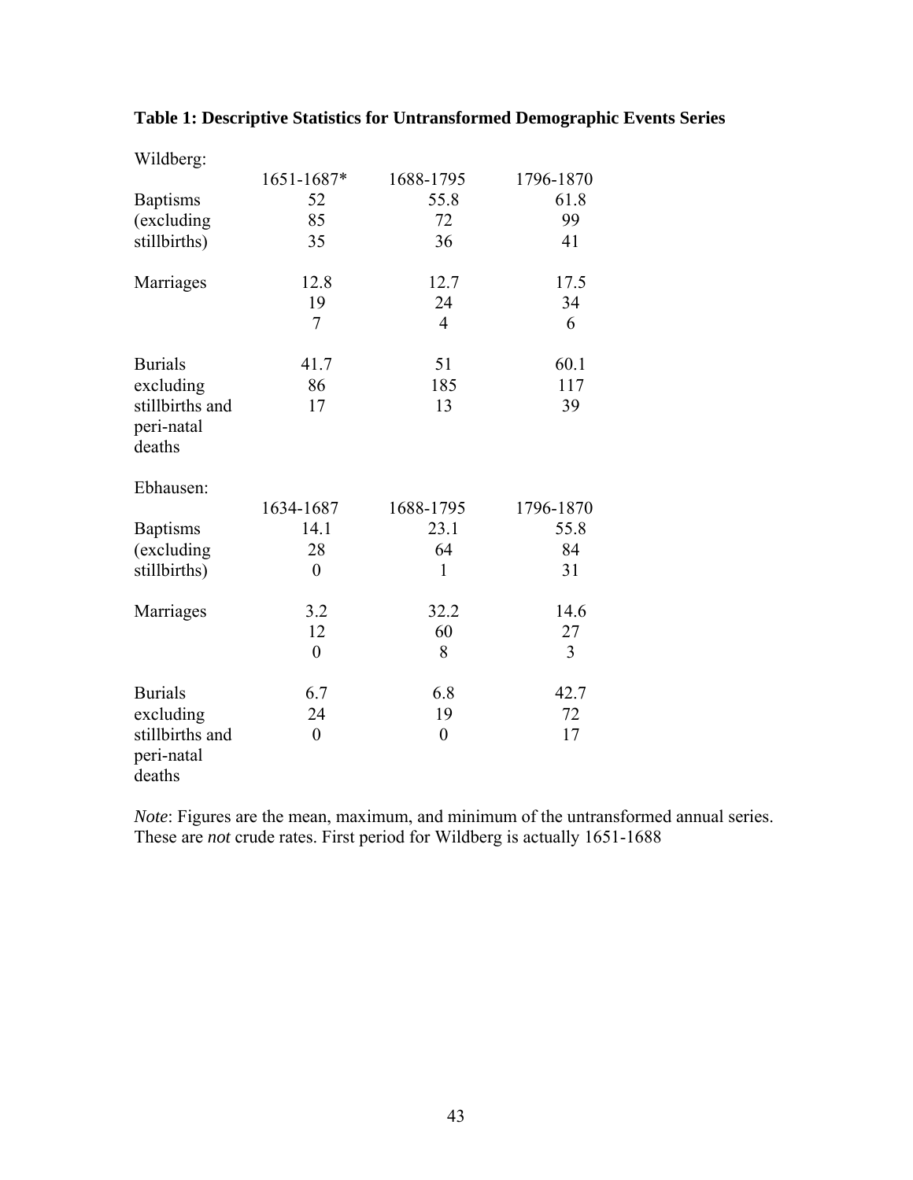**Table 1: Descriptive Statistics for Untransformed Demographic Events Series**

Wildberg:

| | 1651-1687* | 1688-1795 | 1796-1870 |
|---|---|---|---|
| Baptisms (excluding stillbirths) | 52 | 55.8 | 61.8 |
| | 85 | 72 | 99 |
| | 35 | 36 | 41 |
| Marriages | 12.8 | 12.7 | 17.5 |
| | 19 | 24 | 34 |
| | 7 | 4 | 6 |
| Burials excluding stillbirths and peri-natal deaths | 41.7 | 51 | 60.1 |
| | 86 | 185 | 117 |
| | 17 | 13 | 39 |

Ebhausen:

| | 1634-1687 | 1688-1795 | 1796-1870 |
|---|---|---|---|
| Baptisms (excluding stillbirths) | 14.1 | 23.1 | 55.8 |
| | 28 | 64 | 84 |
| | 0 | 1 | 31 |
| Marriages | 3.2 | 32.2 | 14.6 |
| | 12 | 60 | 27 |
| | 0 | 8 | 3 |
| Burials excluding stillbirths and peri-natal deaths | 6.7 | 6.8 | 42.7 |
| | 24 | 19 | 72 |
| | 0 | 0 | 17 |

*Note*: Figures are the mean, maximum, and minimum of the untransformed annual series. These are *not* crude rates. First period for Wildberg is actually 1651-1688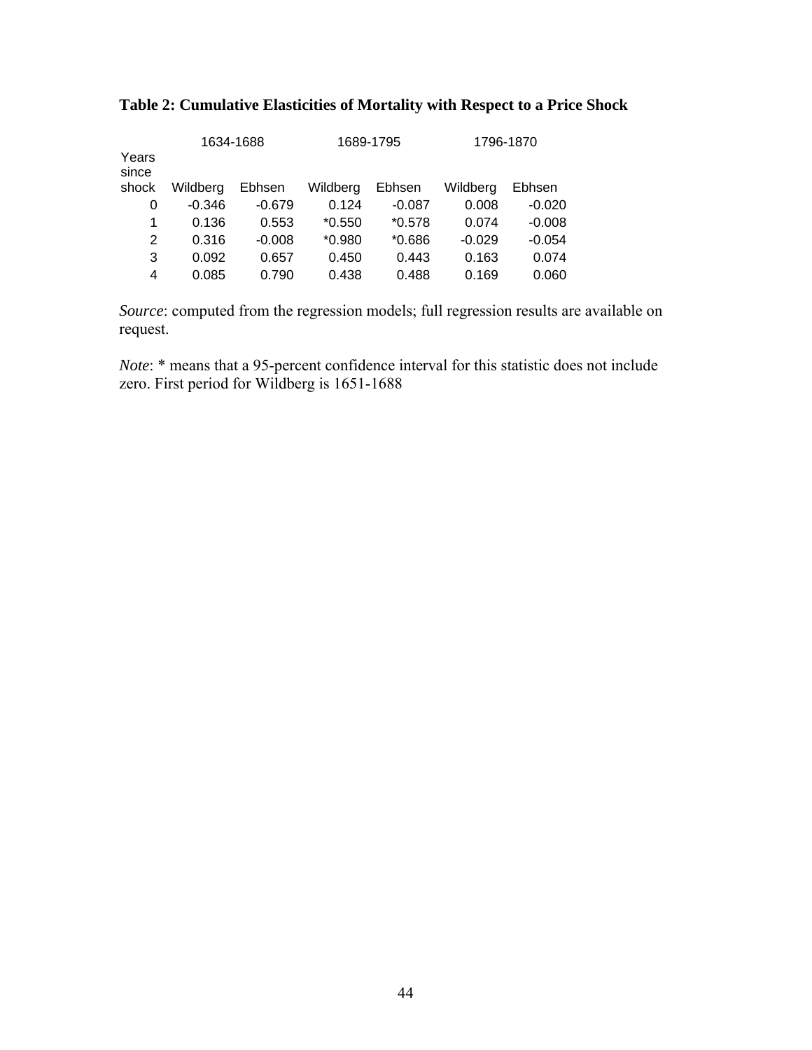**Table 2: Cumulative Elasticities of Mortality with Respect to a Price Shock**

| | 1634-1688 | | 1689-1795 | | 1796-1870 | |
|---|---|---|---|---|---|---|
| Years since shock | Wildberg | Ebhsen | Wildberg | Ebhsen | Wildberg | Ebhsen |
| 0 | -0.346 | -0.679 | 0.124 | -0.087 | 0.008 | -0.020 |
| 1 | 0.136 | 0.553 | *0.550 | *0.578 | 0.074 | -0.008 |
| 2 | 0.316 | -0.008 | *0.980 | *0.686 | -0.029 | -0.054 |
| 3 | 0.092 | 0.657 | 0.450 | 0.443 | 0.163 | 0.074 |
| 4 | 0.085 | 0.790 | 0.438 | 0.488 | 0.169 | 0.060 |

*Source*: computed from the regression models; full regression results are available on request.

*Note*: * means that a 95-percent confidence interval for this statistic does not include zero. First period for Wildberg is 1651-1688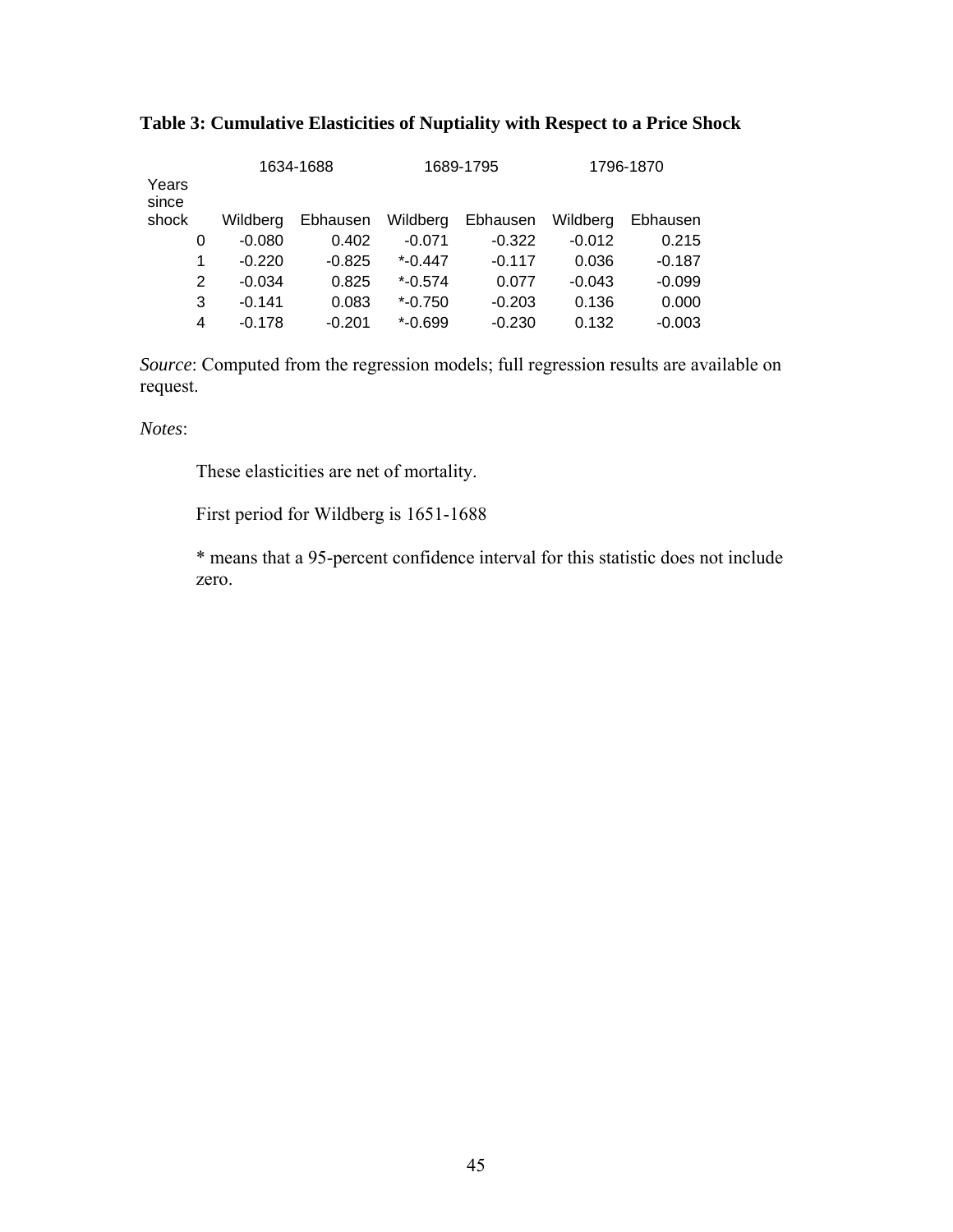**Table 3: Cumulative Elasticities of Nuptiality with Respect to a Price Shock**

| | 1634-1688 | | 1689-1795 | | 1796-1870 | |
|---|---|---|---|---|---|---|
| Years since shock | Wildberg | Ebhausen | Wildberg | Ebhausen | Wildberg | Ebhausen |
| 0 | -0.080 | 0.402 | -0.071 | -0.322 | -0.012 | 0.215 |
| 1 | -0.220 | -0.825 | *-0.447 | -0.117 | 0.036 | -0.187 |
| 2 | -0.034 | 0.825 | *-0.574 | 0.077 | -0.043 | -0.099 |
| 3 | -0.141 | 0.083 | *-0.750 | -0.203 | 0.136 | 0.000 |
| 4 | -0.178 | -0.201 | *-0.699 | -0.230 | 0.132 | -0.003 |

*Source*: Computed from the regression models; full regression results are available on request.

*Notes*:

These elasticities are net of mortality.

First period for Wildberg is 1651-1688

* means that a 95-percent confidence interval for this statistic does not include zero.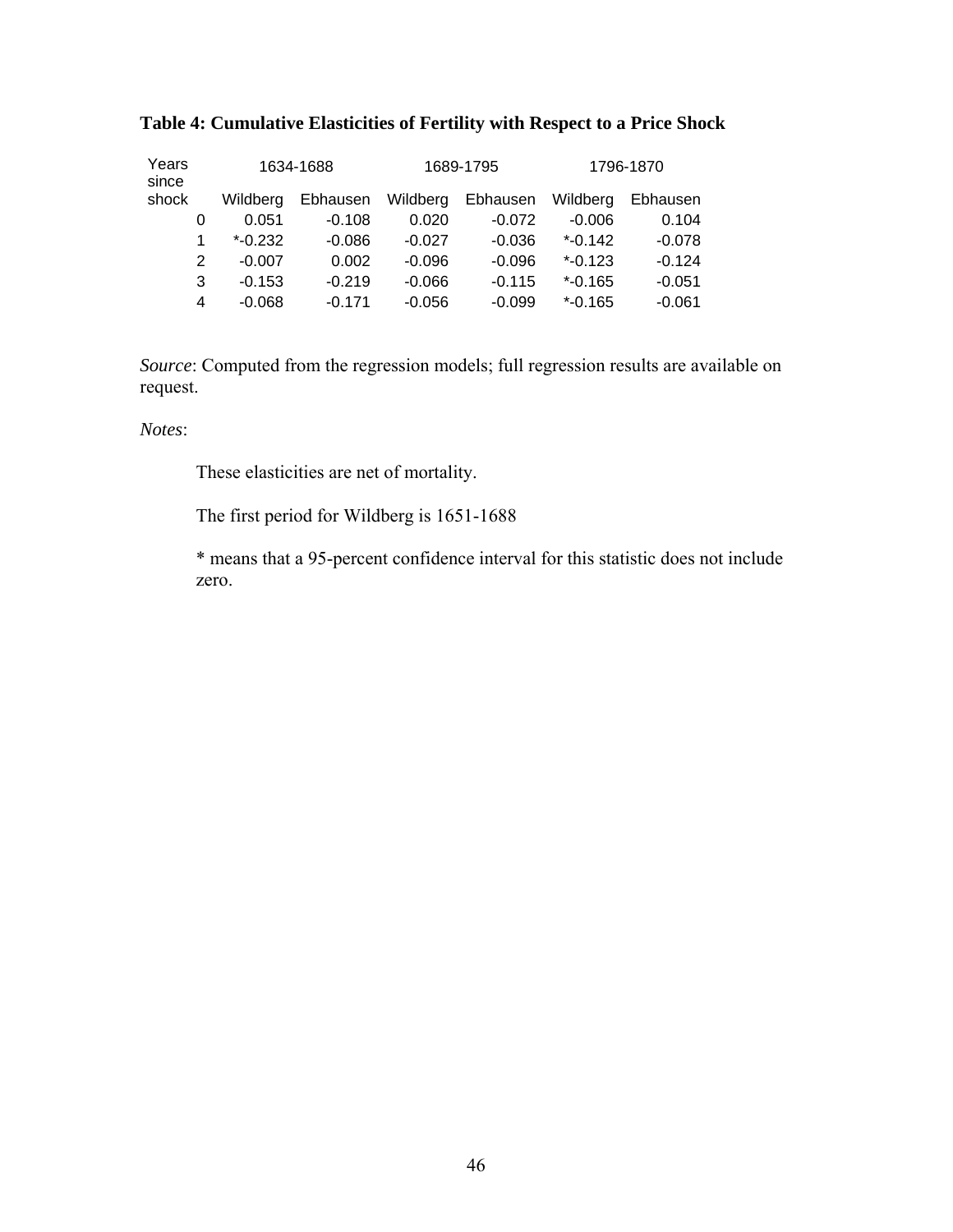**Table 4: Cumulative Elasticities of Fertility with Respect to a Price Shock**

| Years since shock | 1634-1688 | | 1689-1795 | | 1796-1870 | |
|---|---|---|---|---|---|---|
| | Wildberg | Ebhausen | Wildberg | Ebhausen | Wildberg | Ebhausen |
| 0 | 0.051 | -0.108 | 0.020 | -0.072 | -0.006 | 0.104 |
| 1 | *-0.232 | -0.086 | -0.027 | -0.036 | *-0.142 | -0.078 |
| 2 | -0.007 | 0.002 | -0.096 | -0.096 | *-0.123 | -0.124 |
| 3 | -0.153 | -0.219 | -0.066 | -0.115 | *-0.165 | -0.051 |
| 4 | -0.068 | -0.171 | -0.056 | -0.099 | *-0.165 | -0.061 |

*Source*: Computed from the regression models; full regression results are available on request.

*Notes*:

These elasticities are net of mortality.

The first period for Wildberg is 1651-1688

* means that a 95-percent confidence interval for this statistic does not include zero.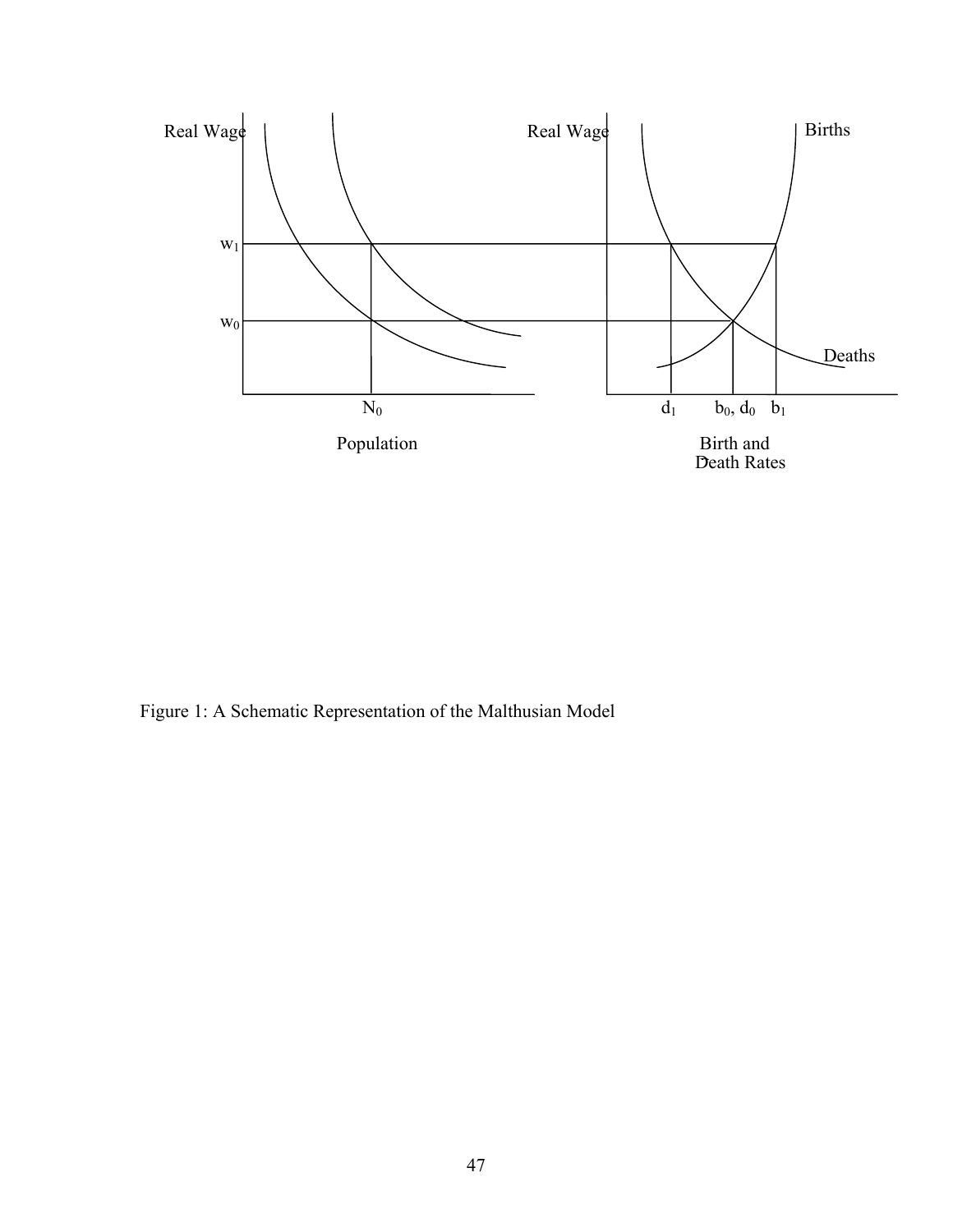Figure 1: A Schematic Representation of the Malthusian Model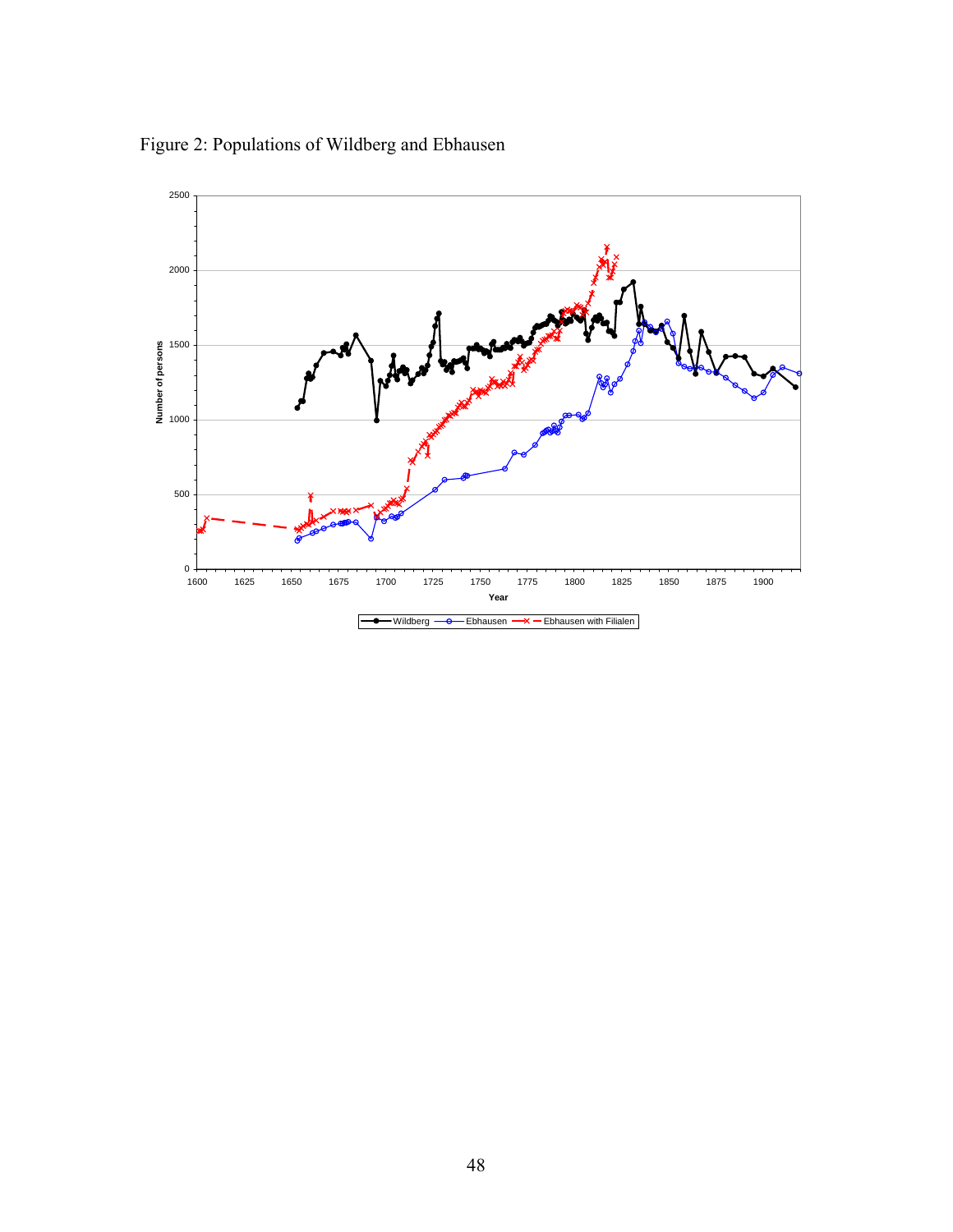Figure 2: Populations of Wildberg and Ebhausen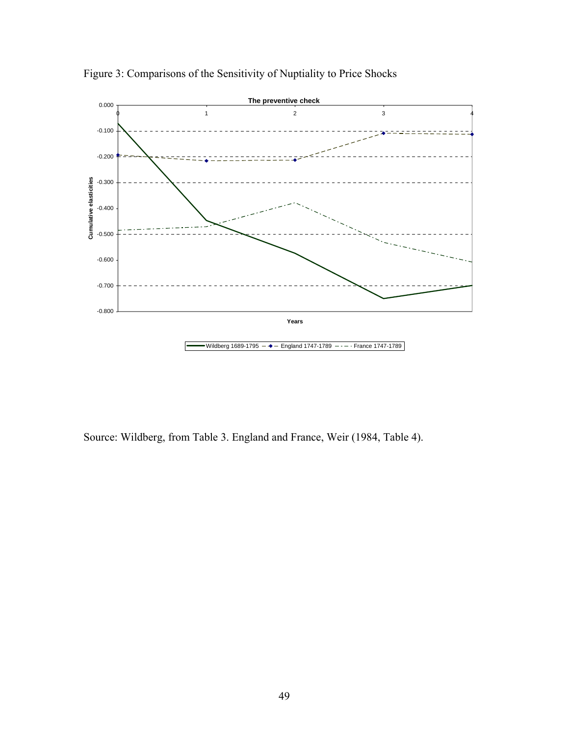Figure 3: Comparisons of the Sensitivity of Nuptiality to Price Shocks

Source: Wildberg, from Table 3. England and France, Weir (1984, Table 4).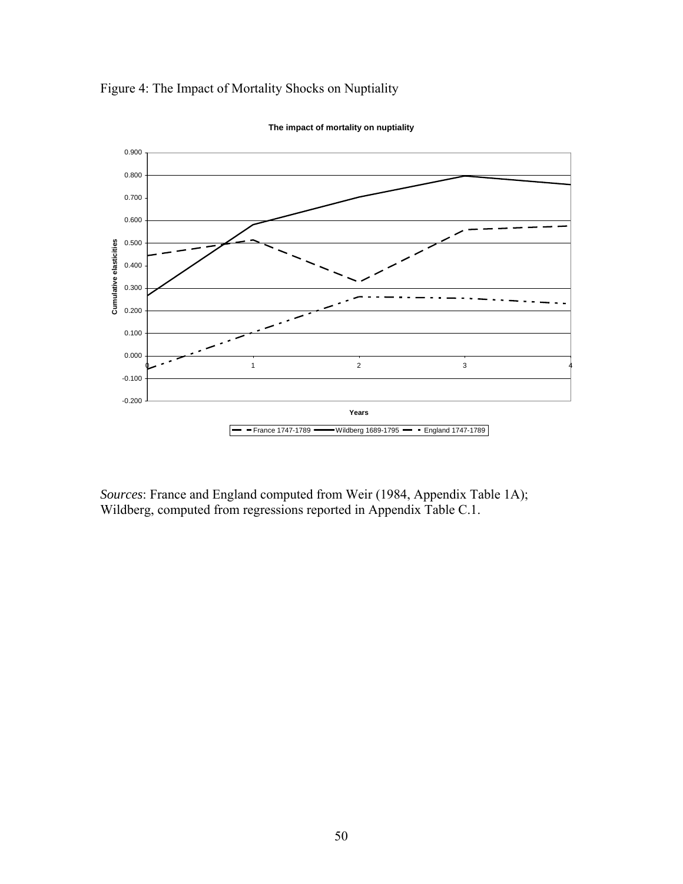Figure 4: The Impact of Mortality Shocks on Nuptiality

*Sources*: France and England computed from Weir (1984, Appendix Table 1A); Wildberg, computed from regressions reported in Appendix Table C.1.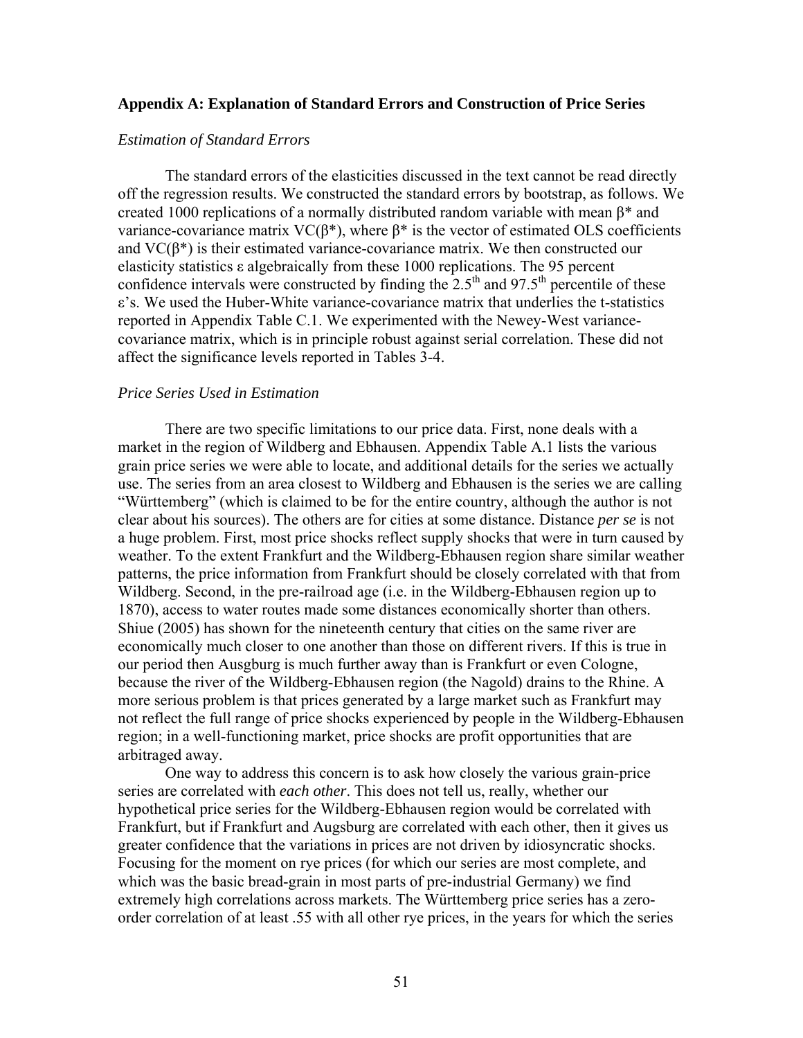## Appendix A: Explanation of Standard Errors and Construction of Price Series

### *Estimation of Standard Errors*

The standard errors of the elasticities discussed in the text cannot be read directly off the regression results. We constructed the standard errors by bootstrap, as follows. We created 1000 replications of a normally distributed random variable with mean $\beta^*$ and variance-covariance matrix $VC(\beta^*)$, where $\beta^*$ is the vector of estimated OLS coefficients and $VC(\beta^*)$ is their estimated variance-covariance matrix. We then constructed our elasticity statistics $\varepsilon$ algebraically from these 1000 replications. The 95 percent confidence intervals were constructed by finding the 2.5$^{th}$ and 97.5$^{th}$ percentile of these $\varepsilon$'s. We used the Huber-White variance-covariance matrix that underlies the t-statistics reported in Appendix Table C.1. We experimented with the Newey-West variance-covariance matrix, which is in principle robust against serial correlation. These did not affect the significance levels reported in Tables 3-4.

### *Price Series Used in Estimation*

There are two specific limitations to our price data. First, none deals with a market in the region of Wildberg and Ebhausen. Appendix Table A.1 lists the various grain price series we were able to locate, and additional details for the series we actually use. The series from an area closest to Wildberg and Ebhausen is the series we are calling "Württemberg" (which is claimed to be for the entire country, although the author is not clear about his sources). The others are for cities at some distance. Distance *per se* is not a huge problem. First, most price shocks reflect supply shocks that were in turn caused by weather. To the extent Frankfurt and the Wildberg-Ebhausen region share similar weather patterns, the price information from Frankfurt should be closely correlated with that from Wildberg. Second, in the pre-railroad age (i.e. in the Wildberg-Ebhausen region up to 1870), access to water routes made some distances economically shorter than others. Shiue (2005) has shown for the nineteenth century that cities on the same river are economically much closer to one another than those on different rivers. If this is true in our period then Ausgburg is much further away than is Frankfurt or even Cologne, because the river of the Wildberg-Ebhausen region (the Nagold) drains to the Rhine. A more serious problem is that prices generated by a large market such as Frankfurt may not reflect the full range of price shocks experienced by people in the Wildberg-Ebhausen region; in a well-functioning market, price shocks are profit opportunities that are arbitraged away.

One way to address this concern is to ask how closely the various grain-price series are correlated with *each other*. This does not tell us, really, whether our hypothetical price series for the Wildberg-Ebhausen region would be correlated with Frankfurt, but if Frankfurt and Augsburg are correlated with each other, then it gives us greater confidence that the variations in prices are not driven by idiosyncratic shocks. Focusing for the moment on rye prices (for which our series are most complete, and which was the basic bread-grain in most parts of pre-industrial Germany) we find extremely high correlations across markets. The Württemberg price series has a zero-order correlation of at least .55 with all other rye prices, in the years for which the series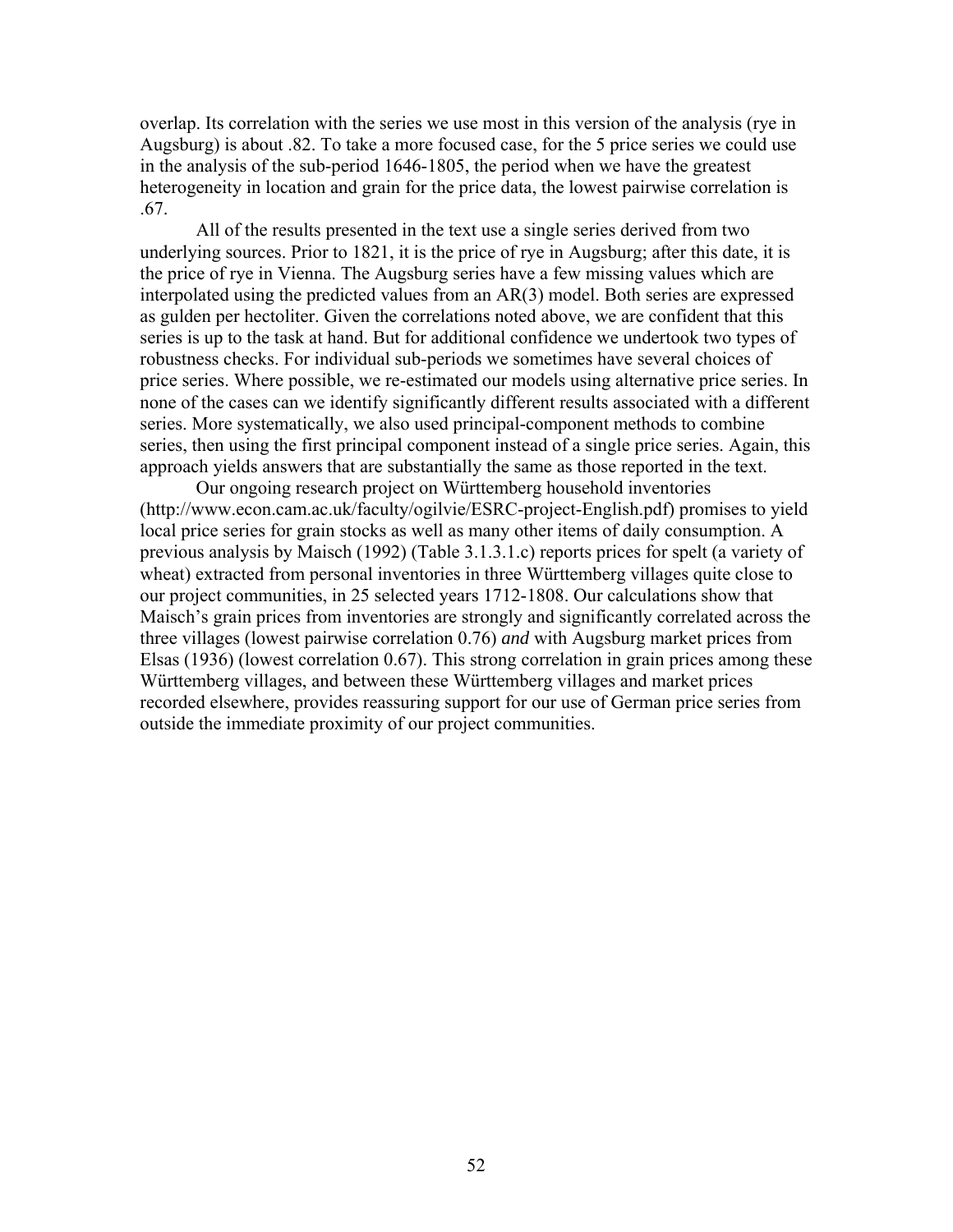overlap. Its correlation with the series we use most in this version of the analysis (rye in Augsburg) is about .82. To take a more focused case, for the 5 price series we could use in the analysis of the sub-period 1646-1805, the period when we have the greatest heterogeneity in location and grain for the price data, the lowest pairwise correlation is .67.

All of the results presented in the text use a single series derived from two underlying sources. Prior to 1821, it is the price of rye in Augsburg; after this date, it is the price of rye in Vienna. The Augsburg series have a few missing values which are interpolated using the predicted values from an AR(3) model. Both series are expressed as gulden per hectoliter. Given the correlations noted above, we are confident that this series is up to the task at hand. But for additional confidence we undertook two types of robustness checks. For individual sub-periods we sometimes have several choices of price series. Where possible, we re-estimated our models using alternative price series. In none of the cases can we identify significantly different results associated with a different series. More systematically, we also used principal-component methods to combine series, then using the first principal component instead of a single price series. Again, this approach yields answers that are substantially the same as those reported in the text.

Our ongoing research project on Württemberg household inventories (http://www.econ.cam.ac.uk/faculty/ogilvie/ESRC-project-English.pdf) promises to yield local price series for grain stocks as well as many other items of daily consumption. A previous analysis by Maisch (1992) (Table 3.1.3.1.c) reports prices for spelt (a variety of wheat) extracted from personal inventories in three Württemberg villages quite close to our project communities, in 25 selected years 1712-1808. Our calculations show that Maisch's grain prices from inventories are strongly and significantly correlated across the three villages (lowest pairwise correlation 0.76) *and* with Augsburg market prices from Elsas (1936) (lowest correlation 0.67). This strong correlation in grain prices among these Württemberg villages, and between these Württemberg villages and market prices recorded elsewhere, provides reassuring support for our use of German price series from outside the immediate proximity of our project communities.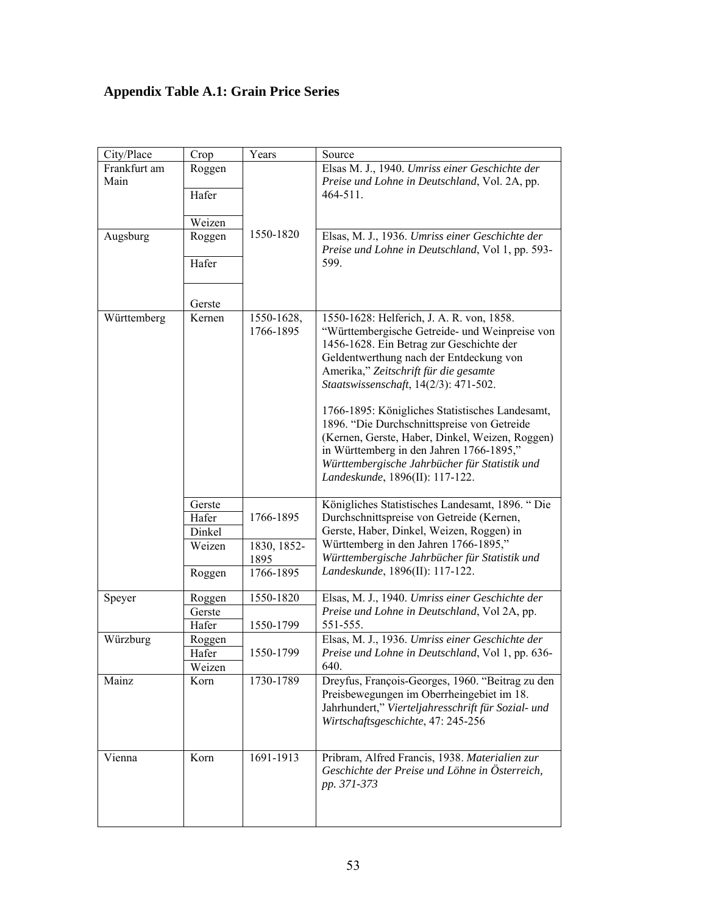## Appendix Table A.1: Grain Price Series

| City/Place | Crop | Years | Source |
|---|---|---|---|
| Frankfurt am Main | Roggen | 1550-1820 | Elsas M. J., 1940. *Umriss einer Geschichte der Preise und Lohne in Deutschland*, Vol. 2A, pp. 464-511. |
| | Hafer | 1550-1820 | |
| | Weizen | 1550-1820 | |
| Augsburg | Roggen | 1550-1820 | Elsas, M. J., 1936. *Umriss einer Geschichte der Preise und Lohne in Deutschland*, Vol 1, pp. 593-599. |
| | Hafer | 1550-1820 | |
| | Gerste | 1550-1820 | |
| Württemberg | Kernen | 1550-1628, 1766-1895 | 1550-1628: Helferich, J. A. R. von, 1858. "Württembergische Getreide- und Weinpreise von 1456-1628. Ein Betrag zur Geschichte der Geldentwerthung nach der Entdeckung von Amerika," *Zeitschrift für die gesamte Staatswissenschaft*, 14(2/3): 471-502. 1766-1895: Königliches Statistisches Landesamt, 1896. "Die Durchschnittspreise von Getreide (Kernen, Gerste, Haber, Dinkel, Weizen, Roggen) in Württemberg in den Jahren 1766-1895," *Württembergische Jahrbücher für Statistik und Landeskunde*, 1896(II): 117-122. |
| | Gerste | 1766-1895 | Königliches Statistisches Landesamt, 1896. " Die Durchschnittspreise von Getreide (Kernen, Gerste, Haber, Dinkel, Weizen, Roggen) in Württemberg in den Jahren 1766-1895," *Württembergische Jahrbücher für Statistik und Landeskunde*, 1896(II): 117-122. |
| | Hafer | 1766-1895 | |
| | Dinkel | 1766-1895 | |
| | Weizen | 1830, 1852-1895 | |
| | Roggen | 1766-1895 | |
| Speyer | Roggen | 1550-1820 | Elsas, M. J., 1940. *Umriss einer Geschichte der Preise und Lohne in Deutschland*, Vol 2A, pp. 551-555. |
| | Gerste | 1550-1799 | |
| | Hafer | 1550-1799 | |
| Würzburg | Roggen | 1550-1799 | Elsas, M. J., 1936. *Umriss einer Geschichte der Preise und Lohne in Deutschland*, Vol 1, pp. 636-640. |
| | Hafer | 1550-1799 | |
| | Weizen | 1550-1799 | |
| Mainz | Korn | 1730-1789 | Dreyfus, François-Georges, 1960. "Beitrag zu den Preisbewegungen im Oberrheingebiet im 18. Jahrhundert," *Vierteljahresschrift für Sozial- und Wirtschaftsgeschichte*, 47: 245-256 |
| Vienna | Korn | 1691-1913 | Pribram, Alfred Francis, 1938. *Materialien zur Geschichte der Preise und Löhne in Österreich, pp. 371-373* |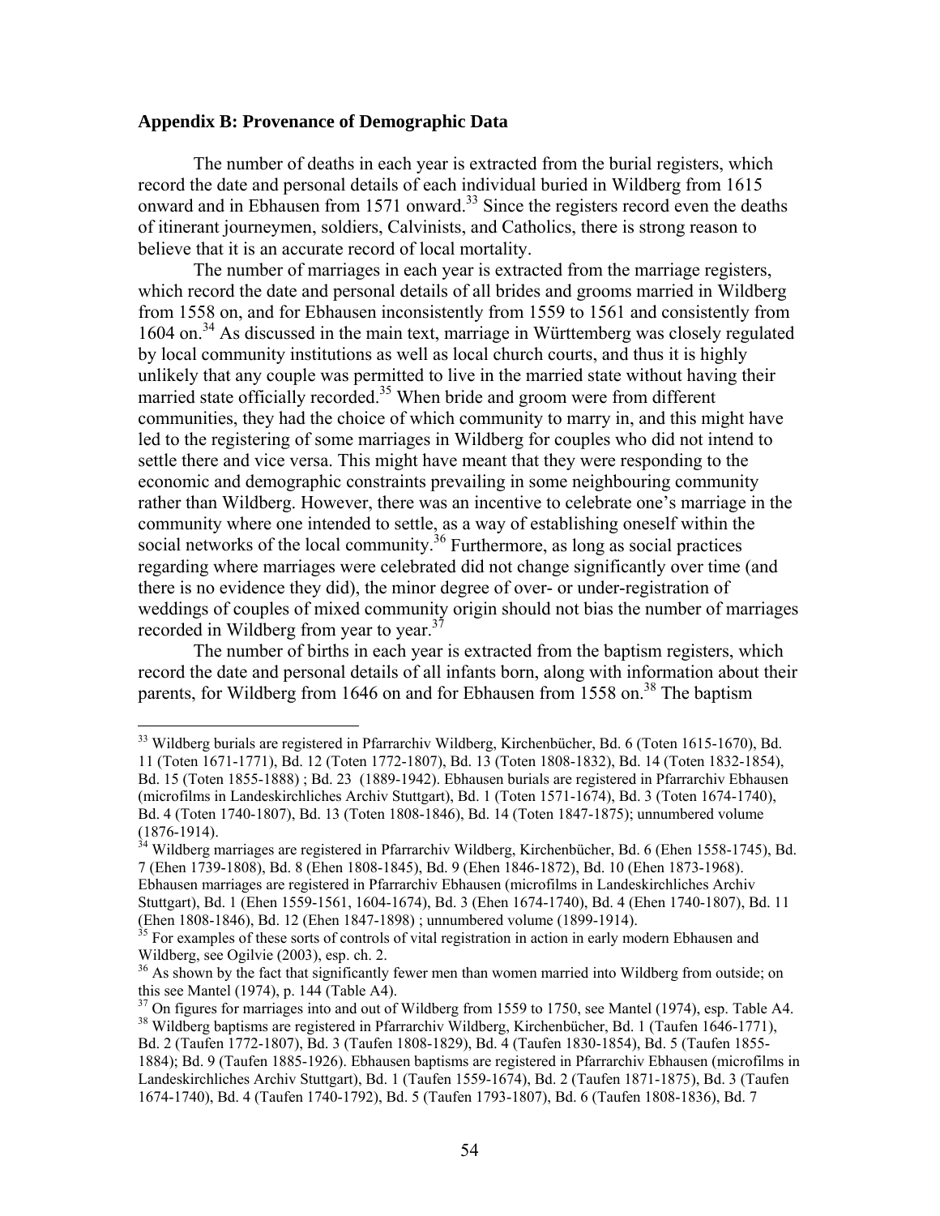## Appendix B: Provenance of Demographic Data

The number of deaths in each year is extracted from the burial registers, which record the date and personal details of each individual buried in Wildberg from 1615 onward and in Ebhausen from 1571 onward.[33] Since the registers record even the deaths of itinerant journeymen, soldiers, Calvinists, and Catholics, there is strong reason to believe that it is an accurate record of local mortality.

The number of marriages in each year is extracted from the marriage registers, which record the date and personal details of all brides and grooms married in Wildberg from 1558 on, and for Ebhausen inconsistently from 1559 to 1561 and consistently from 1604 on.[34] As discussed in the main text, marriage in Württemberg was closely regulated by local community institutions as well as local church courts, and thus it is highly unlikely that any couple was permitted to live in the married state without having their married state officially recorded.[35] When bride and groom were from different communities, they had the choice of which community to marry in, and this might have led to the registering of some marriages in Wildberg for couples who did not intend to settle there and vice versa. This might have meant that they were responding to the economic and demographic constraints prevailing in some neighbouring community rather than Wildberg. However, there was an incentive to celebrate one's marriage in the community where one intended to settle, as a way of establishing oneself within the social networks of the local community.[36] Furthermore, as long as social practices regarding where marriages were celebrated did not change significantly over time (and there is no evidence they did), the minor degree of over- or under-registration of weddings of couples of mixed community origin should not bias the number of marriages recorded in Wildberg from year to year.[37]

The number of births in each year is extracted from the baptism registers, which record the date and personal details of all infants born, along with information about their parents, for Wildberg from 1646 on and for Ebhausen from 1558 on.[38] The baptism

---

[33] Wildberg burials are registered in Pfarrarchiv Wildberg, Kirchenbücher, Bd. 6 (Toten 1615-1670), Bd. 11 (Toten 1671-1771), Bd. 12 (Toten 1772-1807), Bd. 13 (Toten 1808-1832), Bd. 14 (Toten 1832-1854), Bd. 15 (Toten 1855-1888) ; Bd. 23 (1889-1942). Ebhausen burials are registered in Pfarrarchiv Ebhausen (microfilms in Landeskirchliches Archiv Stuttgart), Bd. 1 (Toten 1571-1674), Bd. 3 (Toten 1674-1740), Bd. 4 (Toten 1740-1807), Bd. 13 (Toten 1808-1846), Bd. 14 (Toten 1847-1875); unnumbered volume (1876-1914).

[34] Wildberg marriages are registered in Pfarrarchiv Wildberg, Kirchenbücher, Bd. 6 (Ehen 1558-1745), Bd. 7 (Ehen 1739-1808), Bd. 8 (Ehen 1808-1845), Bd. 9 (Ehen 1846-1872), Bd. 10 (Ehen 1873-1968). Ebhausen marriages are registered in Pfarrarchiv Ebhausen (microfilms in Landeskirchliches Archiv Stuttgart), Bd. 1 (Ehen 1559-1561, 1604-1674), Bd. 3 (Ehen 1674-1740), Bd. 4 (Ehen 1740-1807), Bd. 11 (Ehen 1808-1846), Bd. 12 (Ehen 1847-1898) ; unnumbered volume (1899-1914).

[35] For examples of these sorts of controls of vital registration in action in early modern Ebhausen and Wildberg, see Ogilvie (2003), esp. ch. 2.

[36] As shown by the fact that significantly fewer men than women married into Wildberg from outside; on this see Mantel (1974), p. 144 (Table A4).

[37] On figures for marriages into and out of Wildberg from 1559 to 1750, see Mantel (1974), esp. Table A4.

[38] Wildberg baptisms are registered in Pfarrarchiv Wildberg, Kirchenbücher, Bd. 1 (Taufen 1646-1771), Bd. 2 (Taufen 1772-1807), Bd. 3 (Taufen 1808-1829), Bd. 4 (Taufen 1830-1854), Bd. 5 (Taufen 1855-1884); Bd. 9 (Taufen 1885-1926). Ebhausen baptisms are registered in Pfarrarchiv Ebhausen (microfilms in Landeskirchliches Archiv Stuttgart), Bd. 1 (Taufen 1559-1674), Bd. 2 (Taufen 1871-1875), Bd. 3 (Taufen 1674-1740), Bd. 4 (Taufen 1740-1792), Bd. 5 (Taufen 1793-1807), Bd. 6 (Taufen 1808-1836), Bd. 7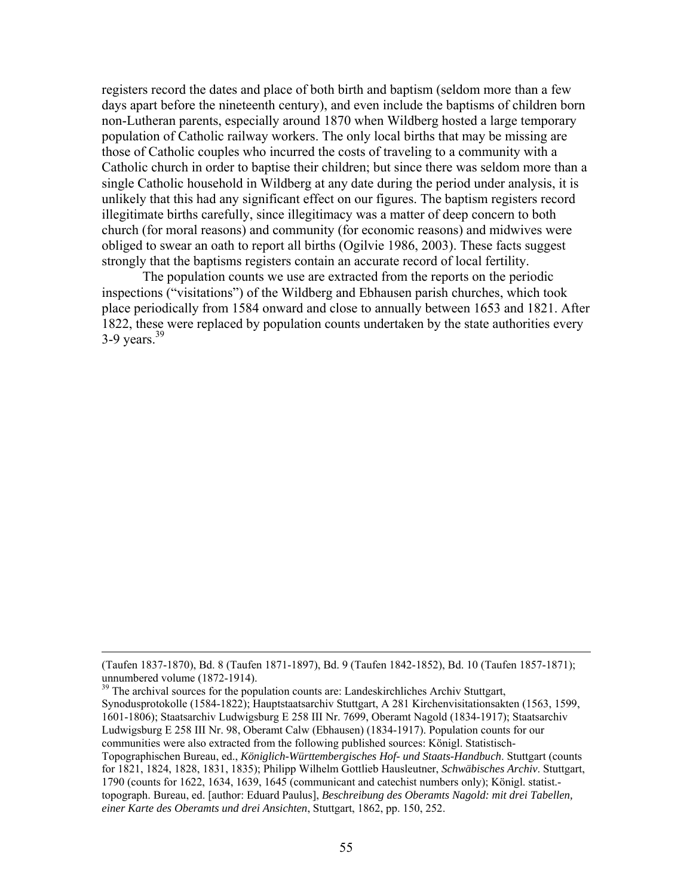registers record the dates and place of both birth and baptism (seldom more than a few days apart before the nineteenth century), and even include the baptisms of children born non-Lutheran parents, especially around 1870 when Wildberg hosted a large temporary population of Catholic railway workers. The only local births that may be missing are those of Catholic couples who incurred the costs of traveling to a community with a Catholic church in order to baptise their children; but since there was seldom more than a single Catholic household in Wildberg at any date during the period under analysis, it is unlikely that this had any significant effect on our figures. The baptism registers record illegitimate births carefully, since illegitimacy was a matter of deep concern to both church (for moral reasons) and community (for economic reasons) and midwives were obliged to swear an oath to report all births (Ogilvie 1986, 2003). These facts suggest strongly that the baptisms registers contain an accurate record of local fertility.

The population counts we use are extracted from the reports on the periodic inspections ("visitations") of the Wildberg and Ebhausen parish churches, which took place periodically from 1584 onward and close to annually between 1653 and 1821. After 1822, these were replaced by population counts undertaken by the state authorities every 3-9 years.[39]

---

(Taufen 1837-1870), Bd. 8 (Taufen 1871-1897), Bd. 9 (Taufen 1842-1852), Bd. 10 (Taufen 1857-1871); unnumbered volume (1872-1914).

[39] The archival sources for the population counts are: Landeskirchliches Archiv Stuttgart, Synodusprotokolle (1584-1822); Hauptstaatsarchiv Stuttgart, A 281 Kirchenvisitationsakten (1563, 1599, 1601-1806); Staatsarchiv Ludwigsburg E 258 III Nr. 7699, Oberamt Nagold (1834-1917); Staatsarchiv Ludwigsburg E 258 III Nr. 98, Oberamt Calw (Ebhausen) (1834-1917). Population counts for our communities were also extracted from the following published sources: Königl. Statistisch-Topographischen Bureau, ed., *Königlich-Württembergisches Hof- und Staats-Handbuch*. Stuttgart (counts for 1821, 1824, 1828, 1831, 1835); Philipp Wilhelm Gottlieb Hausleutner, *Schwäbisches Archiv*. Stuttgart, 1790 (counts for 1622, 1634, 1639, 1645 (communicant and catechist numbers only); Königl. statist.-topograph. Bureau, ed. [author: Eduard Paulus], *Beschreibung des Oberamts Nagold: mit drei Tabellen, einer Karte des Oberamts und drei Ansichten*, Stuttgart, 1862, pp. 150, 252.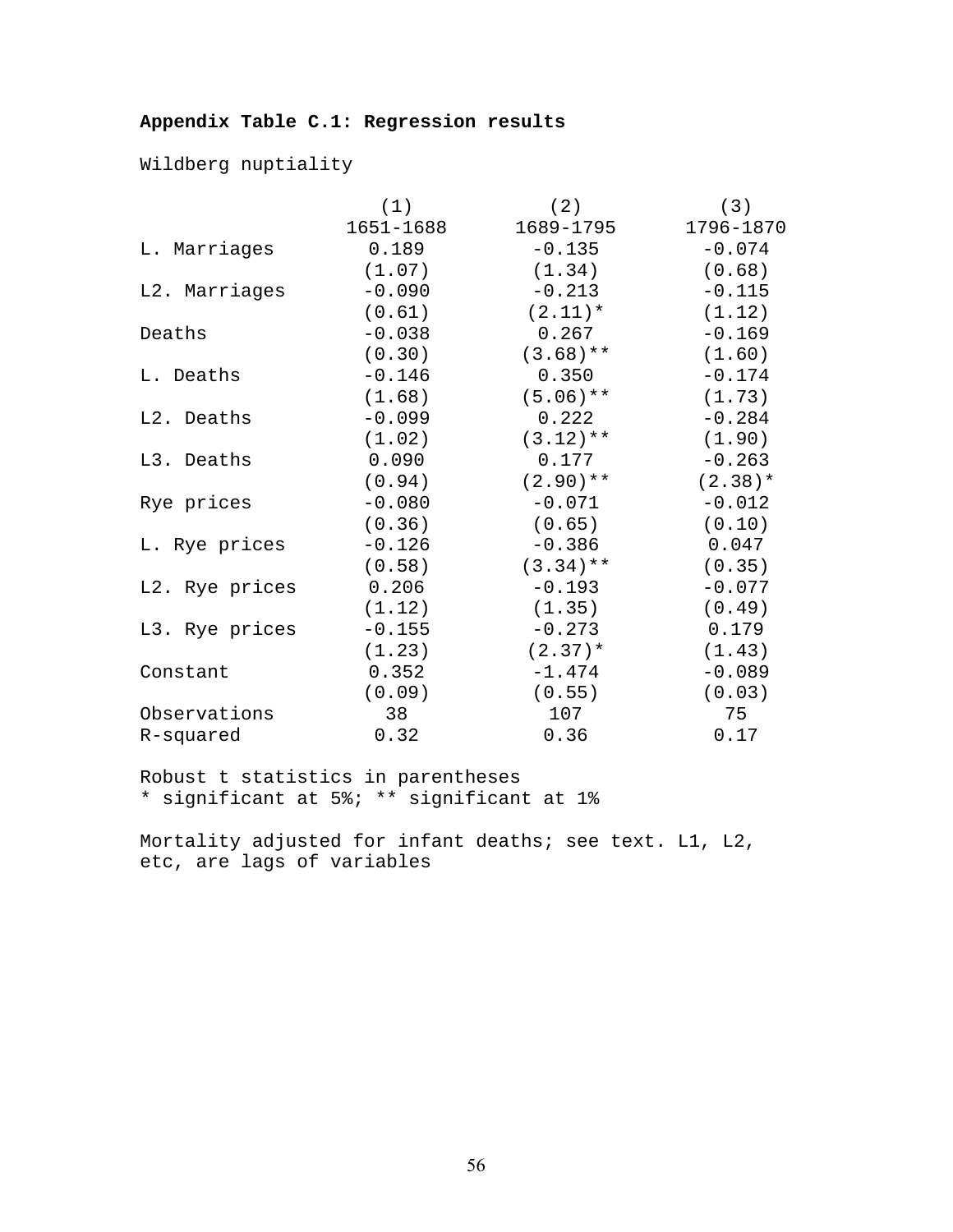**Appendix Table C.1: Regression results**

Wildberg nuptiality

| | (1) | (2) | (3) |
|---|---|---|---|
| | 1651-1688 | 1689-1795 | 1796-1870 |
| L. Marriages | 0.189 | -0.135 | -0.074 |
| | (1.07) | (1.34) | (0.68) |
| L2. Marriages | -0.090 | -0.213 | -0.115 |
| | (0.61) | (2.11)* | (1.12) |
| Deaths | -0.038 | 0.267 | -0.169 |
| | (0.30) | (3.68)** | (1.60) |
| L. Deaths | -0.146 | 0.350 | -0.174 |
| | (1.68) | (5.06)** | (1.73) |
| L2. Deaths | -0.099 | 0.222 | -0.284 |
| | (1.02) | (3.12)** | (1.90) |
| L3. Deaths | 0.090 | 0.177 | -0.263 |
| | (0.94) | (2.90)** | (2.38)* |
| Rye prices | -0.080 | -0.071 | -0.012 |
| | (0.36) | (0.65) | (0.10) |
| L. Rye prices | -0.126 | -0.386 | 0.047 |
| | (0.58) | (3.34)** | (0.35) |
| L2. Rye prices | 0.206 | -0.193 | -0.077 |
| | (1.12) | (1.35) | (0.49) |
| L3. Rye prices | -0.155 | -0.273 | 0.179 |
| | (1.23) | (2.37)* | (1.43) |
| Constant | 0.352 | -1.474 | -0.089 |
| | (0.09) | (0.55) | (0.03) |
| Observations | 38 | 107 | 75 |
| R-squared | 0.32 | 0.36 | 0.17 |

Robust t statistics in parentheses
* significant at 5%; ** significant at 1%

Mortality adjusted for infant deaths; see text. L1, L2, etc, are lags of variables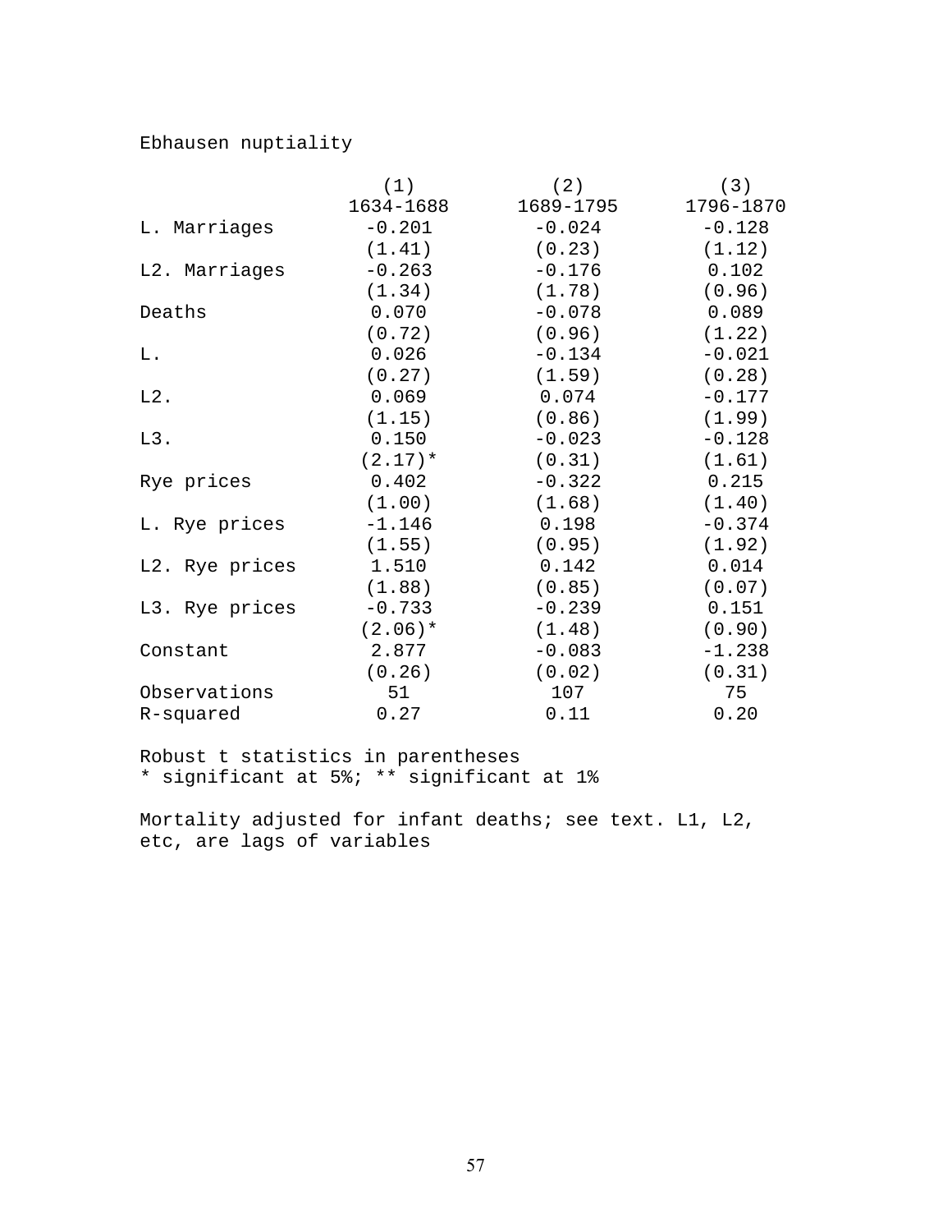Ebhausen nuptiality

| | (1) | (2) | (3) |
|---|---|---|---|
| | 1634-1688 | 1689-1795 | 1796-1870 |
| L. Marriages | -0.201 | -0.024 | -0.128 |
| | (1.41) | (0.23) | (1.12) |
| L2. Marriages | -0.263 | -0.176 | 0.102 |
| | (1.34) | (1.78) | (0.96) |
| Deaths | 0.070 | -0.078 | 0.089 |
| | (0.72) | (0.96) | (1.22) |
| L. | 0.026 | -0.134 | -0.021 |
| | (0.27) | (1.59) | (0.28) |
| L2. | 0.069 | 0.074 | -0.177 |
| | (1.15) | (0.86) | (1.99) |
| L3. | 0.150 | -0.023 | -0.128 |
| | (2.17)* | (0.31) | (1.61) |
| Rye prices | 0.402 | -0.322 | 0.215 |
| | (1.00) | (1.68) | (1.40) |
| L. Rye prices | -1.146 | 0.198 | -0.374 |
| | (1.55) | (0.95) | (1.92) |
| L2. Rye prices | 1.510 | 0.142 | 0.014 |
| | (1.88) | (0.85) | (0.07) |
| L3. Rye prices | -0.733 | -0.239 | 0.151 |
| | (2.06)* | (1.48) | (0.90) |
| Constant | 2.877 | -0.083 | -1.238 |
| | (0.26) | (0.02) | (0.31) |
| Observations | 51 | 107 | 75 |
| R-squared | 0.27 | 0.11 | 0.20 |

Robust t statistics in parentheses
* significant at 5%; ** significant at 1%

Mortality adjusted for infant deaths; see text. L1, L2, etc, are lags of variables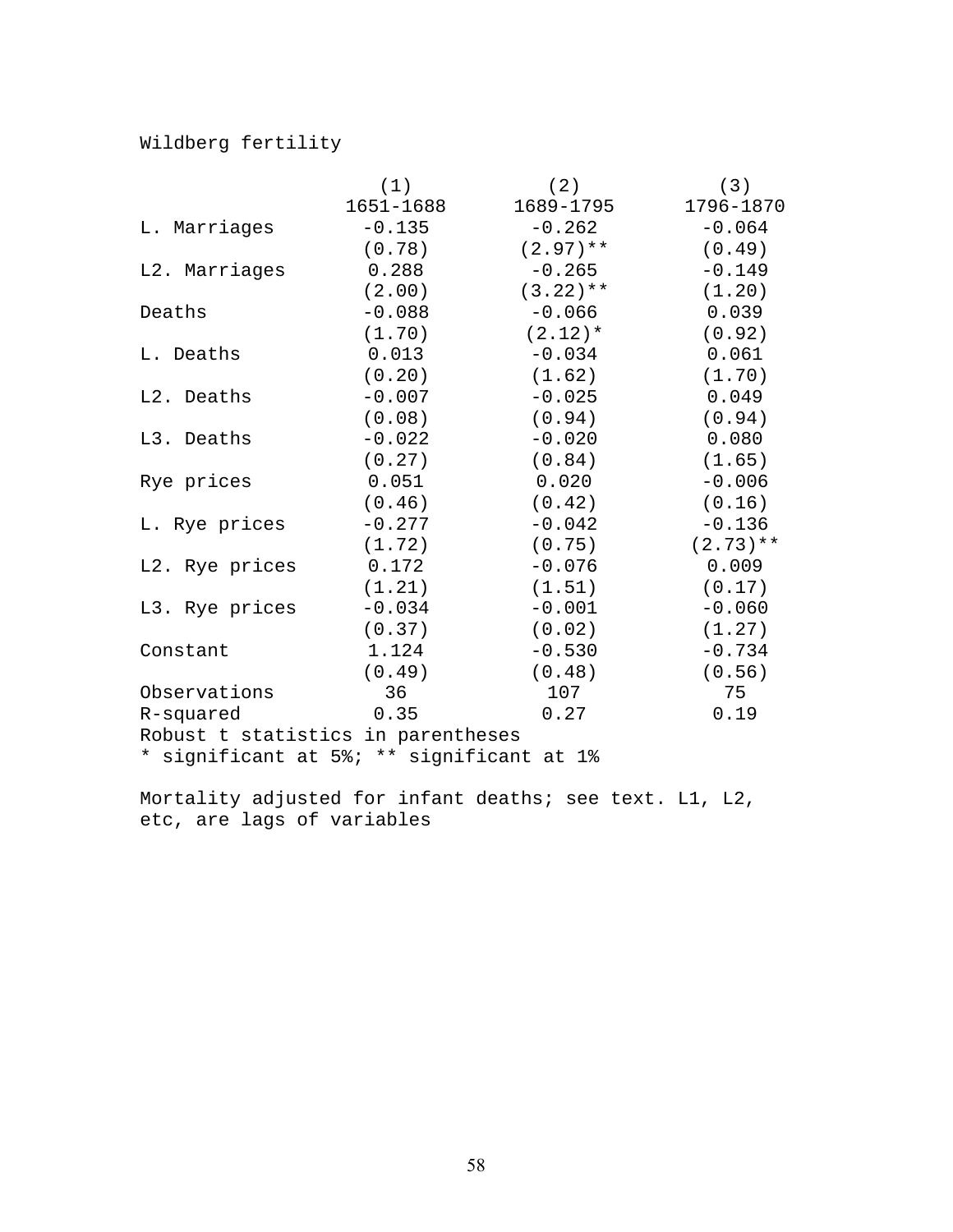Wildberg fertility

|  | (1) | (2) | (3) |
|---|---|---|---|
|  | 1651-1688 | 1689-1795 | 1796-1870 |
| L. Marriages | -0.135 | -0.262 | -0.064 |
|  | (0.78) | (2.97)** | (0.49) |
| L2. Marriages | 0.288 | -0.265 | -0.149 |
|  | (2.00) | (3.22)** | (1.20) |
| Deaths | -0.088 | -0.066 | 0.039 |
|  | (1.70) | (2.12)* | (0.92) |
| L. Deaths | 0.013 | -0.034 | 0.061 |
|  | (0.20) | (1.62) | (1.70) |
| L2. Deaths | -0.007 | -0.025 | 0.049 |
|  | (0.08) | (0.94) | (0.94) |
| L3. Deaths | -0.022 | -0.020 | 0.080 |
|  | (0.27) | (0.84) | (1.65) |
| Rye prices | 0.051 | 0.020 | -0.006 |
|  | (0.46) | (0.42) | (0.16) |
| L. Rye prices | -0.277 | -0.042 | -0.136 |
|  | (1.72) | (0.75) | (2.73)** |
| L2. Rye prices | 0.172 | -0.076 | 0.009 |
|  | (1.21) | (1.51) | (0.17) |
| L3. Rye prices | -0.034 | -0.001 | -0.060 |
|  | (0.37) | (0.02) | (1.27) |
| Constant | 1.124 | -0.530 | -0.734 |
|  | (0.49) | (0.48) | (0.56) |
| Observations | 36 | 107 | 75 |
| R-squared | 0.35 | 0.27 | 0.19 |

Robust t statistics in parentheses
* significant at 5%; ** significant at 1%

Mortality adjusted for infant deaths; see text. L1, L2, etc, are lags of variables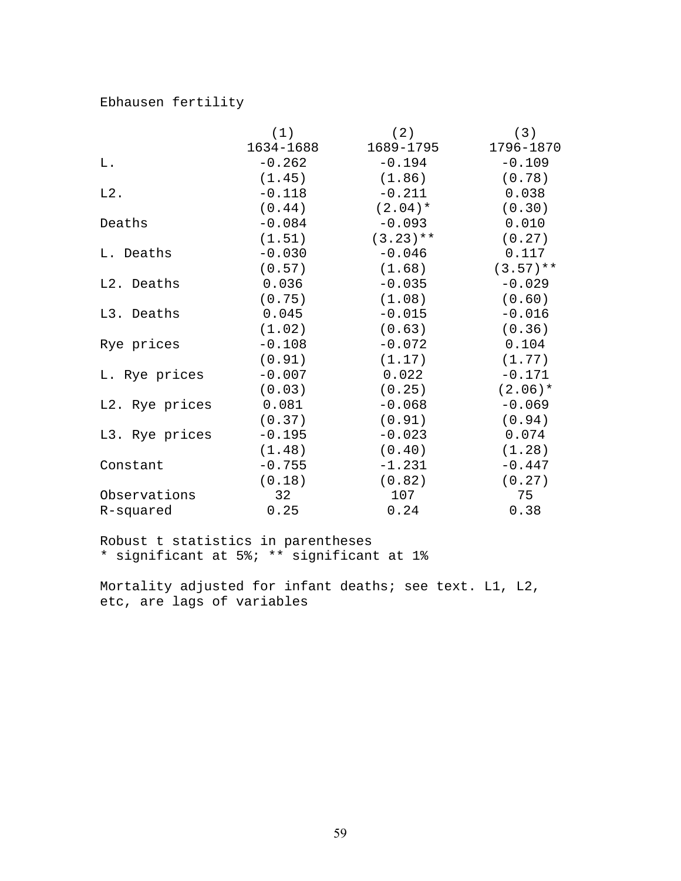Ebhausen fertility

| | (1) | (2) | (3) |
|---|---|---|---|
| | 1634-1688 | 1689-1795 | 1796-1870 |
| L. | -0.262 | -0.194 | -0.109 |
| | (1.45) | (1.86) | (0.78) |
| L2. | -0.118 | -0.211 | 0.038 |
| | (0.44) | (2.04)* | (0.30) |
| Deaths | -0.084 | -0.093 | 0.010 |
| | (1.51) | (3.23)** | (0.27) |
| L. Deaths | -0.030 | -0.046 | 0.117 |
| | (0.57) | (1.68) | (3.57)** |
| L2. Deaths | 0.036 | -0.035 | -0.029 |
| | (0.75) | (1.08) | (0.60) |
| L3. Deaths | 0.045 | -0.015 | -0.016 |
| | (1.02) | (0.63) | (0.36) |
| Rye prices | -0.108 | -0.072 | 0.104 |
| | (0.91) | (1.17) | (1.77) |
| L. Rye prices | -0.007 | 0.022 | -0.171 |
| | (0.03) | (0.25) | (2.06)* |
| L2. Rye prices | 0.081 | -0.068 | -0.069 |
| | (0.37) | (0.91) | (0.94) |
| L3. Rye prices | -0.195 | -0.023 | 0.074 |
| | (1.48) | (0.40) | (1.28) |
| Constant | -0.755 | -1.231 | -0.447 |
| | (0.18) | (0.82) | (0.27) |
| Observations | 32 | 107 | 75 |
| R-squared | 0.25 | 0.24 | 0.38 |

Robust t statistics in parentheses
* significant at 5%; ** significant at 1%

Mortality adjusted for infant deaths; see text. L1, L2, etc, are lags of variables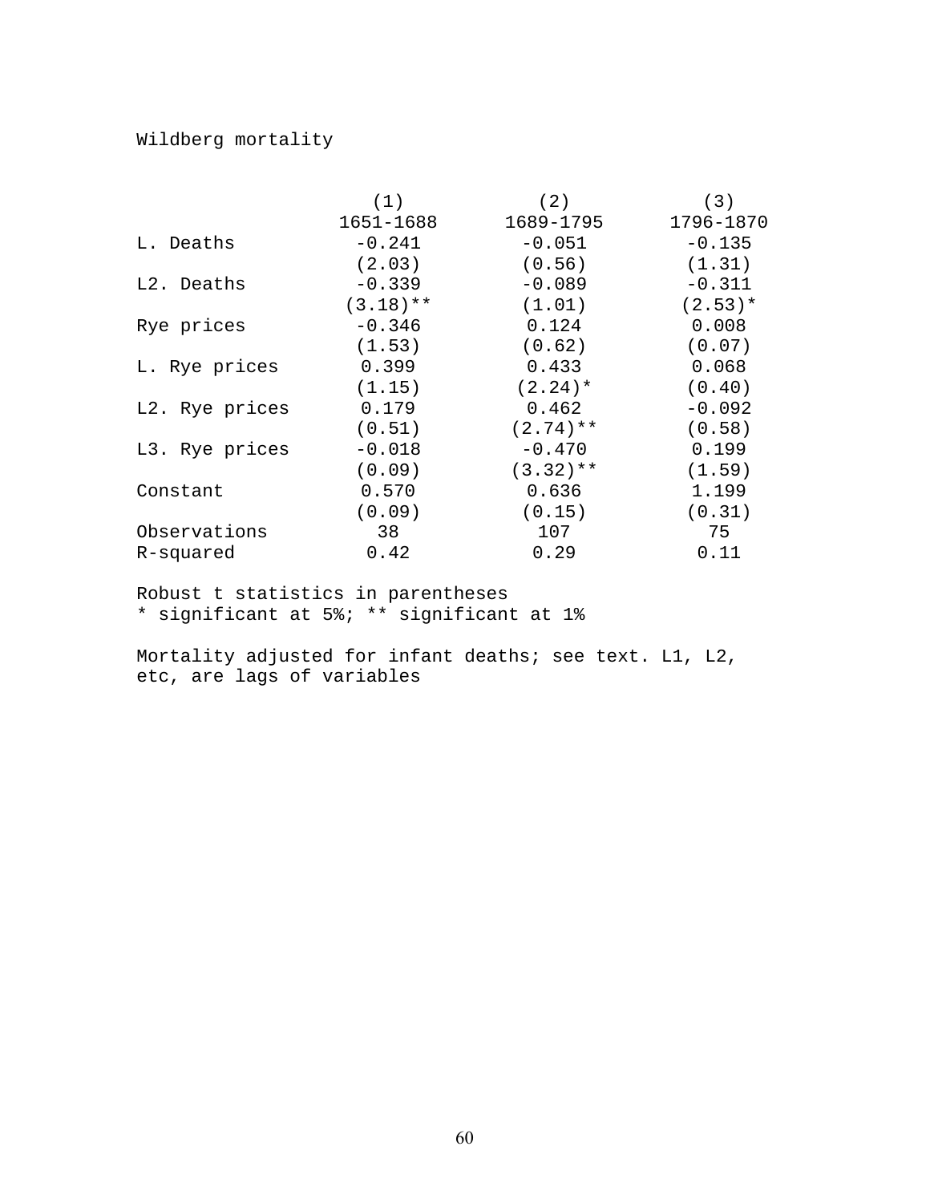Wildberg mortality

| | (1) | (2) | (3) |
|---|---|---|---|
| | 1651-1688 | 1689-1795 | 1796-1870 |
| L. Deaths | -0.241 | -0.051 | -0.135 |
| | (2.03) | (0.56) | (1.31) |
| L2. Deaths | -0.339 | -0.089 | -0.311 |
| | (3.18)** | (1.01) | (2.53)* |
| Rye prices | -0.346 | 0.124 | 0.008 |
| | (1.53) | (0.62) | (0.07) |
| L. Rye prices | 0.399 | 0.433 | 0.068 |
| | (1.15) | (2.24)* | (0.40) |
| L2. Rye prices | 0.179 | 0.462 | -0.092 |
| | (0.51) | (2.74)** | (0.58) |
| L3. Rye prices | -0.018 | -0.470 | 0.199 |
| | (0.09) | (3.32)** | (1.59) |
| Constant | 0.570 | 0.636 | 1.199 |
| | (0.09) | (0.15) | (0.31) |
| Observations | 38 | 107 | 75 |
| R-squared | 0.42 | 0.29 | 0.11 |

Robust t statistics in parentheses
* significant at 5%; ** significant at 1%

Mortality adjusted for infant deaths; see text. L1, L2, etc, are lags of variables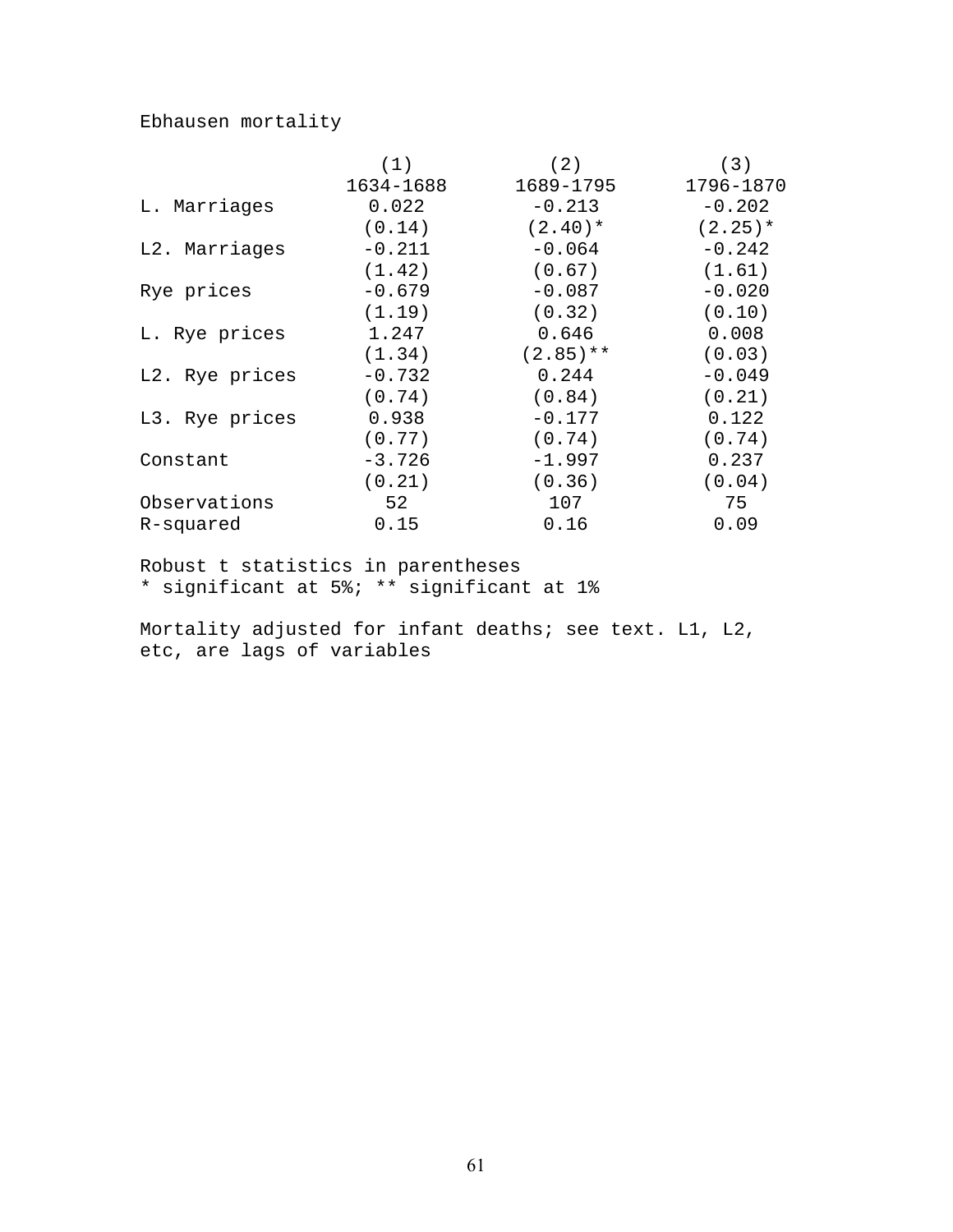Ebhausen mortality

| | (1) | (2) | (3) |
|---|---|---|---|
| | 1634-1688 | 1689-1795 | 1796-1870 |
| L. Marriages | 0.022 | -0.213 | -0.202 |
| | (0.14) | (2.40)* | (2.25)* |
| L2. Marriages | -0.211 | -0.064 | -0.242 |
| | (1.42) | (0.67) | (1.61) |
| Rye prices | -0.679 | -0.087 | -0.020 |
| | (1.19) | (0.32) | (0.10) |
| L. Rye prices | 1.247 | 0.646 | 0.008 |
| | (1.34) | (2.85)** | (0.03) |
| L2. Rye prices | -0.732 | 0.244 | -0.049 |
| | (0.74) | (0.84) | (0.21) |
| L3. Rye prices | 0.938 | -0.177 | 0.122 |
| | (0.77) | (0.74) | (0.74) |
| Constant | -3.726 | -1.997 | 0.237 |
| | (0.21) | (0.36) | (0.04) |
| Observations | 52 | 107 | 75 |
| R-squared | 0.15 | 0.16 | 0.09 |

Robust t statistics in parentheses
* significant at 5%; ** significant at 1%

Mortality adjusted for infant deaths; see text. L1, L2, etc, are lags of variables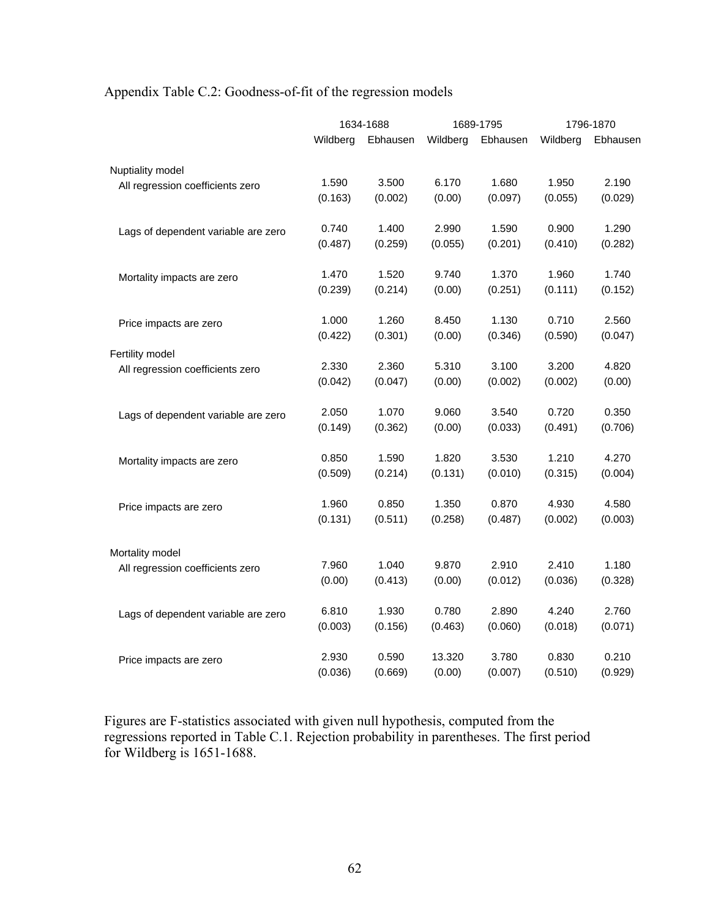Appendix Table C.2: Goodness-of-fit of the regression models

| | 1634-1688 | | 1689-1795 | | 1796-1870 | |
|---|---|---|---|---|---|---|
| | Wildberg | Ebhausen | Wildberg | Ebhausen | Wildberg | Ebhausen |
| Nuptiality model | | | | | | |
| All regression coefficients zero | 1.590 | 3.500 | 6.170 | 1.680 | 1.950 | 2.190 |
| | (0.163) | (0.002) | (0.00) | (0.097) | (0.055) | (0.029) |
| Lags of dependent variable are zero | 0.740 | 1.400 | 2.990 | 1.590 | 0.900 | 1.290 |
| | (0.487) | (0.259) | (0.055) | (0.201) | (0.410) | (0.282) |
| Mortality impacts are zero | 1.470 | 1.520 | 9.740 | 1.370 | 1.960 | 1.740 |
| | (0.239) | (0.214) | (0.00) | (0.251) | (0.111) | (0.152) |
| Price impacts are zero | 1.000 | 1.260 | 8.450 | 1.130 | 0.710 | 2.560 |
| | (0.422) | (0.301) | (0.00) | (0.346) | (0.590) | (0.047) |
| Fertility model | | | | | | |
| All regression coefficients zero | 2.330 | 2.360 | 5.310 | 3.100 | 3.200 | 4.820 |
| | (0.042) | (0.047) | (0.00) | (0.002) | (0.002) | (0.00) |
| Lags of dependent variable are zero | 2.050 | 1.070 | 9.060 | 3.540 | 0.720 | 0.350 |
| | (0.149) | (0.362) | (0.00) | (0.033) | (0.491) | (0.706) |
| Mortality impacts are zero | 0.850 | 1.590 | 1.820 | 3.530 | 1.210 | 4.270 |
| | (0.509) | (0.214) | (0.131) | (0.010) | (0.315) | (0.004) |
| Price impacts are zero | 1.960 | 0.850 | 1.350 | 0.870 | 4.930 | 4.580 |
| | (0.131) | (0.511) | (0.258) | (0.487) | (0.002) | (0.003) |
| Mortality model | | | | | | |
| All regression coefficients zero | 7.960 | 1.040 | 9.870 | 2.910 | 2.410 | 1.180 |
| | (0.00) | (0.413) | (0.00) | (0.012) | (0.036) | (0.328) |
| Lags of dependent variable are zero | 6.810 | 1.930 | 0.780 | 2.890 | 4.240 | 2.760 |
| | (0.003) | (0.156) | (0.463) | (0.060) | (0.018) | (0.071) |
| Price impacts are zero | 2.930 | 0.590 | 13.320 | 3.780 | 0.830 | 0.210 |
| | (0.036) | (0.669) | (0.00) | (0.007) | (0.510) | (0.929) |

Figures are F-statistics associated with given null hypothesis, computed from the regressions reported in Table C.1. Rejection probability in parentheses. The first period for Wildberg is 1651-1688.